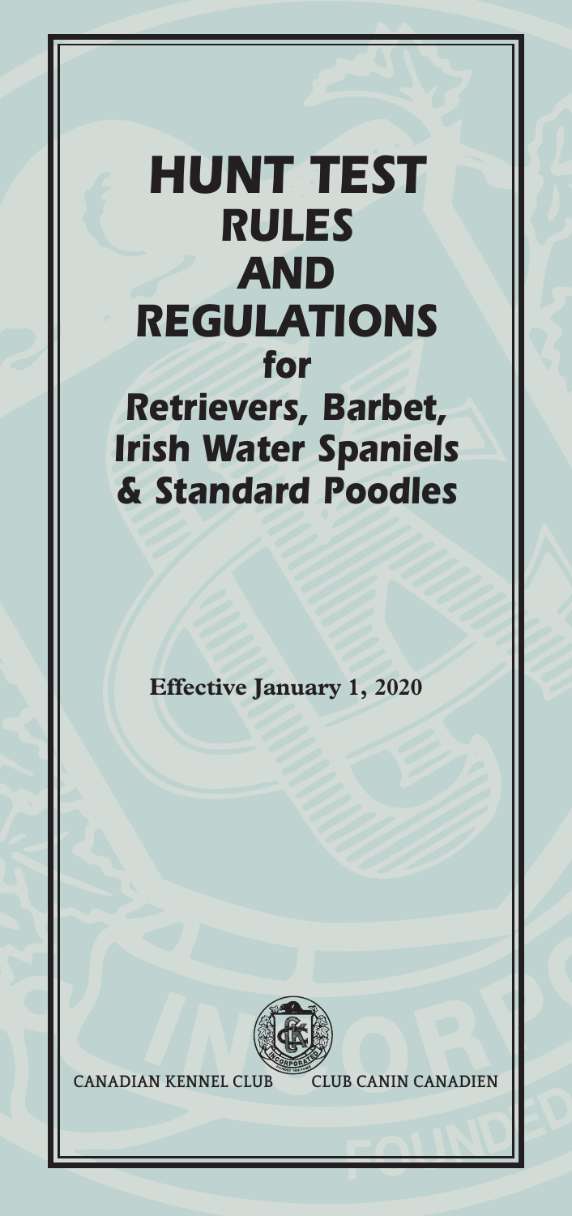# HUNT TEST RULES AND REGULATIONS

## for

## Retrievers, Barbet, Irish Water Spaniels & Standard Poodles

**Effective January 1, 2020**

CANADIAN KENNEL CLUB CLUB CANIN CANADIEN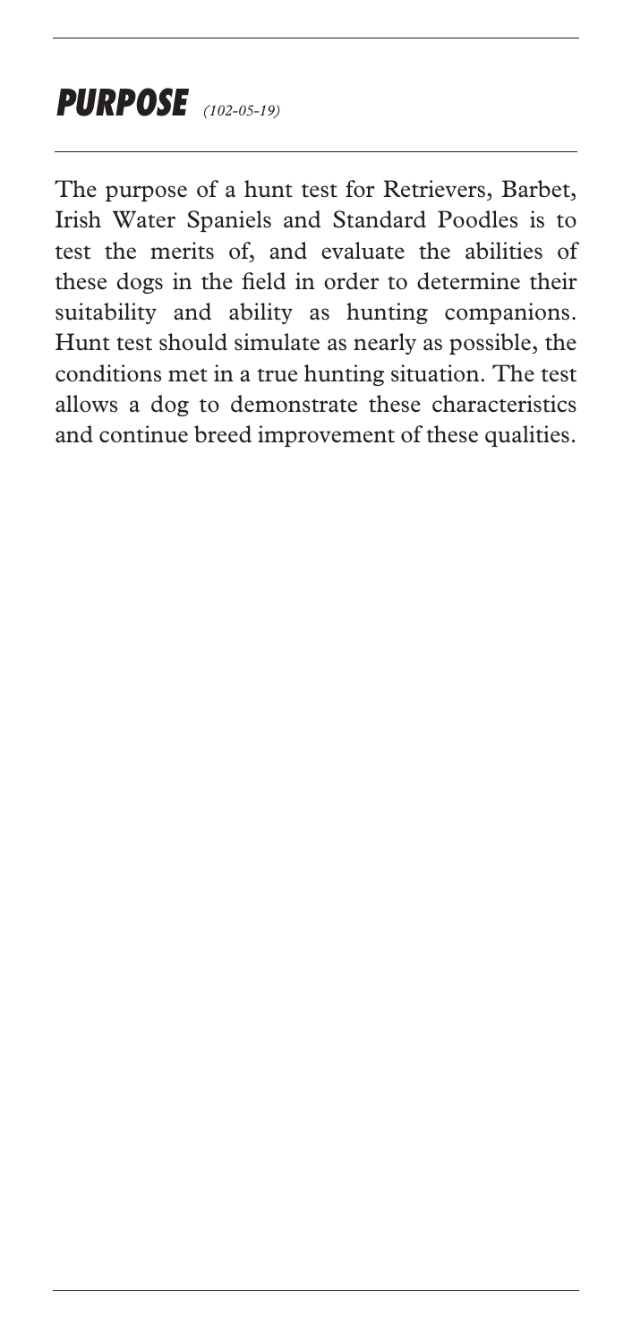## PURPOSE *(102-05-19)*

The purpose of a hunt test for Retrievers, Barbet, Irish Water Spaniels and Standard Poodles is to test the merits of, and evaluate the abilities of these dogs in the field in order to determine their suitability and ability as hunting companions. Hunt test should simulate as nearly as possible, the conditions met in a true hunting situation. The test allows a dog to demonstrate these characteristics and continue breed improvement of these qualities.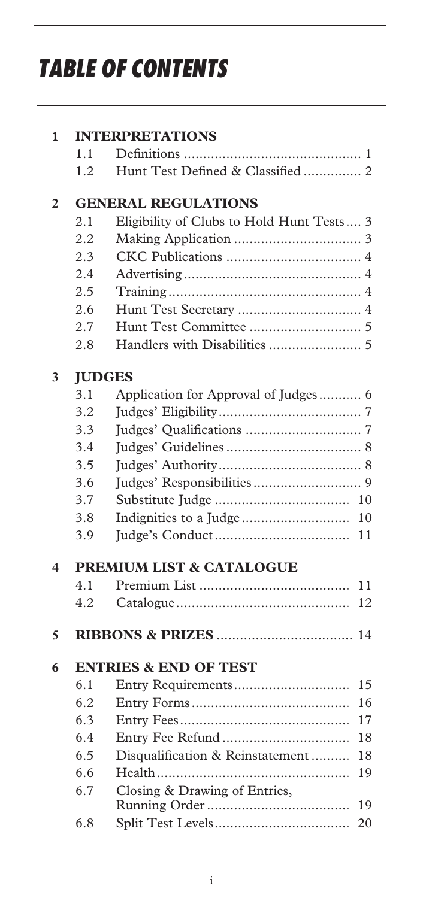# TABLE OF CONTENTS

| | | | |
|---|---|---|---|
| **1** | **INTERPRETATIONS** | | |
| | 1.1 | Definitions | 1 |
| | 1.2 | Hunt Test Defined & Classified | 2 |
| **2** | **GENERAL REGULATIONS** | | |
| | 2.1 | Eligibility of Clubs to Hold Hunt Tests | 3 |
| | 2.2 | Making Application | 3 |
| | 2.3 | CKC Publications | 4 |
| | 2.4 | Advertising | 4 |
| | 2.5 | Training | 4 |
| | 2.6 | Hunt Test Secretary | 4 |
| | 2.7 | Hunt Test Committee | 5 |
| | 2.8 | Handlers with Disabilities | 5 |
| **3** | **JUDGES** | | |
| | 3.1 | Application for Approval of Judges | 6 |
| | 3.2 | Judges' Eligibility | 7 |
| | 3.3 | Judges' Qualifications | 7 |
| | 3.4 | Judges' Guidelines | 8 |
| | 3.5 | Judges' Authority | 8 |
| | 3.6 | Judges' Responsibilities | 9 |
| | 3.7 | Substitute Judge | 10 |
| | 3.8 | Indignities to a Judge | 10 |
| | 3.9 | Judge's Conduct | 11 |
| **4** | **PREMIUM LIST & CATALOGUE** | | |
| | 4.1 | Premium List | 11 |
| | 4.2 | Catalogue | 12 |
| **5** | **RIBBONS & PRIZES** | | 14 |
| **6** | **ENTRIES & END OF TEST** | | |
| | 6.1 | Entry Requirements | 15 |
| | 6.2 | Entry Forms | 16 |
| | 6.3 | Entry Fees | 17 |
| | 6.4 | Entry Fee Refund | 18 |
| | 6.5 | Disqualification & Reinstatement | 18 |
| | 6.6 | Health | 19 |
| | 6.7 | Closing & Drawing of Entries, Running Order | 19 |
| | 6.8 | Split Test Levels | 20 |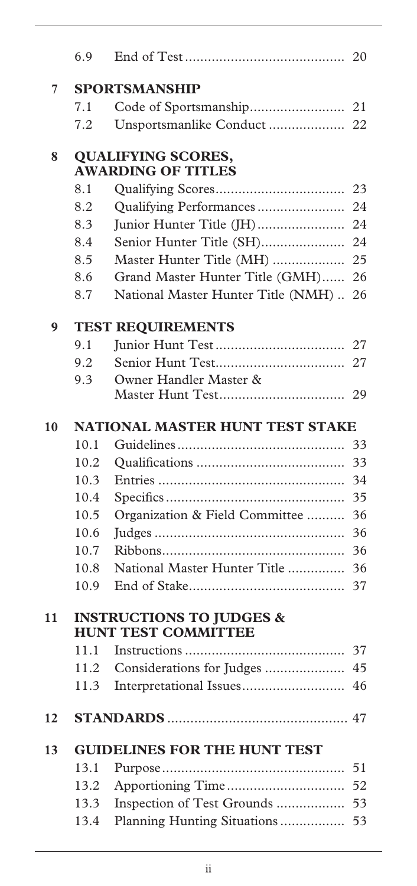| | | |
|---|---|---|
| 6.9 | End of Test | 20 |

**7 SPORTSMANSHIP**

| | | |
|---|---|---|
| 7.1 | Code of Sportsmanship | 21 |
| 7.2 | Unsportsmanlike Conduct | 22 |

**8 QUALIFYING SCORES, AWARDING OF TITLES**

| | | |
|---|---|---|
| 8.1 | Qualifying Scores | 23 |
| 8.2 | Qualifying Performances | 24 |
| 8.3 | Junior Hunter Title (JH) | 24 |
| 8.4 | Senior Hunter Title (SH) | 24 |
| 8.5 | Master Hunter Title (MH) | 25 |
| 8.6 | Grand Master Hunter Title (GMH) | 26 |
| 8.7 | National Master Hunter Title (NMH) | 26 |

**9 TEST REQUIREMENTS**

| | | |
|---|---|---|
| 9.1 | Junior Hunt Test | 27 |
| 9.2 | Senior Hunt Test | 27 |
| 9.3 | Owner Handler Master & Master Hunt Test | 29 |

**10 NATIONAL MASTER HUNT TEST STAKE**

| | | |
|---|---|---|
| 10.1 | Guidelines | 33 |
| 10.2 | Qualifications | 33 |
| 10.3 | Entries | 34 |
| 10.4 | Specifics | 35 |
| 10.5 | Organization & Field Committee | 36 |
| 10.6 | Judges | 36 |
| 10.7 | Ribbons | 36 |
| 10.8 | National Master Hunter Title | 36 |
| 10.9 | End of Stake | 37 |

**11 INSTRUCTIONS TO JUDGES & HUNT TEST COMMITTEE**

| | | |
|---|---|---|
| 11.1 | Instructions | 37 |
| 11.2 | Considerations for Judges | 45 |
| 11.3 | Interpretational Issues | 46 |

**12 STANDARDS** ... 47

**13 GUIDELINES FOR THE HUNT TEST**

| | | |
|---|---|---|
| 13.1 | Purpose | 51 |
| 13.2 | Apportioning Time | 52 |
| 13.3 | Inspection of Test Grounds | 53 |
| 13.4 | Planning Hunting Situations | 53 |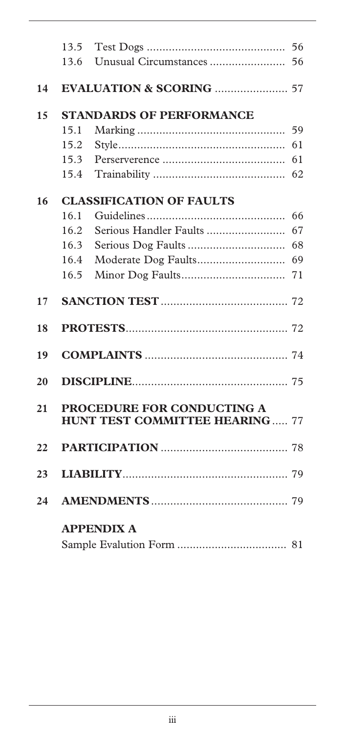| | | | |
|---|---|---|---|
| | 13.5 | Test Dogs | 56 |
| | 13.6 | Unusual Circumstances | 56 |
| **14** | **EVALUATION & SCORING** | | 57 |
| **15** | **STANDARDS OF PERFORMANCE** | | |
| | 15.1 | Marking | 59 |
| | 15.2 | Style | 61 |
| | 15.3 | Perserverence | 61 |
| | 15.4 | Trainability | 62 |
| **16** | **CLASSIFICATION OF FAULTS** | | |
| | 16.1 | Guidelines | 66 |
| | 16.2 | Serious Handler Faults | 67 |
| | 16.3 | Serious Dog Faults | 68 |
| | 16.4 | Moderate Dog Faults | 69 |
| | 16.5 | Minor Dog Faults | 71 |
| **17** | **SANCTION TEST** | | 72 |
| **18** | **PROTESTS** | | 72 |
| **19** | **COMPLAINTS** | | 74 |
| **20** | **DISCIPLINE** | | 75 |
| **21** | **PROCEDURE FOR CONDUCTING A HUNT TEST COMMITTEE HEARING** | | 77 |
| **22** | **PARTICIPATION** | | 78 |
| **23** | **LIABILITY** | | 79 |
| **24** | **AMENDMENTS** | | 79 |
| | **APPENDIX A** | | |
| | Sample Evalution Form | | 81 |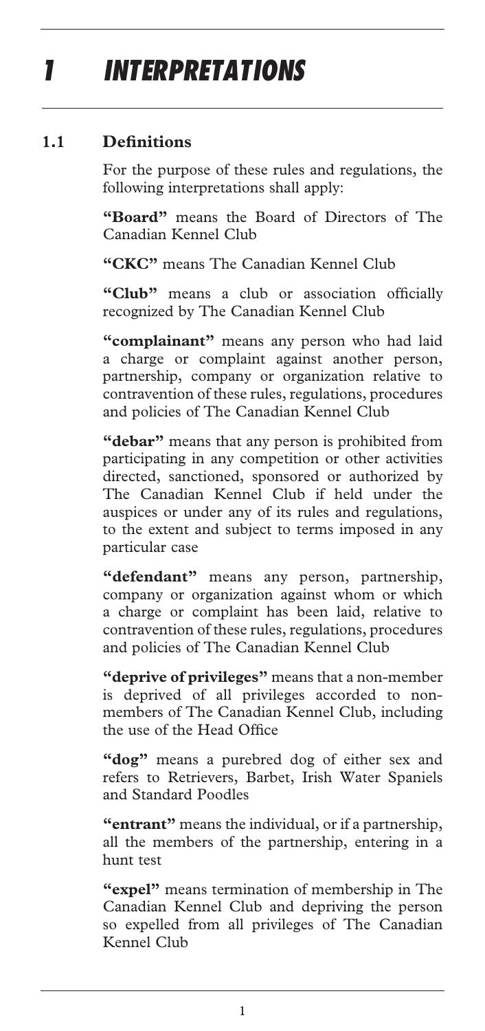# 1 INTERPRETATIONS

## 1.1 Definitions

For the purpose of these rules and regulations, the following interpretations shall apply:

**"Board"** means the Board of Directors of The Canadian Kennel Club

**"CKC"** means The Canadian Kennel Club

**"Club"** means a club or association officially recognized by The Canadian Kennel Club

**"complainant"** means any person who had laid a charge or complaint against another person, partnership, company or organization relative to contravention of these rules, regulations, procedures and policies of The Canadian Kennel Club

**"debar"** means that any person is prohibited from participating in any competition or other activities directed, sanctioned, sponsored or authorized by The Canadian Kennel Club if held under the auspices or under any of its rules and regulations, to the extent and subject to terms imposed in any particular case

**"defendant"** means any person, partnership, company or organization against whom or which a charge or complaint has been laid, relative to contravention of these rules, regulations, procedures and policies of The Canadian Kennel Club

**"deprive of privileges"** means that a non-member is deprived of all privileges accorded to non-members of The Canadian Kennel Club, including the use of the Head Office

**"dog"** means a purebred dog of either sex and refers to Retrievers, Barbet, Irish Water Spaniels and Standard Poodles

**"entrant"** means the individual, or if a partnership, all the members of the partnership, entering in a hunt test

**"expel"** means termination of membership in The Canadian Kennel Club and depriving the person so expelled from all privileges of The Canadian Kennel Club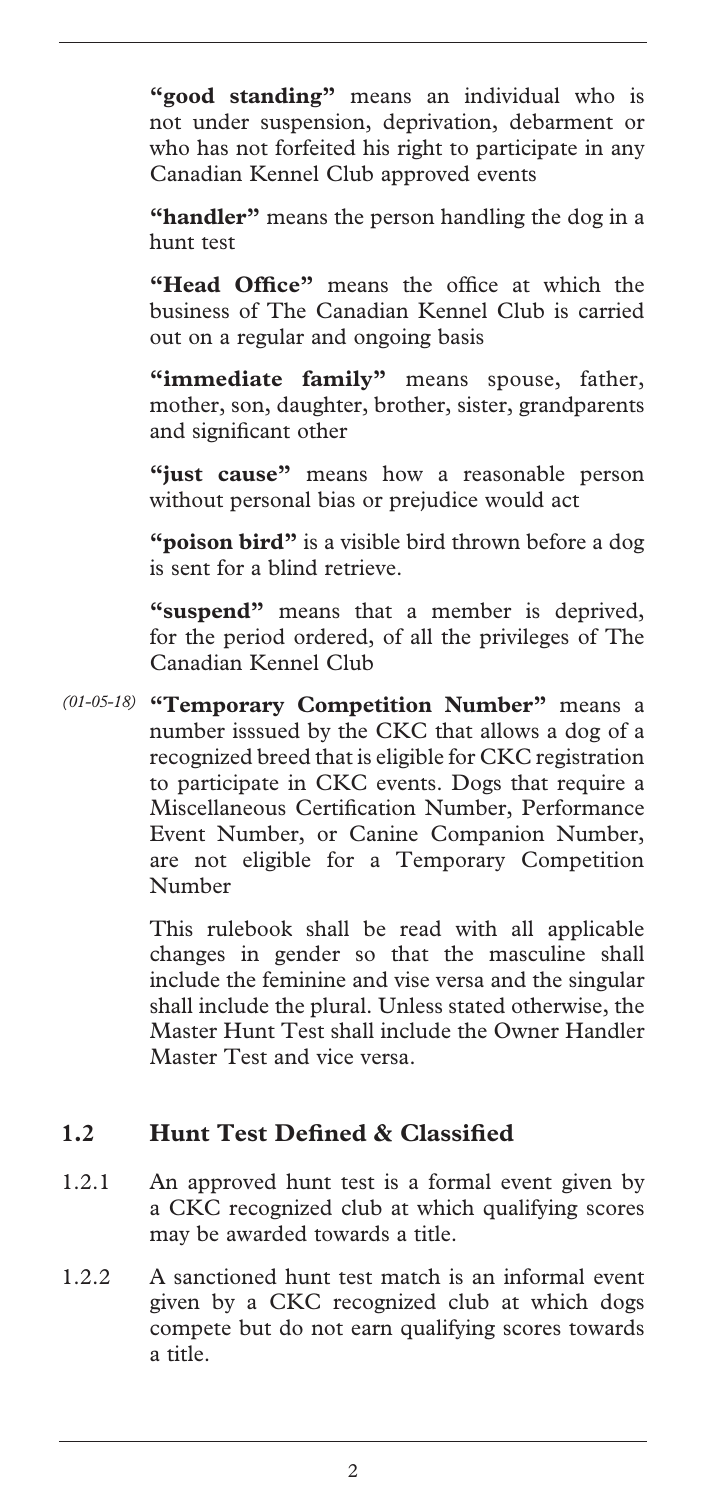**"good standing"** means an individual who is not under suspension, deprivation, debarment or who has not forfeited his right to participate in any Canadian Kennel Club approved events

**"handler"** means the person handling the dog in a hunt test

**"Head Office"** means the office at which the business of The Canadian Kennel Club is carried out on a regular and ongoing basis

**"immediate family"** means spouse, father, mother, son, daughter, brother, sister, grandparents and significant other

**"just cause"** means how a reasonable person without personal bias or prejudice would act

**"poison bird"** is a visible bird thrown before a dog is sent for a blind retrieve.

**"suspend"** means that a member is deprived, for the period ordered, of all the privileges of The Canadian Kennel Club

*(01-05-18)* **"Temporary Competition Number"** means a number isssued by the CKC that allows a dog of a recognized breed that is eligible for CKC registration to participate in CKC events. Dogs that require a Miscellaneous Certification Number, Performance Event Number, or Canine Companion Number, are not eligible for a Temporary Competition Number

This rulebook shall be read with all applicable changes in gender so that the masculine shall include the feminine and vise versa and the singular shall include the plural. Unless stated otherwise, the Master Hunt Test shall include the Owner Handler Master Test and vice versa.

## 1.2 Hunt Test Defined & Classified

1.2.1 An approved hunt test is a formal event given by a CKC recognized club at which qualifying scores may be awarded towards a title.

1.2.2 A sanctioned hunt test match is an informal event given by a CKC recognized club at which dogs compete but do not earn qualifying scores towards a title.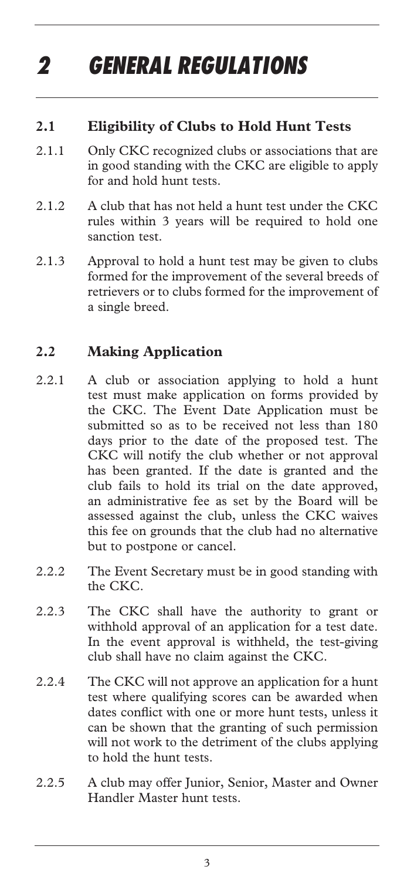# 2 GENERAL REGULATIONS

## 2.1 Eligibility of Clubs to Hold Hunt Tests

2.1.1 Only CKC recognized clubs or associations that are in good standing with the CKC are eligible to apply for and hold hunt tests.

2.1.2 A club that has not held a hunt test under the CKC rules within 3 years will be required to hold one sanction test.

2.1.3 Approval to hold a hunt test may be given to clubs formed for the improvement of the several breeds of retrievers or to clubs formed for the improvement of a single breed.

## 2.2 Making Application

2.2.1 A club or association applying to hold a hunt test must make application on forms provided by the CKC. The Event Date Application must be submitted so as to be received not less than 180 days prior to the date of the proposed test. The CKC will notify the club whether or not approval has been granted. If the date is granted and the club fails to hold its trial on the date approved, an administrative fee as set by the Board will be assessed against the club, unless the CKC waives this fee on grounds that the club had no alternative but to postpone or cancel.

2.2.2 The Event Secretary must be in good standing with the CKC.

2.2.3 The CKC shall have the authority to grant or withhold approval of an application for a test date. In the event approval is withheld, the test-giving club shall have no claim against the CKC.

2.2.4 The CKC will not approve an application for a hunt test where qualifying scores can be awarded when dates conflict with one or more hunt tests, unless it can be shown that the granting of such permission will not work to the detriment of the clubs applying to hold the hunt tests.

2.2.5 A club may offer Junior, Senior, Master and Owner Handler Master hunt tests.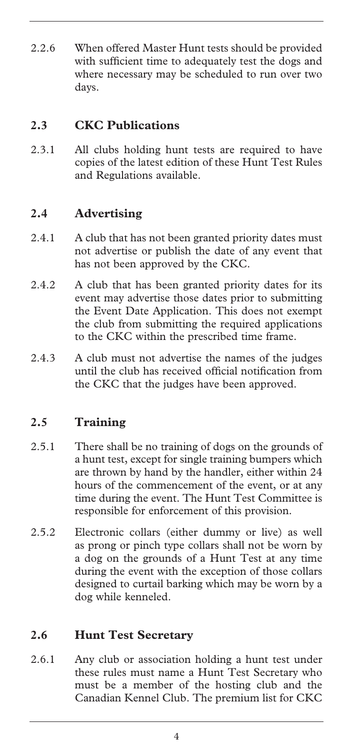2.2.6 When offered Master Hunt tests should be provided with sufficient time to adequately test the dogs and where necessary may be scheduled to run over two days.

## 2.3 CKC Publications

2.3.1 All clubs holding hunt tests are required to have copies of the latest edition of these Hunt Test Rules and Regulations available.

## 2.4 Advertising

2.4.1 A club that has not been granted priority dates must not advertise or publish the date of any event that has not been approved by the CKC.

2.4.2 A club that has been granted priority dates for its event may advertise those dates prior to submitting the Event Date Application. This does not exempt the club from submitting the required applications to the CKC within the prescribed time frame.

2.4.3 A club must not advertise the names of the judges until the club has received official notification from the CKC that the judges have been approved.

## 2.5 Training

2.5.1 There shall be no training of dogs on the grounds of a hunt test, except for single training bumpers which are thrown by hand by the handler, either within 24 hours of the commencement of the event, or at any time during the event. The Hunt Test Committee is responsible for enforcement of this provision.

2.5.2 Electronic collars (either dummy or live) as well as prong or pinch type collars shall not be worn by a dog on the grounds of a Hunt Test at any time during the event with the exception of those collars designed to curtail barking which may be worn by a dog while kenneled.

## 2.6 Hunt Test Secretary

2.6.1 Any club or association holding a hunt test under these rules must name a Hunt Test Secretary who must be a member of the hosting club and the Canadian Kennel Club. The premium list for CKC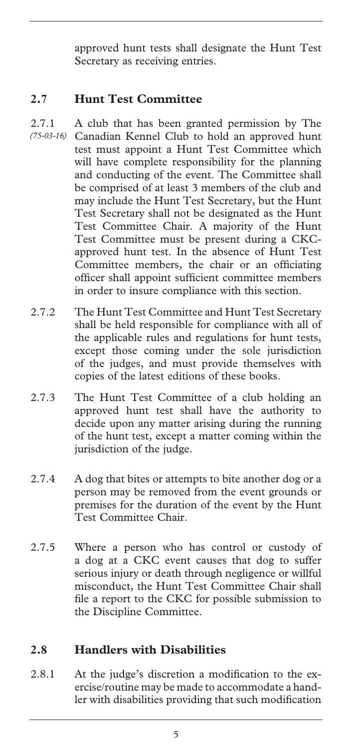approved hunt tests shall designate the Hunt Test Secretary as receiving entries.

## 2.7 Hunt Test Committee

2.7.1 *(75-03-16)* A club that has been granted permission by The Canadian Kennel Club to hold an approved hunt test must appoint a Hunt Test Committee which will have complete responsibility for the planning and conducting of the event. The Committee shall be comprised of at least 3 members of the club and may include the Hunt Test Secretary, but the Hunt Test Secretary shall not be designated as the Hunt Test Committee Chair. A majority of the Hunt Test Committee must be present during a CKC-approved hunt test. In the absence of Hunt Test Committee members, the chair or an officiating officer shall appoint sufficient committee members in order to insure compliance with this section.

2.7.2 The Hunt Test Committee and Hunt Test Secretary shall be held responsible for compliance with all of the applicable rules and regulations for hunt tests, except those coming under the sole jurisdiction of the judges, and must provide themselves with copies of the latest editions of these books.

2.7.3 The Hunt Test Committee of a club holding an approved hunt test shall have the authority to decide upon any matter arising during the running of the hunt test, except a matter coming within the jurisdiction of the judge.

2.7.4 A dog that bites or attempts to bite another dog or a person may be removed from the event grounds or premises for the duration of the event by the Hunt Test Committee Chair.

2.7.5 Where a person who has control or custody of a dog at a CKC event causes that dog to suffer serious injury or death through negligence or willful misconduct, the Hunt Test Committee Chair shall file a report to the CKC for possible submission to the Discipline Committee.

## 2.8 Handlers with Disabilities

2.8.1 At the judge's discretion a modification to the exercise/routine may be made to accommodate a handler with disabilities providing that such modification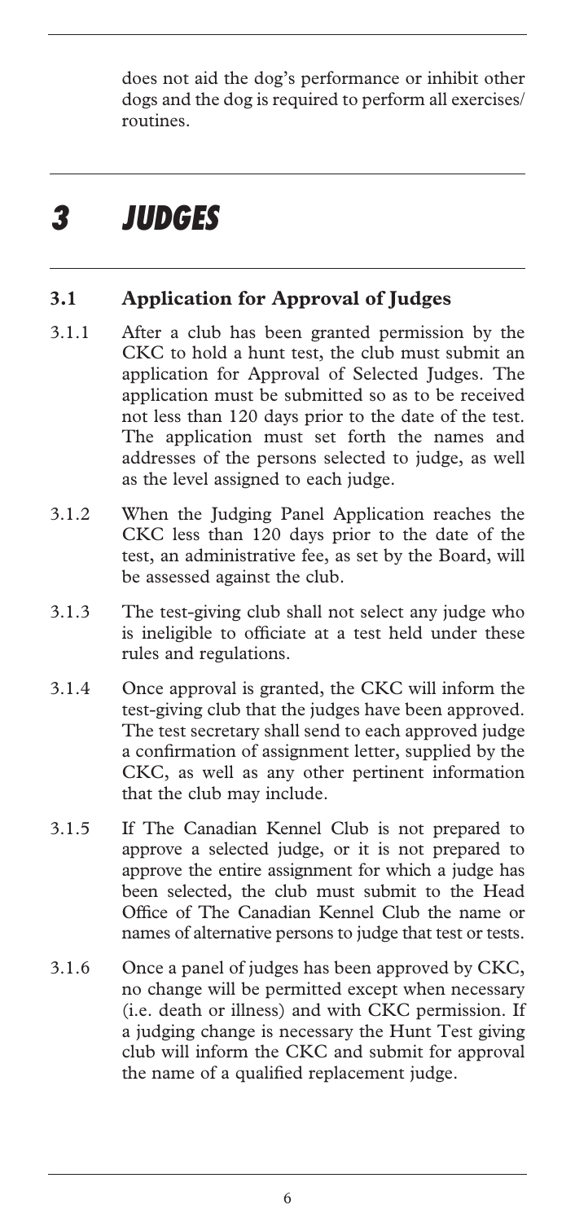does not aid the dog's performance or inhibit other dogs and the dog is required to perform all exercises/routines.

# *3 JUDGES*

## 3.1 Application for Approval of Judges

3.1.1 After a club has been granted permission by the CKC to hold a hunt test, the club must submit an application for Approval of Selected Judges. The application must be submitted so as to be received not less than 120 days prior to the date of the test. The application must set forth the names and addresses of the persons selected to judge, as well as the level assigned to each judge.

3.1.2 When the Judging Panel Application reaches the CKC less than 120 days prior to the date of the test, an administrative fee, as set by the Board, will be assessed against the club.

3.1.3 The test-giving club shall not select any judge who is ineligible to officiate at a test held under these rules and regulations.

3.1.4 Once approval is granted, the CKC will inform the test-giving club that the judges have been approved. The test secretary shall send to each approved judge a confirmation of assignment letter, supplied by the CKC, as well as any other pertinent information that the club may include.

3.1.5 If The Canadian Kennel Club is not prepared to approve a selected judge, or it is not prepared to approve the entire assignment for which a judge has been selected, the club must submit to the Head Office of The Canadian Kennel Club the name or names of alternative persons to judge that test or tests.

3.1.6 Once a panel of judges has been approved by CKC, no change will be permitted except when necessary (i.e. death or illness) and with CKC permission. If a judging change is necessary the Hunt Test giving club will inform the CKC and submit for approval the name of a qualified replacement judge.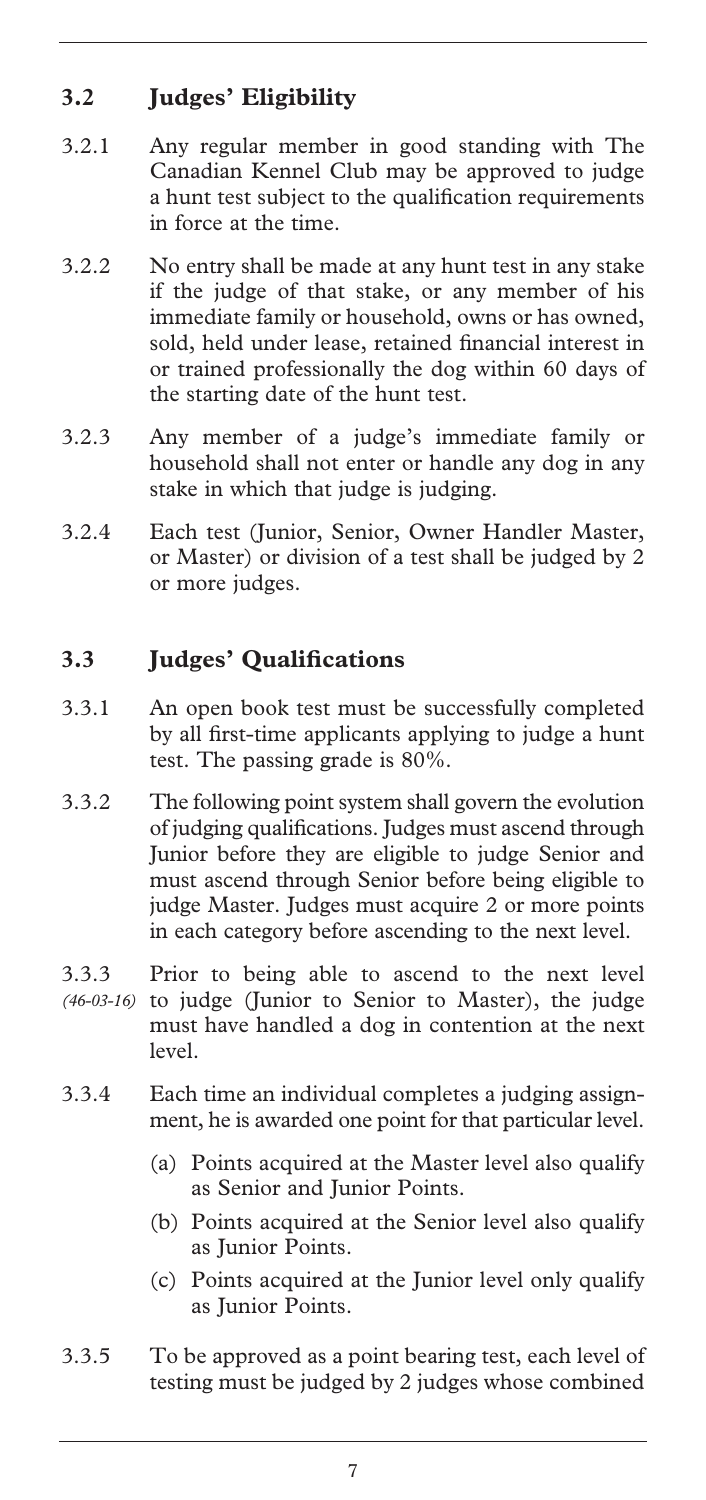## 3.2 Judges' Eligibility

3.2.1 Any regular member in good standing with The Canadian Kennel Club may be approved to judge a hunt test subject to the qualification requirements in force at the time.

3.2.2 No entry shall be made at any hunt test in any stake if the judge of that stake, or any member of his immediate family or household, owns or has owned, sold, held under lease, retained financial interest in or trained professionally the dog within 60 days of the starting date of the hunt test.

3.2.3 Any member of a judge's immediate family or household shall not enter or handle any dog in any stake in which that judge is judging.

3.2.4 Each test (Junior, Senior, Owner Handler Master, or Master) or division of a test shall be judged by 2 or more judges.

## 3.3 Judges' Qualifications

3.3.1 An open book test must be successfully completed by all first-time applicants applying to judge a hunt test. The passing grade is 80%.

3.3.2 The following point system shall govern the evolution of judging qualifications. Judges must ascend through Junior before they are eligible to judge Senior and must ascend through Senior before being eligible to judge Master. Judges must acquire 2 or more points in each category before ascending to the next level.

3.3.3 *(46-03-16)* Prior to being able to ascend to the next level to judge (Junior to Senior to Master), the judge must have handled a dog in contention at the next level.

3.3.4 Each time an individual completes a judging assignment, he is awarded one point for that particular level.

- (a) Points acquired at the Master level also qualify as Senior and Junior Points.
- (b) Points acquired at the Senior level also qualify as Junior Points.
- (c) Points acquired at the Junior level only qualify as Junior Points.

3.3.5 To be approved as a point bearing test, each level of testing must be judged by 2 judges whose combined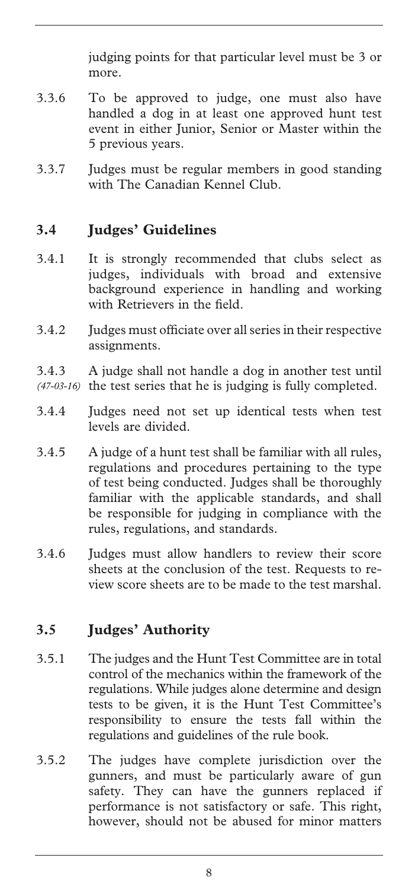judging points for that particular level must be 3 or more.

3.3.6 To be approved to judge, one must also have handled a dog in at least one approved hunt test event in either Junior, Senior or Master within the 5 previous years.

3.3.7 Judges must be regular members in good standing with The Canadian Kennel Club.

## 3.4 Judges' Guidelines

3.4.1 It is strongly recommended that clubs select as judges, individuals with broad and extensive background experience in handling and working with Retrievers in the field.

3.4.2 Judges must officiate over all series in their respective assignments.

3.4.3 *(47-03-16)* A judge shall not handle a dog in another test until the test series that he is judging is fully completed.

3.4.4 Judges need not set up identical tests when test levels are divided.

3.4.5 A judge of a hunt test shall be familiar with all rules, regulations and procedures pertaining to the type of test being conducted. Judges shall be thoroughly familiar with the applicable standards, and shall be responsible for judging in compliance with the rules, regulations, and standards.

3.4.6 Judges must allow handlers to review their score sheets at the conclusion of the test. Requests to review score sheets are to be made to the test marshal.

## 3.5 Judges' Authority

3.5.1 The judges and the Hunt Test Committee are in total control of the mechanics within the framework of the regulations. While judges alone determine and design tests to be given, it is the Hunt Test Committee's responsibility to ensure the tests fall within the regulations and guidelines of the rule book.

3.5.2 The judges have complete jurisdiction over the gunners, and must be particularly aware of gun safety. They can have the gunners replaced if performance is not satisfactory or safe. This right, however, should not be abused for minor matters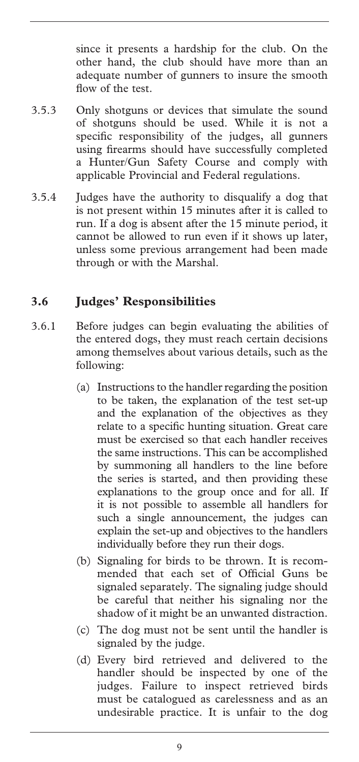since it presents a hardship for the club. On the other hand, the club should have more than an adequate number of gunners to insure the smooth flow of the test.

3.5.3 Only shotguns or devices that simulate the sound of shotguns should be used. While it is not a specific responsibility of the judges, all gunners using firearms should have successfully completed a Hunter/Gun Safety Course and comply with applicable Provincial and Federal regulations.

3.5.4 Judges have the authority to disqualify a dog that is not present within 15 minutes after it is called to run. If a dog is absent after the 15 minute period, it cannot be allowed to run even if it shows up later, unless some previous arrangement had been made through or with the Marshal.

## 3.6 Judges' Responsibilities

3.6.1 Before judges can begin evaluating the abilities of the entered dogs, they must reach certain decisions among themselves about various details, such as the following:

(a) Instructions to the handler regarding the position to be taken, the explanation of the test set-up and the explanation of the objectives as they relate to a specific hunting situation. Great care must be exercised so that each handler receives the same instructions. This can be accomplished by summoning all handlers to the line before the series is started, and then providing these explanations to the group once and for all. If it is not possible to assemble all handlers for such a single announcement, the judges can explain the set-up and objectives to the handlers individually before they run their dogs.

(b) Signaling for birds to be thrown. It is recommended that each set of Official Guns be signaled separately. The signaling judge should be careful that neither his signaling nor the shadow of it might be an unwanted distraction.

(c) The dog must not be sent until the handler is signaled by the judge.

(d) Every bird retrieved and delivered to the handler should be inspected by one of the judges. Failure to inspect retrieved birds must be catalogued as carelessness and as an undesirable practice. It is unfair to the dog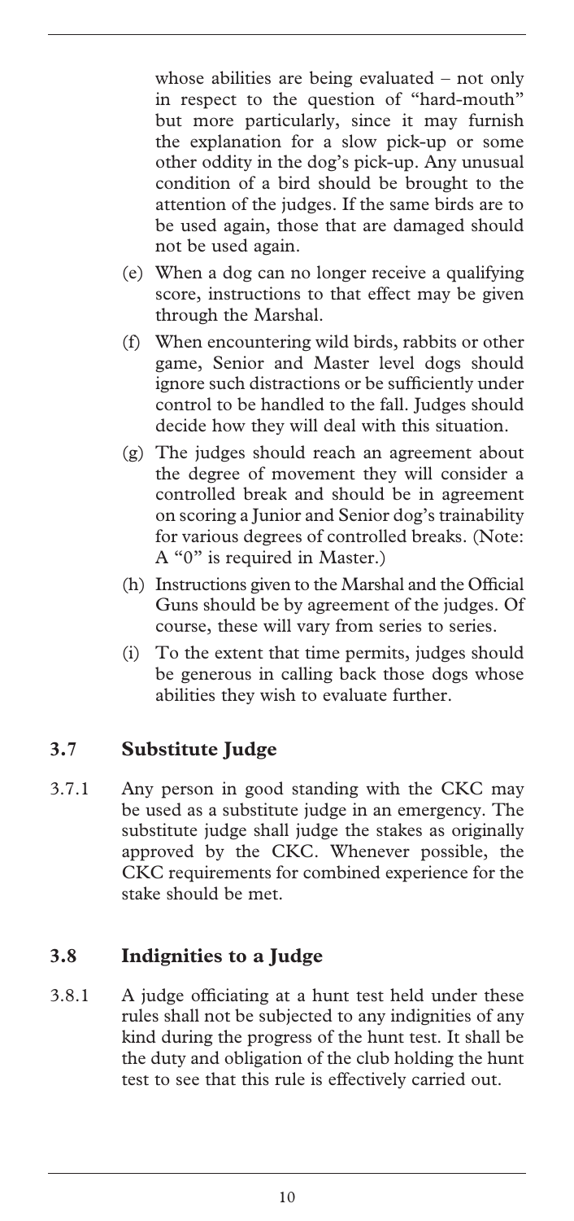whose abilities are being evaluated – not only in respect to the question of "hard-mouth" but more particularly, since it may furnish the explanation for a slow pick-up or some other oddity in the dog's pick-up. Any unusual condition of a bird should be brought to the attention of the judges. If the same birds are to be used again, those that are damaged should not be used again.

(e) When a dog can no longer receive a qualifying score, instructions to that effect may be given through the Marshal.

(f) When encountering wild birds, rabbits or other game, Senior and Master level dogs should ignore such distractions or be sufficiently under control to be handled to the fall. Judges should decide how they will deal with this situation.

(g) The judges should reach an agreement about the degree of movement they will consider a controlled break and should be in agreement on scoring a Junior and Senior dog's trainability for various degrees of controlled breaks. (Note: A "0" is required in Master.)

(h) Instructions given to the Marshal and the Official Guns should be by agreement of the judges. Of course, these will vary from series to series.

(i) To the extent that time permits, judges should be generous in calling back those dogs whose abilities they wish to evaluate further.

## 3.7 Substitute Judge

3.7.1 Any person in good standing with the CKC may be used as a substitute judge in an emergency. The substitute judge shall judge the stakes as originally approved by the CKC. Whenever possible, the CKC requirements for combined experience for the stake should be met.

## 3.8 Indignities to a Judge

3.8.1 A judge officiating at a hunt test held under these rules shall not be subjected to any indignities of any kind during the progress of the hunt test. It shall be the duty and obligation of the club holding the hunt test to see that this rule is effectively carried out.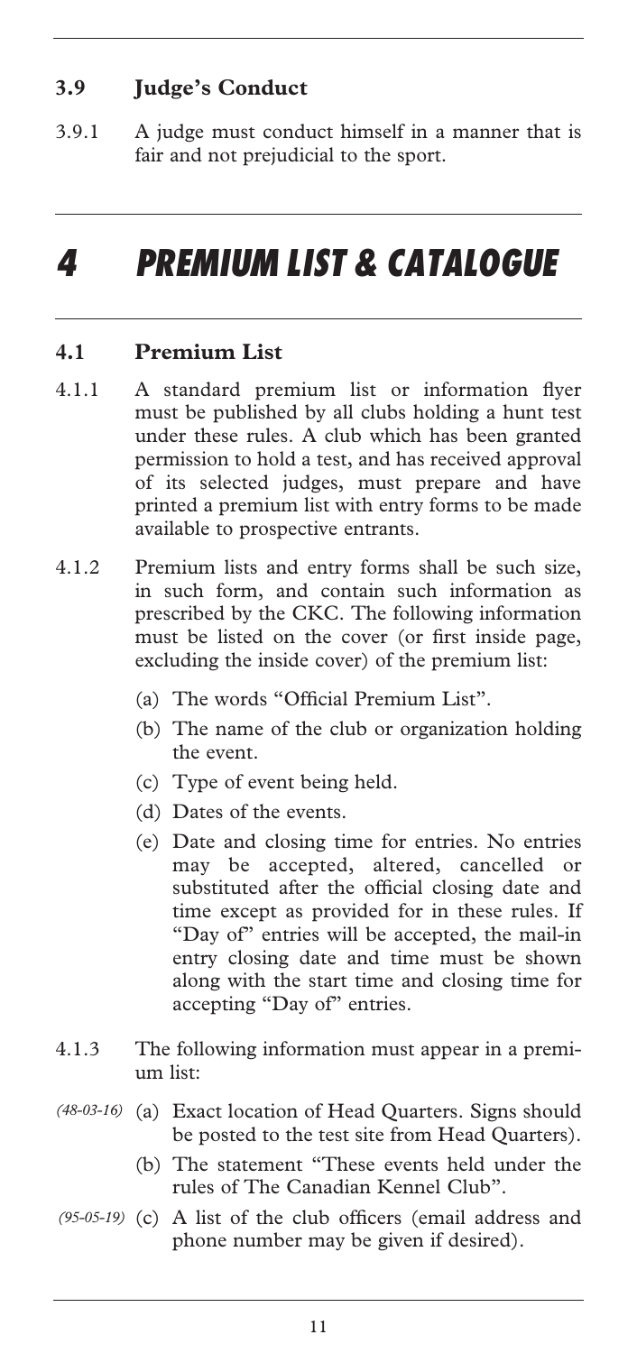### 3.9 Judge's Conduct

3.9.1 A judge must conduct himself in a manner that is fair and not prejudicial to the sport.

# 4 PREMIUM LIST & CATALOGUE

### 4.1 Premium List

4.1.1 A standard premium list or information flyer must be published by all clubs holding a hunt test under these rules. A club which has been granted permission to hold a test, and has received approval of its selected judges, must prepare and have printed a premium list with entry forms to be made available to prospective entrants.

4.1.2 Premium lists and entry forms shall be such size, in such form, and contain such information as prescribed by the CKC. The following information must be listed on the cover (or first inside page, excluding the inside cover) of the premium list:

- (a) The words "Official Premium List".
- (b) The name of the club or organization holding the event.
- (c) Type of event being held.
- (d) Dates of the events.
- (e) Date and closing time for entries. No entries may be accepted, altered, cancelled or substituted after the official closing date and time except as provided for in these rules. If "Day of" entries will be accepted, the mail-in entry closing date and time must be shown along with the start time and closing time for accepting "Day of" entries.

4.1.3 The following information must appear in a premium list:

- *(48-03-16)* (a) Exact location of Head Quarters. Signs should be posted to the test site from Head Quarters).
- (b) The statement "These events held under the rules of The Canadian Kennel Club".
- *(95-05-19)* (c) A list of the club officers (email address and phone number may be given if desired).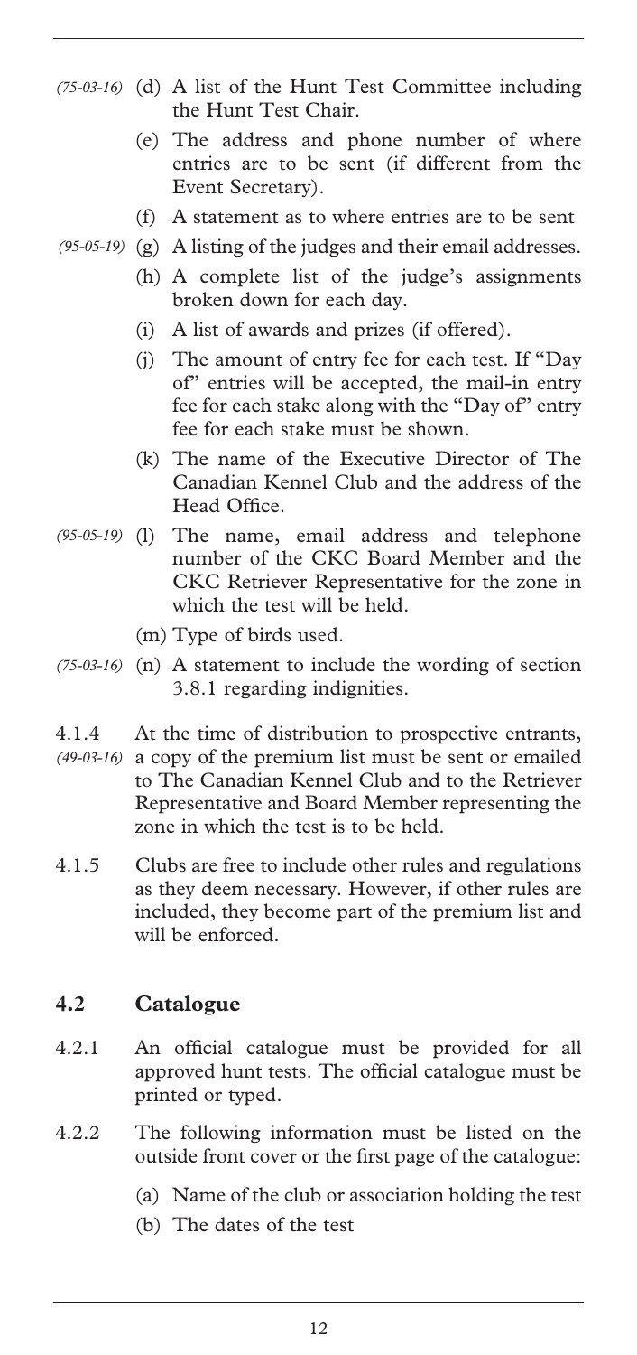(75-03-16) (d) A list of the Hunt Test Committee including the Hunt Test Chair.

(e) The address and phone number of where entries are to be sent (if different from the Event Secretary).

(f) A statement as to where entries are to be sent

(95-05-19) (g) A listing of the judges and their email addresses.

(h) A complete list of the judge's assignments broken down for each day.

(i) A list of awards and prizes (if offered).

(j) The amount of entry fee for each test. If "Day of" entries will be accepted, the mail-in entry fee for each stake along with the "Day of" entry fee for each stake must be shown.

(k) The name of the Executive Director of The Canadian Kennel Club and the address of the Head Office.

(95-05-19) (l) The name, email address and telephone number of the CKC Board Member and the CKC Retriever Representative for the zone in which the test will be held.

(m) Type of birds used.

(75-03-16) (n) A statement to include the wording of section 3.8.1 regarding indignities.

4.1.4 (49-03-16) At the time of distribution to prospective entrants, a copy of the premium list must be sent or emailed to The Canadian Kennel Club and to the Retriever Representative and Board Member representing the zone in which the test is to be held.

4.1.5 Clubs are free to include other rules and regulations as they deem necessary. However, if other rules are included, they become part of the premium list and will be enforced.

## 4.2 Catalogue

4.2.1 An official catalogue must be provided for all approved hunt tests. The official catalogue must be printed or typed.

4.2.2 The following information must be listed on the outside front cover or the first page of the catalogue:

(a) Name of the club or association holding the test

(b) The dates of the test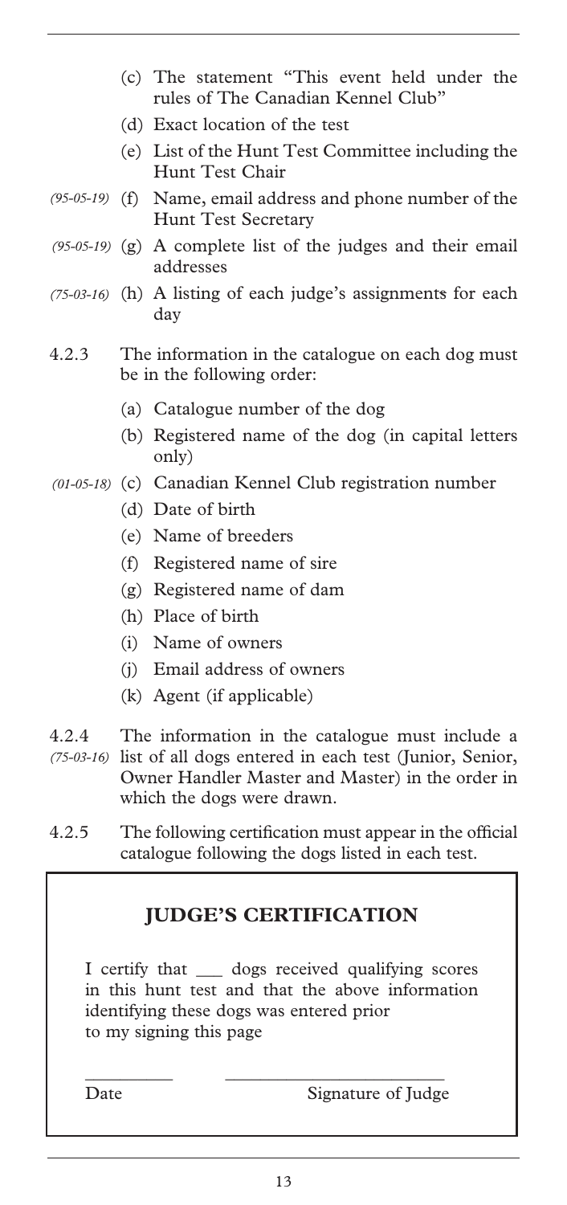(c) The statement "This event held under the rules of The Canadian Kennel Club"

(d) Exact location of the test

(e) List of the Hunt Test Committee including the Hunt Test Chair

*(95-05-19)* (f) Name, email address and phone number of the Hunt Test Secretary

*(95-05-19)* (g) A complete list of the judges and their email addresses

*(75-03-16)* (h) A listing of each judge's assignments for each day

4.2.3 The information in the catalogue on each dog must be in the following order:

(a) Catalogue number of the dog

(b) Registered name of the dog (in capital letters only)

*(01-05-18)* (c) Canadian Kennel Club registration number

(d) Date of birth

(e) Name of breeders

(f) Registered name of sire

(g) Registered name of dam

(h) Place of birth

(i) Name of owners

(j) Email address of owners

(k) Agent (if applicable)

4.2.4 *(75-03-16)* The information in the catalogue must include a list of all dogs entered in each test (Junior, Senior, Owner Handler Master and Master) in the order in which the dogs were drawn.

4.2.5 The following certification must appear in the official catalogue following the dogs listed in each test.

## JUDGE'S CERTIFICATION

I certify that ___ dogs received qualifying scores in this hunt test and that the above information identifying these dogs was entered prior to my signing this page

__________ ________________________

Date Signature of Judge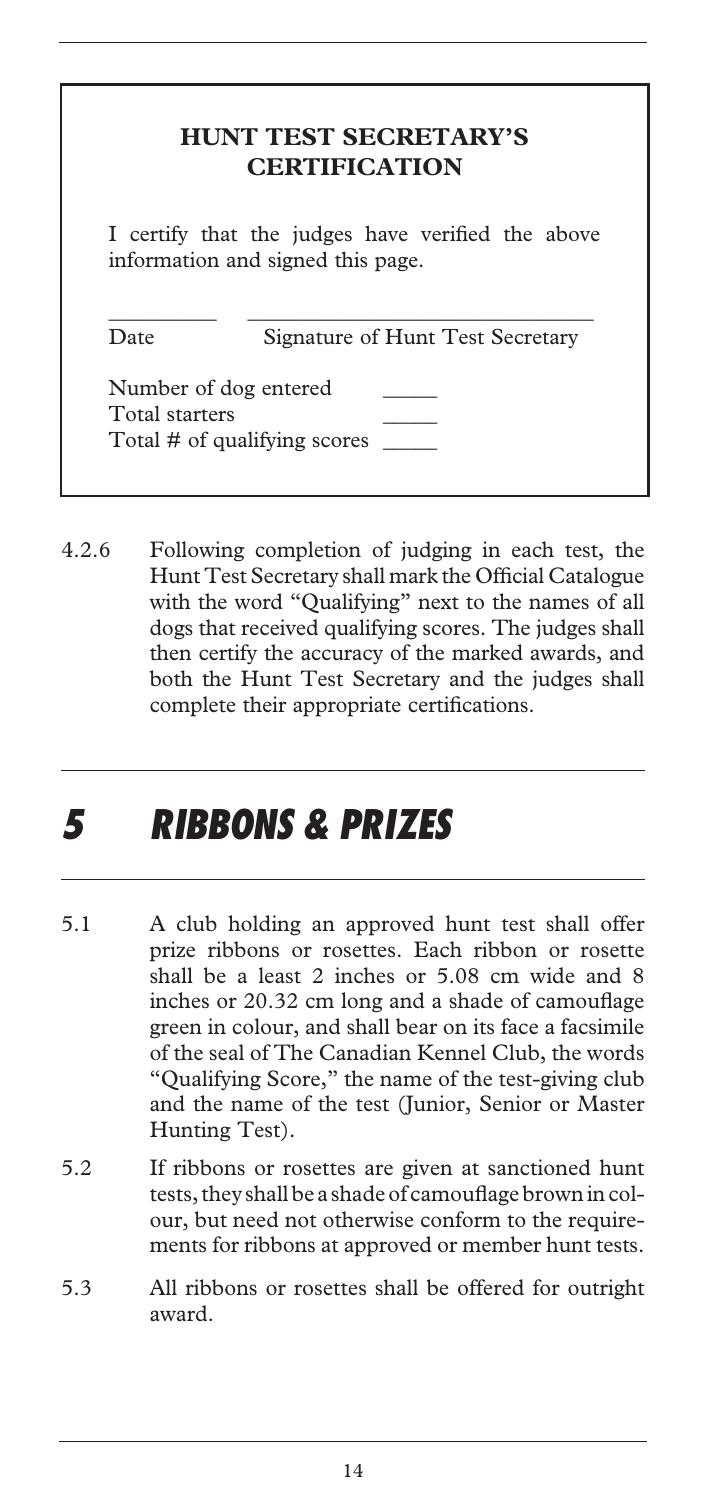**HUNT TEST SECRETARY'S CERTIFICATION**

I certify that the judges have verified the above information and signed this page.

_________ ____________________________

Date Signature of Hunt Test Secretary

Number of dog entered _____

Total starters _____

Total # of qualifying scores _____

4.2.6 Following completion of judging in each test, the Hunt Test Secretary shall mark the Official Catalogue with the word "Qualifying" next to the names of all dogs that received qualifying scores. The judges shall then certify the accuracy of the marked awards, and both the Hunt Test Secretary and the judges shall complete their appropriate certifications.

# *5 RIBBONS & PRIZES*

5.1 A club holding an approved hunt test shall offer prize ribbons or rosettes. Each ribbon or rosette shall be a least 2 inches or 5.08 cm wide and 8 inches or 20.32 cm long and a shade of camouflage green in colour, and shall bear on its face a facsimile of the seal of The Canadian Kennel Club, the words "Qualifying Score," the name of the test-giving club and the name of the test (Junior, Senior or Master Hunting Test).

5.2 If ribbons or rosettes are given at sanctioned hunt tests, they shall be a shade of camouflage brown in colour, but need not otherwise conform to the requirements for ribbons at approved or member hunt tests.

5.3 All ribbons or rosettes shall be offered for outright award.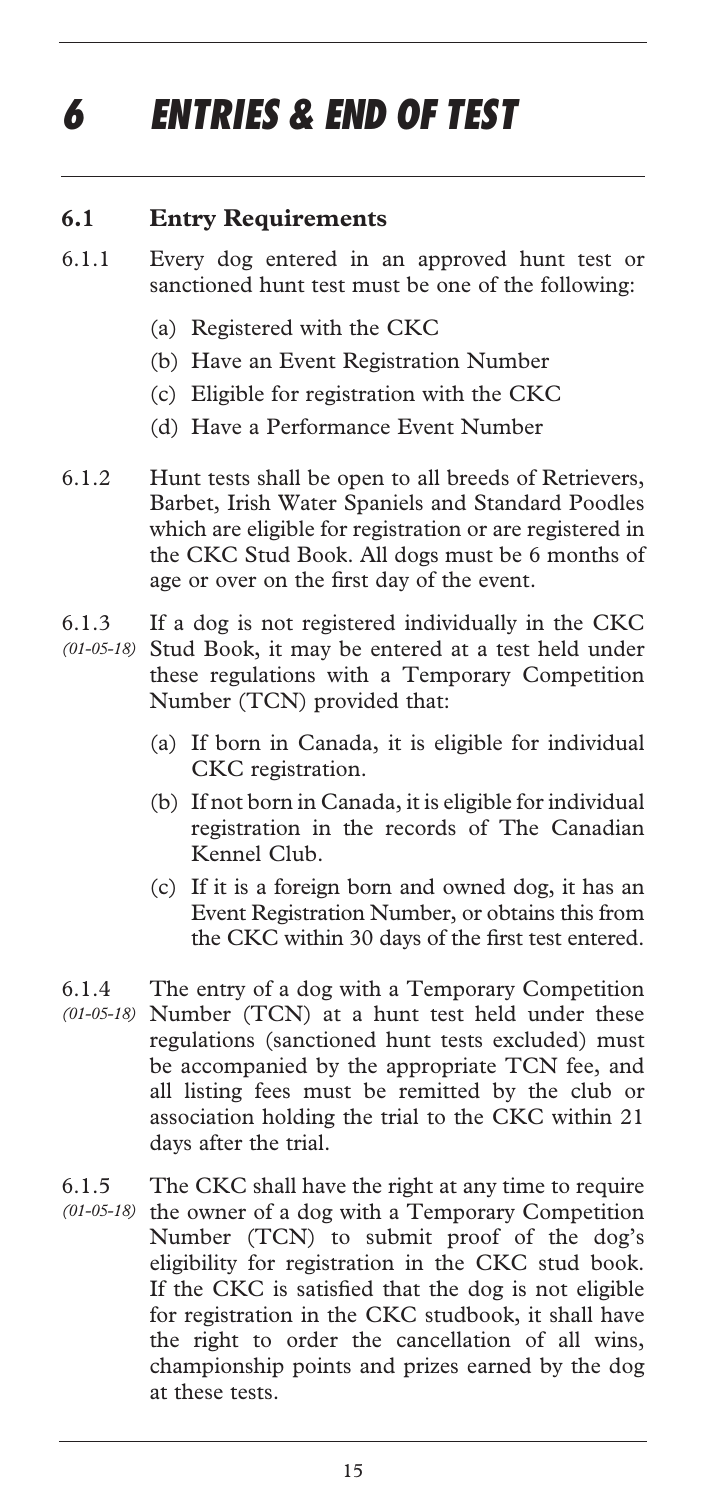# 6 ENTRIES & END OF TEST

## 6.1 Entry Requirements

6.1.1 Every dog entered in an approved hunt test or sanctioned hunt test must be one of the following:

(a) Registered with the CKC

(b) Have an Event Registration Number

(c) Eligible for registration with the CKC

(d) Have a Performance Event Number

6.1.2 Hunt tests shall be open to all breeds of Retrievers, Barbet, Irish Water Spaniels and Standard Poodles which are eligible for registration or are registered in the CKC Stud Book. All dogs must be 6 months of age or over on the first day of the event.

6.1.3 *(01-05-18)* If a dog is not registered individually in the CKC Stud Book, it may be entered at a test held under these regulations with a Temporary Competition Number (TCN) provided that:

(a) If born in Canada, it is eligible for individual CKC registration.

(b) If not born in Canada, it is eligible for individual registration in the records of The Canadian Kennel Club.

(c) If it is a foreign born and owned dog, it has an Event Registration Number, or obtains this from the CKC within 30 days of the first test entered.

6.1.4 *(01-05-18)* The entry of a dog with a Temporary Competition Number (TCN) at a hunt test held under these regulations (sanctioned hunt tests excluded) must be accompanied by the appropriate TCN fee, and all listing fees must be remitted by the club or association holding the trial to the CKC within 21 days after the trial.

6.1.5 *(01-05-18)* The CKC shall have the right at any time to require the owner of a dog with a Temporary Competition Number (TCN) to submit proof of the dog's eligibility for registration in the CKC stud book. If the CKC is satisfied that the dog is not eligible for registration in the CKC studbook, it shall have the right to order the cancellation of all wins, championship points and prizes earned by the dog at these tests.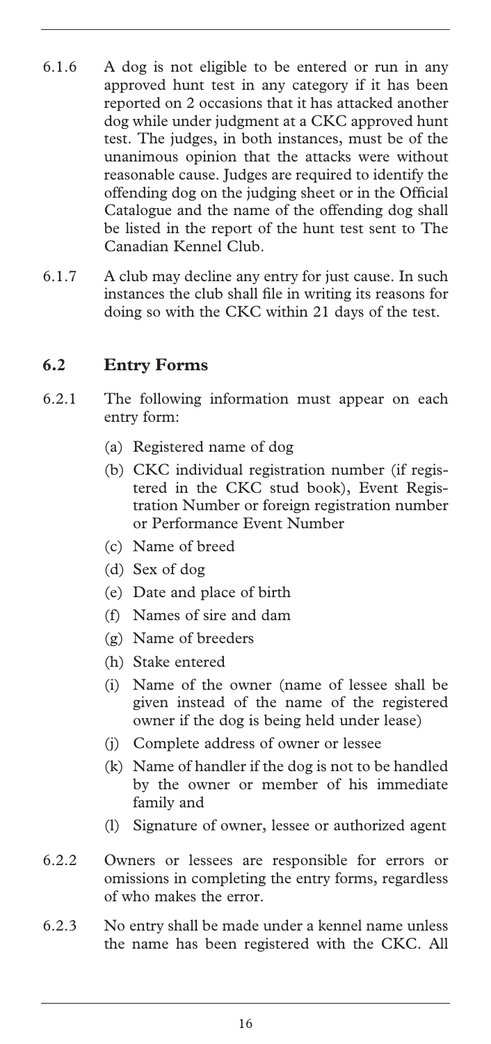6.1.6 A dog is not eligible to be entered or run in any approved hunt test in any category if it has been reported on 2 occasions that it has attacked another dog while under judgment at a CKC approved hunt test. The judges, in both instances, must be of the unanimous opinion that the attacks were without reasonable cause. Judges are required to identify the offending dog on the judging sheet or in the Official Catalogue and the name of the offending dog shall be listed in the report of the hunt test sent to The Canadian Kennel Club.

6.1.7 A club may decline any entry for just cause. In such instances the club shall file in writing its reasons for doing so with the CKC within 21 days of the test.

## 6.2 Entry Forms

6.2.1 The following information must appear on each entry form:

(a) Registered name of dog

(b) CKC individual registration number (if registered in the CKC stud book), Event Registration Number or foreign registration number or Performance Event Number

(c) Name of breed

(d) Sex of dog

(e) Date and place of birth

(f) Names of sire and dam

(g) Name of breeders

(h) Stake entered

(i) Name of the owner (name of lessee shall be given instead of the name of the registered owner if the dog is being held under lease)

(j) Complete address of owner or lessee

(k) Name of handler if the dog is not to be handled by the owner or member of his immediate family and

(l) Signature of owner, lessee or authorized agent

6.2.2 Owners or lessees are responsible for errors or omissions in completing the entry forms, regardless of who makes the error.

6.2.3 No entry shall be made under a kennel name unless the name has been registered with the CKC. All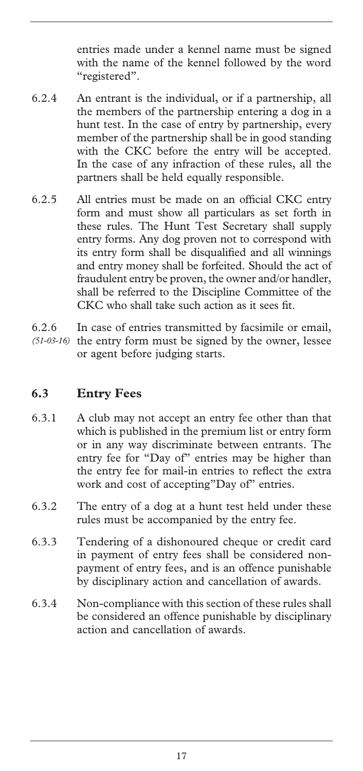entries made under a kennel name must be signed with the name of the kennel followed by the word "registered".

6.2.4 An entrant is the individual, or if a partnership, all the members of the partnership entering a dog in a hunt test. In the case of entry by partnership, every member of the partnership shall be in good standing with the CKC before the entry will be accepted. In the case of any infraction of these rules, all the partners shall be held equally responsible.

6.2.5 All entries must be made on an official CKC entry form and must show all particulars as set forth in these rules. The Hunt Test Secretary shall supply entry forms. Any dog proven not to correspond with its entry form shall be disqualified and all winnings and entry money shall be forfeited. Should the act of fraudulent entry be proven, the owner and/or handler, shall be referred to the Discipline Committee of the CKC who shall take such action as it sees fit.

6.2.6 *(51-03-16)* In case of entries transmitted by facsimile or email, the entry form must be signed by the owner, lessee or agent before judging starts.

## 6.3 Entry Fees

6.3.1 A club may not accept an entry fee other than that which is published in the premium list or entry form or in any way discriminate between entrants. The entry fee for "Day of" entries may be higher than the entry fee for mail-in entries to reflect the extra work and cost of accepting"Day of" entries.

6.3.2 The entry of a dog at a hunt test held under these rules must be accompanied by the entry fee.

6.3.3 Tendering of a dishonoured cheque or credit card in payment of entry fees shall be considered non-payment of entry fees, and is an offence punishable by disciplinary action and cancellation of awards.

6.3.4 Non-compliance with this section of these rules shall be considered an offence punishable by disciplinary action and cancellation of awards.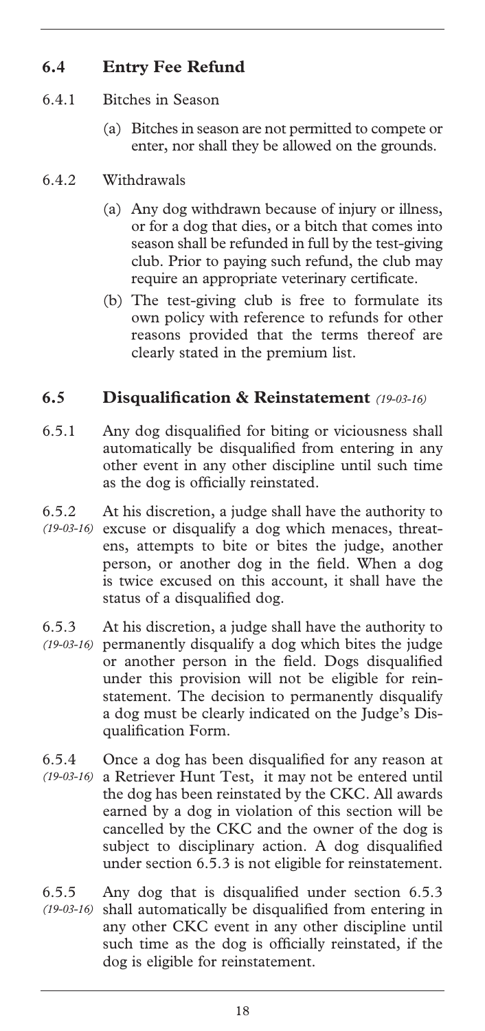## 6.4 Entry Fee Refund

6.4.1 Bitches in Season

(a) Bitches in season are not permitted to compete or enter, nor shall they be allowed on the grounds.

6.4.2 Withdrawals

(a) Any dog withdrawn because of injury or illness, or for a dog that dies, or a bitch that comes into season shall be refunded in full by the test-giving club. Prior to paying such refund, the club may require an appropriate veterinary certificate.

(b) The test-giving club is free to formulate its own policy with reference to refunds for other reasons provided that the terms thereof are clearly stated in the premium list.

## 6.5 Disqualification & Reinstatement *(19-03-16)*

6.5.1 Any dog disqualified for biting or viciousness shall automatically be disqualified from entering in any other event in any other discipline until such time as the dog is officially reinstated.

6.5.2 *(19-03-16)* At his discretion, a judge shall have the authority to excuse or disqualify a dog which menaces, threatens, attempts to bite or bites the judge, another person, or another dog in the field. When a dog is twice excused on this account, it shall have the status of a disqualified dog.

6.5.3 *(19-03-16)* At his discretion, a judge shall have the authority to permanently disqualify a dog which bites the judge or another person in the field. Dogs disqualified under this provision will not be eligible for reinstatement. The decision to permanently disqualify a dog must be clearly indicated on the Judge's Disqualification Form.

6.5.4 *(19-03-16)* Once a dog has been disqualified for any reason at a Retriever Hunt Test, it may not be entered until the dog has been reinstated by the CKC. All awards earned by a dog in violation of this section will be cancelled by the CKC and the owner of the dog is subject to disciplinary action. A dog disqualified under section 6.5.3 is not eligible for reinstatement.

6.5.5 *(19-03-16)* Any dog that is disqualified under section 6.5.3 shall automatically be disqualified from entering in any other CKC event in any other discipline until such time as the dog is officially reinstated, if the dog is eligible for reinstatement.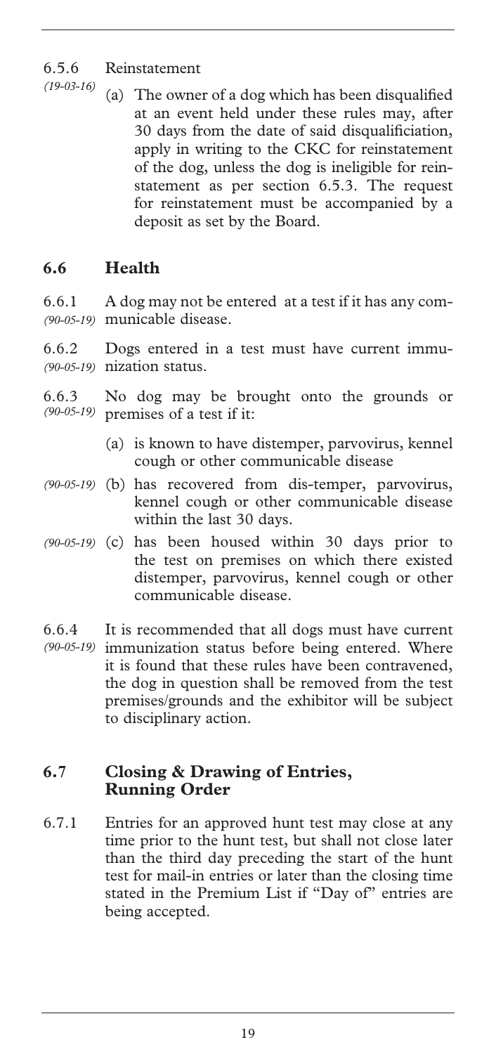6.5.6 Reinstatement

*(19-03-16)*

(a) The owner of a dog which has been disqualified at an event held under these rules may, after 30 days from the date of said disqualificiation, apply in writing to the CKC for reinstatement of the dog, unless the dog is ineligible for reinstatement as per section 6.5.3. The request for reinstatement must be accompanied by a deposit as set by the Board.

## 6.6 Health

6.6.1 *(90-05-19)* A dog may not be entered at a test if it has any communicable disease.

6.6.2 *(90-05-19)* Dogs entered in a test must have current immunization status.

6.6.3 *(90-05-19)* No dog may be brought onto the grounds or premises of a test if it:

(a) is known to have distemper, parvovirus, kennel cough or other communicable disease

*(90-05-19)* (b) has recovered from dis-temper, parvovirus, kennel cough or other communicable disease within the last 30 days.

*(90-05-19)* (c) has been housed within 30 days prior to the test on premises on which there existed distemper, parvovirus, kennel cough or other communicable disease.

6.6.4 *(90-05-19)* It is recommended that all dogs must have current immunization status before being entered. Where it is found that these rules have been contravened, the dog in question shall be removed from the test premises/grounds and the exhibitor will be subject to disciplinary action.

## 6.7 Closing & Drawing of Entries, Running Order

6.7.1 Entries for an approved hunt test may close at any time prior to the hunt test, but shall not close later than the third day preceding the start of the hunt test for mail-in entries or later than the closing time stated in the Premium List if "Day of" entries are being accepted.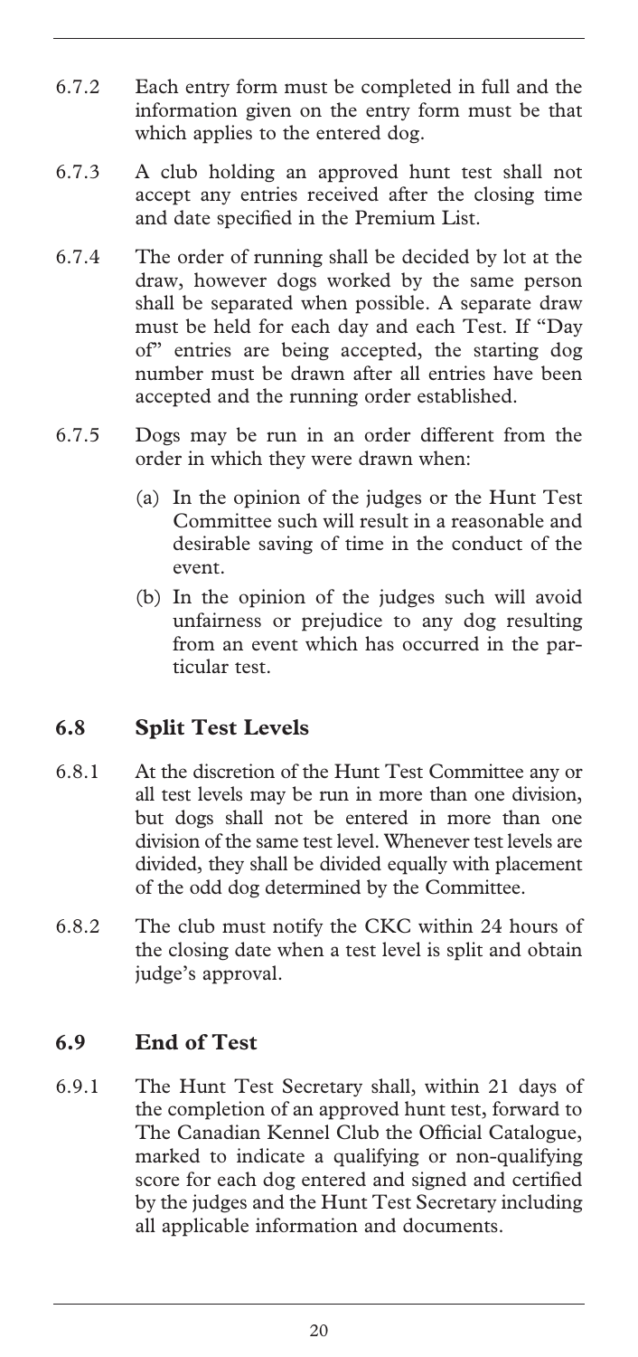6.7.2 Each entry form must be completed in full and the information given on the entry form must be that which applies to the entered dog.

6.7.3 A club holding an approved hunt test shall not accept any entries received after the closing time and date specified in the Premium List.

6.7.4 The order of running shall be decided by lot at the draw, however dogs worked by the same person shall be separated when possible. A separate draw must be held for each day and each Test. If "Day of" entries are being accepted, the starting dog number must be drawn after all entries have been accepted and the running order established.

6.7.5 Dogs may be run in an order different from the order in which they were drawn when:

(a) In the opinion of the judges or the Hunt Test Committee such will result in a reasonable and desirable saving of time in the conduct of the event.

(b) In the opinion of the judges such will avoid unfairness or prejudice to any dog resulting from an event which has occurred in the particular test.

## 6.8 Split Test Levels

6.8.1 At the discretion of the Hunt Test Committee any or all test levels may be run in more than one division, but dogs shall not be entered in more than one division of the same test level. Whenever test levels are divided, they shall be divided equally with placement of the odd dog determined by the Committee.

6.8.2 The club must notify the CKC within 24 hours of the closing date when a test level is split and obtain judge's approval.

## 6.9 End of Test

6.9.1 The Hunt Test Secretary shall, within 21 days of the completion of an approved hunt test, forward to The Canadian Kennel Club the Official Catalogue, marked to indicate a qualifying or non-qualifying score for each dog entered and signed and certified by the judges and the Hunt Test Secretary including all applicable information and documents.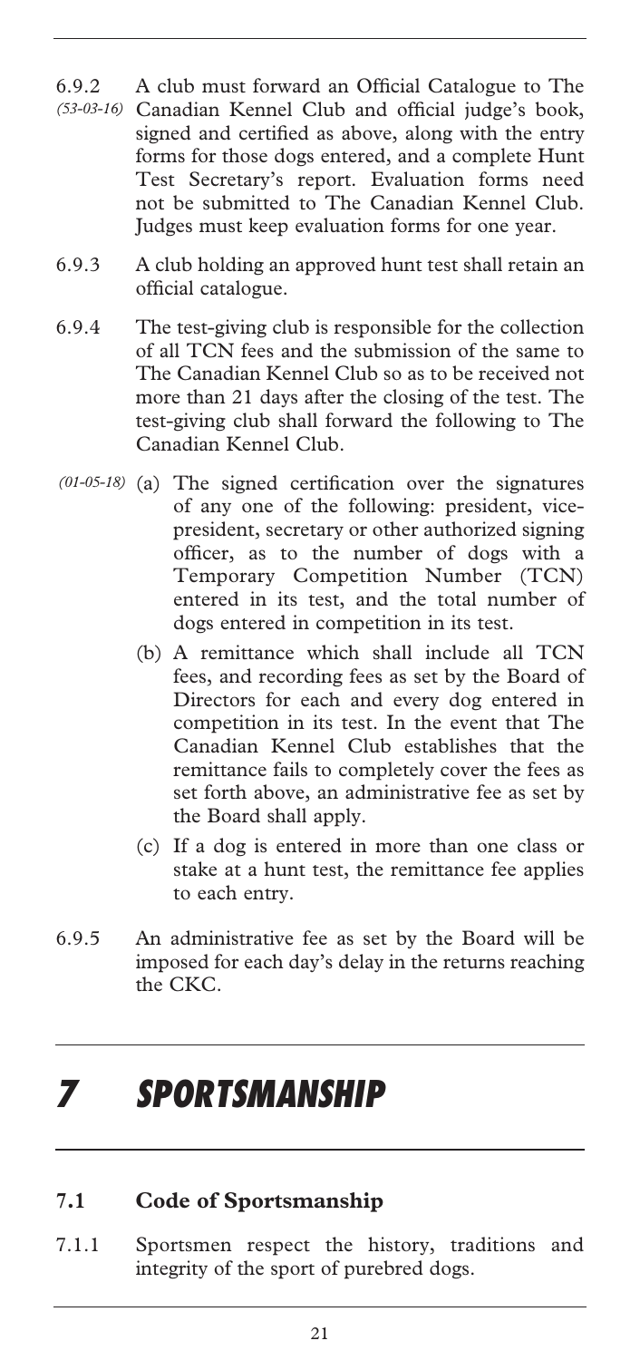6.9.2 *(53-03-16)* A club must forward an Official Catalogue to The Canadian Kennel Club and official judge's book, signed and certified as above, along with the entry forms for those dogs entered, and a complete Hunt Test Secretary's report. Evaluation forms need not be submitted to The Canadian Kennel Club. Judges must keep evaluation forms for one year.

6.9.3 A club holding an approved hunt test shall retain an official catalogue.

6.9.4 The test-giving club is responsible for the collection of all TCN fees and the submission of the same to The Canadian Kennel Club so as to be received not more than 21 days after the closing of the test. The test-giving club shall forward the following to The Canadian Kennel Club.

*(01-05-18)* (a) The signed certification over the signatures of any one of the following: president, vice-president, secretary or other authorized signing officer, as to the number of dogs with a Temporary Competition Number (TCN) entered in its test, and the total number of dogs entered in competition in its test.

(b) A remittance which shall include all TCN fees, and recording fees as set by the Board of Directors for each and every dog entered in competition in its test. In the event that The Canadian Kennel Club establishes that the remittance fails to completely cover the fees as set forth above, an administrative fee as set by the Board shall apply.

(c) If a dog is entered in more than one class or stake at a hunt test, the remittance fee applies to each entry.

6.9.5 An administrative fee as set by the Board will be imposed for each day's delay in the returns reaching the CKC.

# 7 SPORTSMANSHIP

## 7.1 Code of Sportsmanship

7.1.1 Sportsmen respect the history, traditions and integrity of the sport of purebred dogs.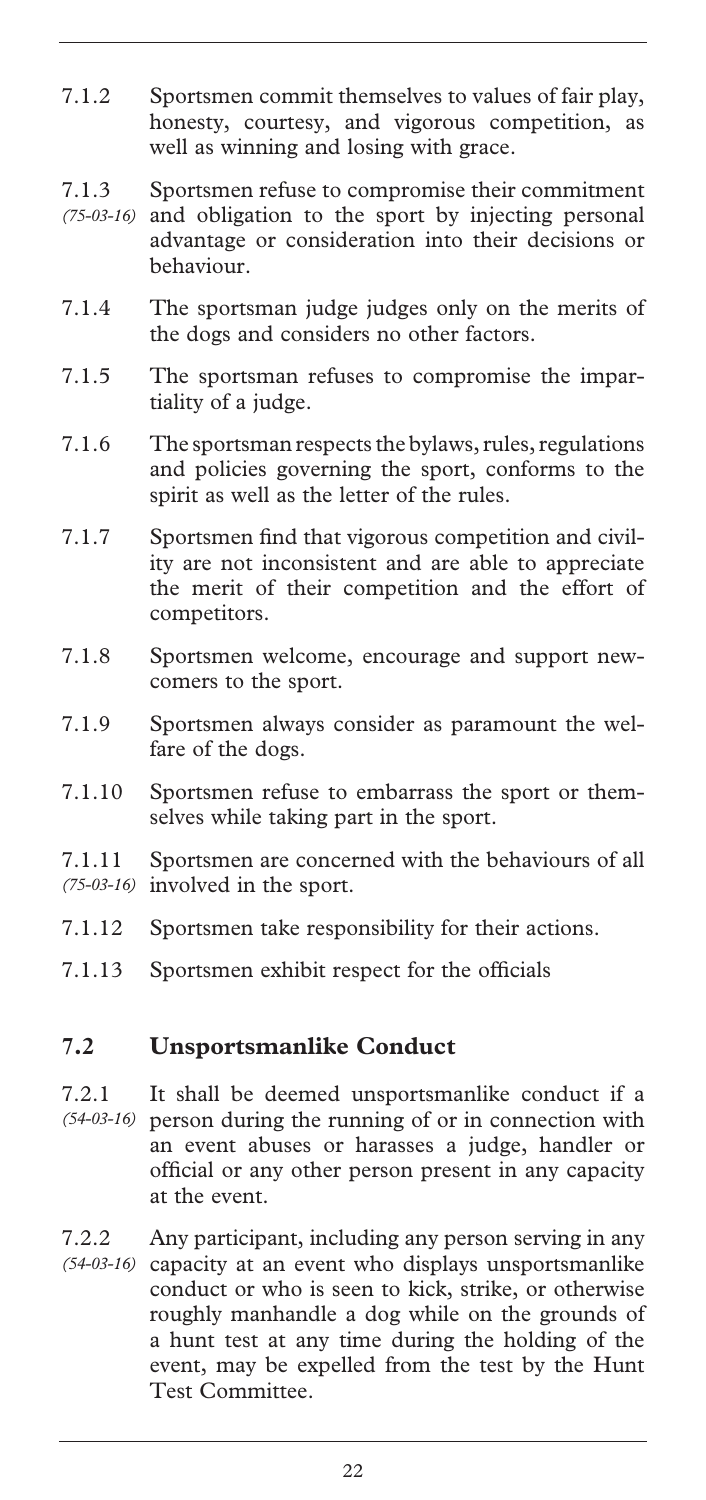7.1.2 Sportsmen commit themselves to values of fair play, honesty, courtesy, and vigorous competition, as well as winning and losing with grace.

7.1.3 *(75-03-16)* Sportsmen refuse to compromise their commitment and obligation to the sport by injecting personal advantage or consideration into their decisions or behaviour.

7.1.4 The sportsman judge judges only on the merits of the dogs and considers no other factors.

7.1.5 The sportsman refuses to compromise the impartiality of a judge.

7.1.6 The sportsman respects the bylaws, rules, regulations and policies governing the sport, conforms to the spirit as well as the letter of the rules.

7.1.7 Sportsmen find that vigorous competition and civility are not inconsistent and are able to appreciate the merit of their competition and the effort of competitors.

7.1.8 Sportsmen welcome, encourage and support newcomers to the sport.

7.1.9 Sportsmen always consider as paramount the welfare of the dogs.

7.1.10 Sportsmen refuse to embarrass the sport or themselves while taking part in the sport.

7.1.11 *(75-03-16)* Sportsmen are concerned with the behaviours of all involved in the sport.

7.1.12 Sportsmen take responsibility for their actions.

7.1.13 Sportsmen exhibit respect for the officials

## 7.2 Unsportsmanlike Conduct

7.2.1 *(54-03-16)* It shall be deemed unsportsmanlike conduct if a person during the running of or in connection with an event abuses or harasses a judge, handler or official or any other person present in any capacity at the event.

7.2.2 *(54-03-16)* Any participant, including any person serving in any capacity at an event who displays unsportsmanlike conduct or who is seen to kick, strike, or otherwise roughly manhandle a dog while on the grounds of a hunt test at any time during the holding of the event, may be expelled from the test by the Hunt Test Committee.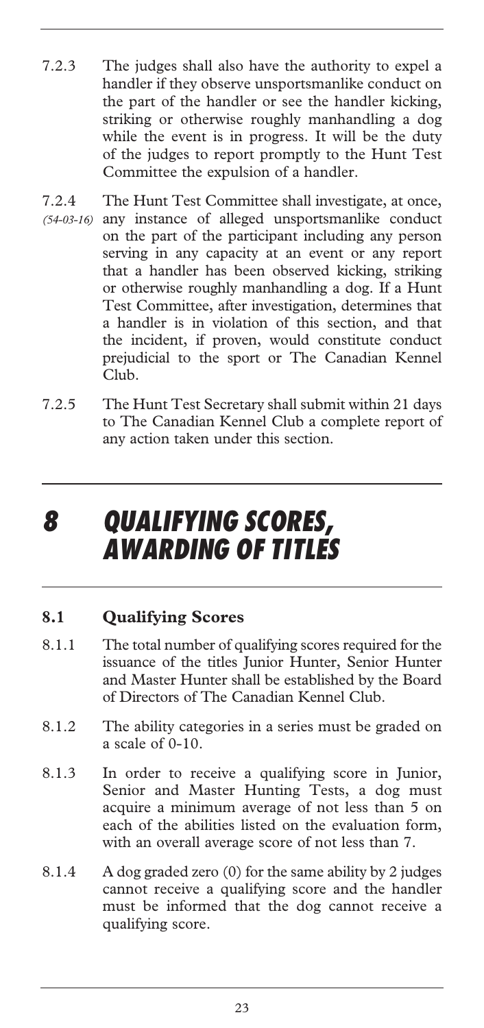7.2.3 The judges shall also have the authority to expel a handler if they observe unsportsmanlike conduct on the part of the handler or see the handler kicking, striking or otherwise roughly manhandling a dog while the event is in progress. It will be the duty of the judges to report promptly to the Hunt Test Committee the expulsion of a handler.

7.2.4 *(54-03-16)* The Hunt Test Committee shall investigate, at once, any instance of alleged unsportsmanlike conduct on the part of the participant including any person serving in any capacity at an event or any report that a handler has been observed kicking, striking or otherwise roughly manhandling a dog. If a Hunt Test Committee, after investigation, determines that a handler is in violation of this section, and that the incident, if proven, would constitute conduct prejudicial to the sport or The Canadian Kennel Club.

7.2.5 The Hunt Test Secretary shall submit within 21 days to The Canadian Kennel Club a complete report of any action taken under this section.

# *8 QUALIFYING SCORES, AWARDING OF TITLES*

## 8.1 Qualifying Scores

8.1.1 The total number of qualifying scores required for the issuance of the titles Junior Hunter, Senior Hunter and Master Hunter shall be established by the Board of Directors of The Canadian Kennel Club.

8.1.2 The ability categories in a series must be graded on a scale of 0-10.

8.1.3 In order to receive a qualifying score in Junior, Senior and Master Hunting Tests, a dog must acquire a minimum average of not less than 5 on each of the abilities listed on the evaluation form, with an overall average score of not less than 7.

8.1.4 A dog graded zero (0) for the same ability by 2 judges cannot receive a qualifying score and the handler must be informed that the dog cannot receive a qualifying score.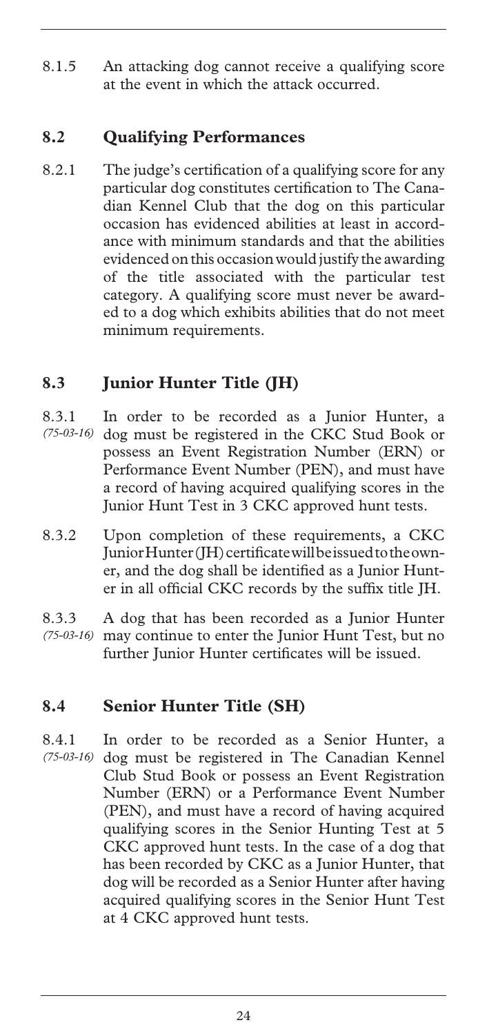8.1.5 An attacking dog cannot receive a qualifying score at the event in which the attack occurred.

## 8.2 Qualifying Performances

8.2.1 The judge's certification of a qualifying score for any particular dog constitutes certification to The Canadian Kennel Club that the dog on this particular occasion has evidenced abilities at least in accordance with minimum standards and that the abilities evidenced on this occasion would justify the awarding of the title associated with the particular test category. A qualifying score must never be awarded to a dog which exhibits abilities that do not meet minimum requirements.

## 8.3 Junior Hunter Title (JH)

8.3.1 *(75-03-16)* In order to be recorded as a Junior Hunter, a dog must be registered in the CKC Stud Book or possess an Event Registration Number (ERN) or Performance Event Number (PEN), and must have a record of having acquired qualifying scores in the Junior Hunt Test in 3 CKC approved hunt tests.

8.3.2 Upon completion of these requirements, a CKC Junior Hunter (JH) certificate will be issued to the owner, and the dog shall be identified as a Junior Hunter in all official CKC records by the suffix title JH.

8.3.3 *(75-03-16)* A dog that has been recorded as a Junior Hunter may continue to enter the Junior Hunt Test, but no further Junior Hunter certificates will be issued.

## 8.4 Senior Hunter Title (SH)

8.4.1 *(75-03-16)* In order to be recorded as a Senior Hunter, a dog must be registered in The Canadian Kennel Club Stud Book or possess an Event Registration Number (ERN) or a Performance Event Number (PEN), and must have a record of having acquired qualifying scores in the Senior Hunting Test at 5 CKC approved hunt tests. In the case of a dog that has been recorded by CKC as a Junior Hunter, that dog will be recorded as a Senior Hunter after having acquired qualifying scores in the Senior Hunt Test at 4 CKC approved hunt tests.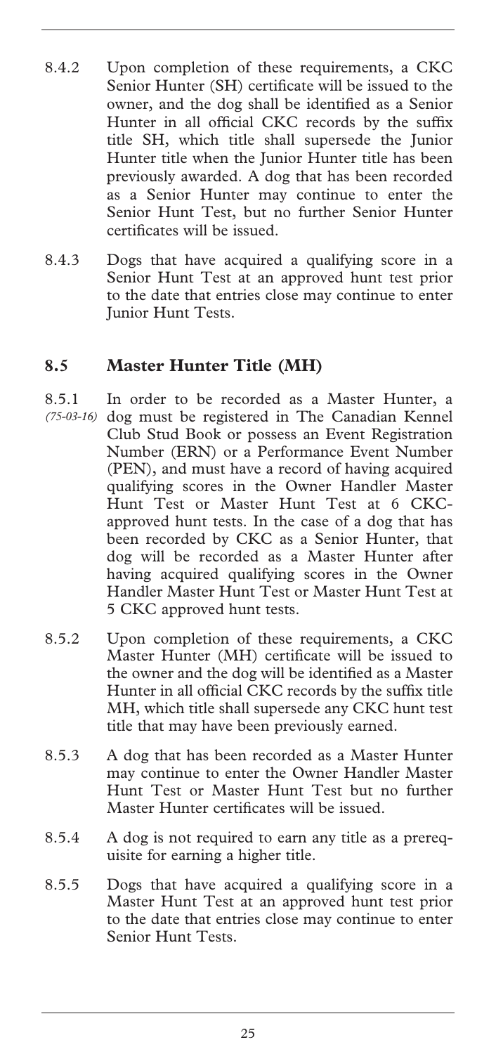8.4.2 Upon completion of these requirements, a CKC Senior Hunter (SH) certificate will be issued to the owner, and the dog shall be identified as a Senior Hunter in all official CKC records by the suffix title SH, which title shall supersede the Junior Hunter title when the Junior Hunter title has been previously awarded. A dog that has been recorded as a Senior Hunter may continue to enter the Senior Hunt Test, but no further Senior Hunter certificates will be issued.

8.4.3 Dogs that have acquired a qualifying score in a Senior Hunt Test at an approved hunt test prior to the date that entries close may continue to enter Junior Hunt Tests.

## 8.5 Master Hunter Title (MH)

8.5.1 *(75-03-16)* In order to be recorded as a Master Hunter, a dog must be registered in The Canadian Kennel Club Stud Book or possess an Event Registration Number (ERN) or a Performance Event Number (PEN), and must have a record of having acquired qualifying scores in the Owner Handler Master Hunt Test or Master Hunt Test at 6 CKC-approved hunt tests. In the case of a dog that has been recorded by CKC as a Senior Hunter, that dog will be recorded as a Master Hunter after having acquired qualifying scores in the Owner Handler Master Hunt Test or Master Hunt Test at 5 CKC approved hunt tests.

8.5.2 Upon completion of these requirements, a CKC Master Hunter (MH) certificate will be issued to the owner and the dog will be identified as a Master Hunter in all official CKC records by the suffix title MH, which title shall supersede any CKC hunt test title that may have been previously earned.

8.5.3 A dog that has been recorded as a Master Hunter may continue to enter the Owner Handler Master Hunt Test or Master Hunt Test but no further Master Hunter certificates will be issued.

8.5.4 A dog is not required to earn any title as a prerequisite for earning a higher title.

8.5.5 Dogs that have acquired a qualifying score in a Master Hunt Test at an approved hunt test prior to the date that entries close may continue to enter Senior Hunt Tests.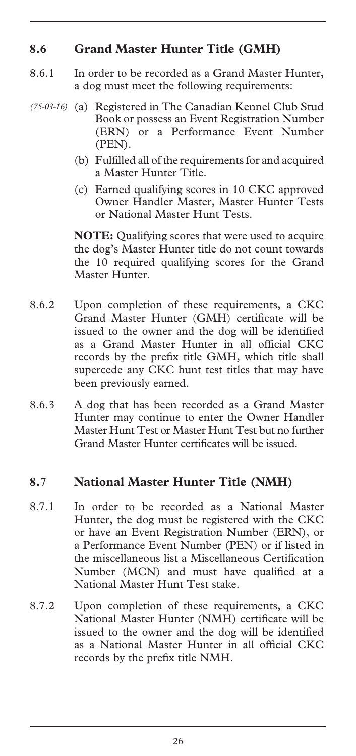## 8.6 Grand Master Hunter Title (GMH)

8.6.1 In order to be recorded as a Grand Master Hunter, a dog must meet the following requirements:

*(75-03-16)* (a) Registered in The Canadian Kennel Club Stud Book or possess an Event Registration Number (ERN) or a Performance Event Number (PEN).

(b) Fulfilled all of the requirements for and acquired a Master Hunter Title.

(c) Earned qualifying scores in 10 CKC approved Owner Handler Master, Master Hunter Tests or National Master Hunt Tests.

**NOTE:** Qualifying scores that were used to acquire the dog's Master Hunter title do not count towards the 10 required qualifying scores for the Grand Master Hunter.

8.6.2 Upon completion of these requirements, a CKC Grand Master Hunter (GMH) certificate will be issued to the owner and the dog will be identified as a Grand Master Hunter in all official CKC records by the prefix title GMH, which title shall supercede any CKC hunt test titles that may have been previously earned.

8.6.3 A dog that has been recorded as a Grand Master Hunter may continue to enter the Owner Handler Master Hunt Test or Master Hunt Test but no further Grand Master Hunter certificates will be issued.

## 8.7 National Master Hunter Title (NMH)

8.7.1 In order to be recorded as a National Master Hunter, the dog must be registered with the CKC or have an Event Registration Number (ERN), or a Performance Event Number (PEN) or if listed in the miscellaneous list a Miscellaneous Certification Number (MCN) and must have qualified at a National Master Hunt Test stake.

8.7.2 Upon completion of these requirements, a CKC National Master Hunter (NMH) certificate will be issued to the owner and the dog will be identified as a National Master Hunter in all official CKC records by the prefix title NMH.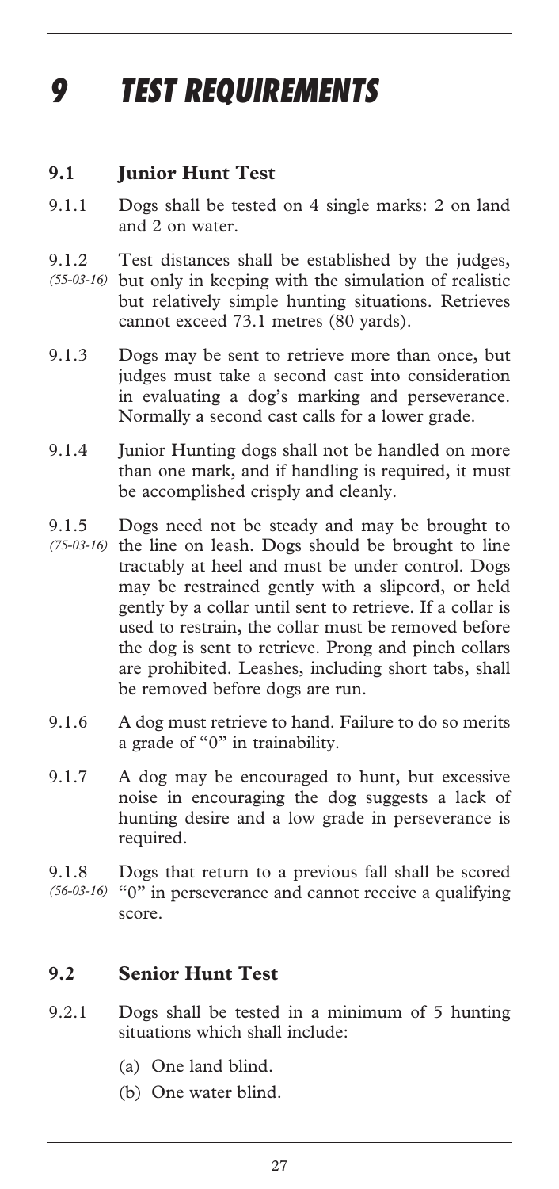# 9 TEST REQUIREMENTS

## 9.1 Junior Hunt Test

9.1.1 Dogs shall be tested on 4 single marks: 2 on land and 2 on water.

9.1.2 *(55-03-16)* Test distances shall be established by the judges, but only in keeping with the simulation of realistic but relatively simple hunting situations. Retrieves cannot exceed 73.1 metres (80 yards).

9.1.3 Dogs may be sent to retrieve more than once, but judges must take a second cast into consideration in evaluating a dog's marking and perseverance. Normally a second cast calls for a lower grade.

9.1.4 Junior Hunting dogs shall not be handled on more than one mark, and if handling is required, it must be accomplished crisply and cleanly.

9.1.5 *(75-03-16)* Dogs need not be steady and may be brought to the line on leash. Dogs should be brought to line tractably at heel and must be under control. Dogs may be restrained gently with a slipcord, or held gently by a collar until sent to retrieve. If a collar is used to restrain, the collar must be removed before the dog is sent to retrieve. Prong and pinch collars are prohibited. Leashes, including short tabs, shall be removed before dogs are run.

9.1.6 A dog must retrieve to hand. Failure to do so merits a grade of "0" in trainability.

9.1.7 A dog may be encouraged to hunt, but excessive noise in encouraging the dog suggests a lack of hunting desire and a low grade in perseverance is required.

9.1.8 *(56-03-16)* Dogs that return to a previous fall shall be scored "0" in perseverance and cannot receive a qualifying score.

## 9.2 Senior Hunt Test

9.2.1 Dogs shall be tested in a minimum of 5 hunting situations which shall include:

(a) One land blind.

(b) One water blind.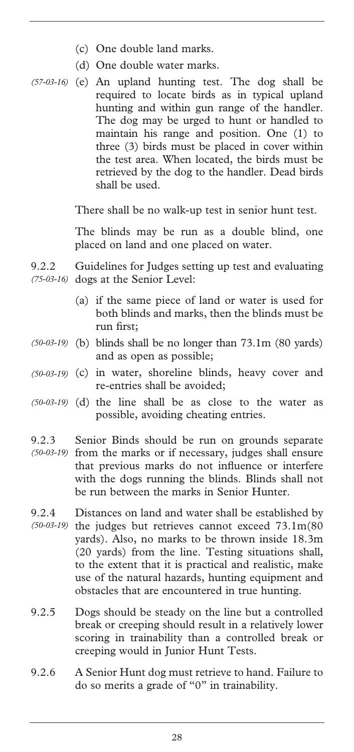(c) One double land marks.

(d) One double water marks.

*(57-03-16)* (e) An upland hunting test. The dog shall be required to locate birds as in typical upland hunting and within gun range of the handler. The dog may be urged to hunt or handled to maintain his range and position. One (1) to three (3) birds must be placed in cover within the test area. When located, the birds must be retrieved by the dog to the handler. Dead birds shall be used.

There shall be no walk-up test in senior hunt test.

The blinds may be run as a double blind, one placed on land and one placed on water.

9.2.2 *(75-03-16)* Guidelines for Judges setting up test and evaluating dogs at the Senior Level:

(a) if the same piece of land or water is used for both blinds and marks, then the blinds must be run first;

*(50-03-19)* (b) blinds shall be no longer than 73.1m (80 yards) and as open as possible;

*(50-03-19)* (c) in water, shoreline blinds, heavy cover and re-entries shall be avoided;

*(50-03-19)* (d) the line shall be as close to the water as possible, avoiding cheating entries.

9.2.3 *(50-03-19)* Senior Binds should be run on grounds separate from the marks or if necessary, judges shall ensure that previous marks do not influence or interfere with the dogs running the blinds. Blinds shall not be run between the marks in Senior Hunter.

9.2.4 *(50-03-19)* Distances on land and water shall be established by the judges but retrieves cannot exceed 73.1m(80 yards). Also, no marks to be thrown inside 18.3m (20 yards) from the line. Testing situations shall, to the extent that it is practical and realistic, make use of the natural hazards, hunting equipment and obstacles that are encountered in true hunting.

9.2.5 Dogs should be steady on the line but a controlled break or creeping should result in a relatively lower scoring in trainability than a controlled break or creeping would in Junior Hunt Tests.

9.2.6 A Senior Hunt dog must retrieve to hand. Failure to do so merits a grade of "0" in trainability.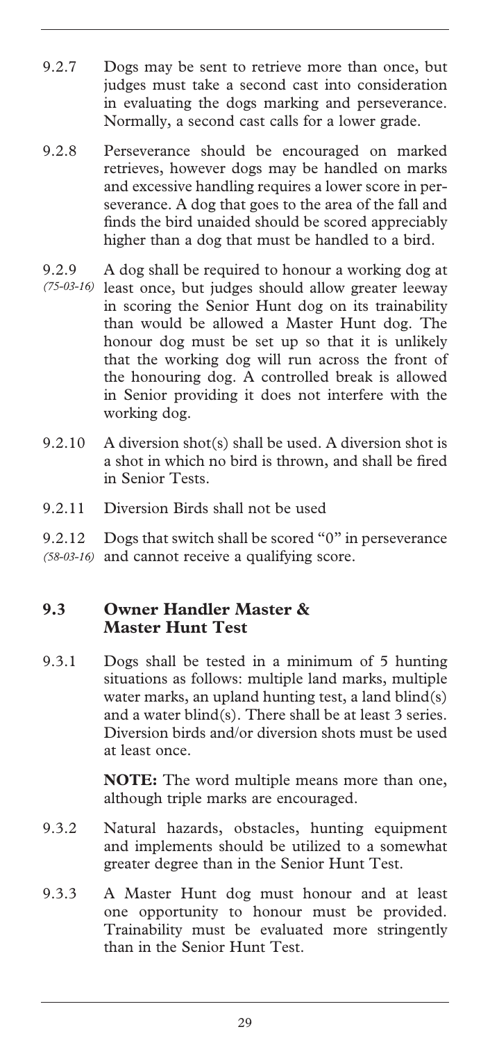9.2.7 Dogs may be sent to retrieve more than once, but judges must take a second cast into consideration in evaluating the dogs marking and perseverance. Normally, a second cast calls for a lower grade.

9.2.8 Perseverance should be encouraged on marked retrieves, however dogs may be handled on marks and excessive handling requires a lower score in perseverance. A dog that goes to the area of the fall and finds the bird unaided should be scored appreciably higher than a dog that must be handled to a bird.

9.2.9 *(75-03-16)* A dog shall be required to honour a working dog at least once, but judges should allow greater leeway in scoring the Senior Hunt dog on its trainability than would be allowed a Master Hunt dog. The honour dog must be set up so that it is unlikely that the working dog will run across the front of the honouring dog. A controlled break is allowed in Senior providing it does not interfere with the working dog.

9.2.10 A diversion shot(s) shall be used. A diversion shot is a shot in which no bird is thrown, and shall be fired in Senior Tests.

9.2.11 Diversion Birds shall not be used

9.2.12 *(58-03-16)* Dogs that switch shall be scored "0" in perseverance and cannot receive a qualifying score.

## 9.3 Owner Handler Master & Master Hunt Test

9.3.1 Dogs shall be tested in a minimum of 5 hunting situations as follows: multiple land marks, multiple water marks, an upland hunting test, a land blind(s) and a water blind(s). There shall be at least 3 series. Diversion birds and/or diversion shots must be used at least once.

**NOTE:** The word multiple means more than one, although triple marks are encouraged.

9.3.2 Natural hazards, obstacles, hunting equipment and implements should be utilized to a somewhat greater degree than in the Senior Hunt Test.

9.3.3 A Master Hunt dog must honour and at least one opportunity to honour must be provided. Trainability must be evaluated more stringently than in the Senior Hunt Test.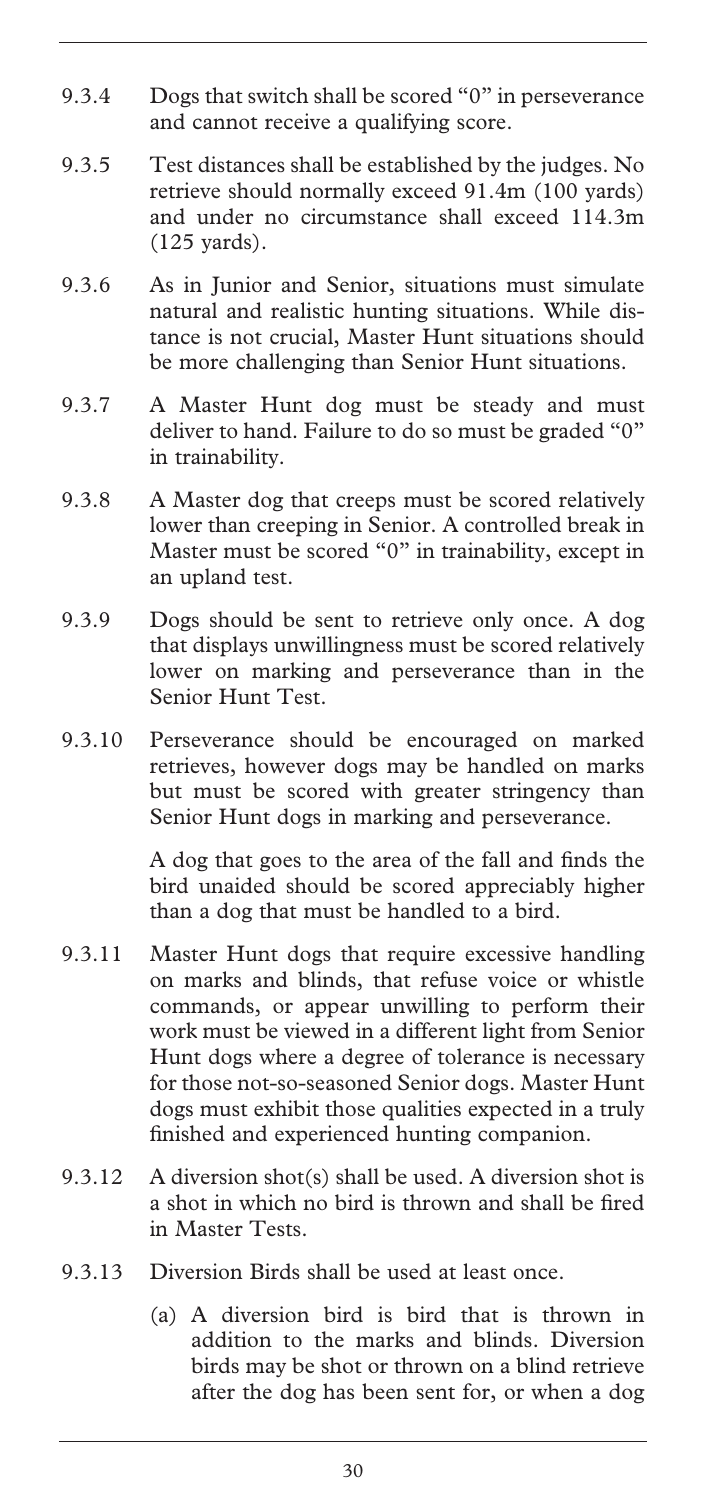9.3.4 Dogs that switch shall be scored "0" in perseverance and cannot receive a qualifying score.

9.3.5 Test distances shall be established by the judges. No retrieve should normally exceed 91.4m (100 yards) and under no circumstance shall exceed 114.3m (125 yards).

9.3.6 As in Junior and Senior, situations must simulate natural and realistic hunting situations. While distance is not crucial, Master Hunt situations should be more challenging than Senior Hunt situations.

9.3.7 A Master Hunt dog must be steady and must deliver to hand. Failure to do so must be graded "0" in trainability.

9.3.8 A Master dog that creeps must be scored relatively lower than creeping in Senior. A controlled break in Master must be scored "0" in trainability, except in an upland test.

9.3.9 Dogs should be sent to retrieve only once. A dog that displays unwillingness must be scored relatively lower on marking and perseverance than in the Senior Hunt Test.

9.3.10 Perseverance should be encouraged on marked retrieves, however dogs may be handled on marks but must be scored with greater stringency than Senior Hunt dogs in marking and perseverance.

A dog that goes to the area of the fall and finds the bird unaided should be scored appreciably higher than a dog that must be handled to a bird.

9.3.11 Master Hunt dogs that require excessive handling on marks and blinds, that refuse voice or whistle commands, or appear unwilling to perform their work must be viewed in a different light from Senior Hunt dogs where a degree of tolerance is necessary for those not-so-seasoned Senior dogs. Master Hunt dogs must exhibit those qualities expected in a truly finished and experienced hunting companion.

9.3.12 A diversion shot(s) shall be used. A diversion shot is a shot in which no bird is thrown and shall be fired in Master Tests.

9.3.13 Diversion Birds shall be used at least once.

(a) A diversion bird is bird that is thrown in addition to the marks and blinds. Diversion birds may be shot or thrown on a blind retrieve after the dog has been sent for, or when a dog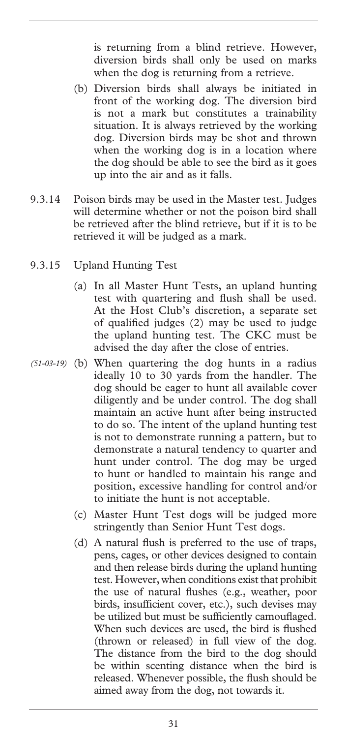is returning from a blind retrieve. However, diversion birds shall only be used on marks when the dog is returning from a retrieve.

(b) Diversion birds shall always be initiated in front of the working dog. The diversion bird is not a mark but constitutes a trainability situation. It is always retrieved by the working dog. Diversion birds may be shot and thrown when the working dog is in a location where the dog should be able to see the bird as it goes up into the air and as it falls.

9.3.14 Poison birds may be used in the Master test. Judges will determine whether or not the poison bird shall be retrieved after the blind retrieve, but if it is to be retrieved it will be judged as a mark.

9.3.15 Upland Hunting Test

(a) In all Master Hunt Tests, an upland hunting test with quartering and flush shall be used. At the Host Club's discretion, a separate set of qualified judges (2) may be used to judge the upland hunting test. The CKC must be advised the day after the close of entries.

*(51-03-19)* (b) When quartering the dog hunts in a radius ideally 10 to 30 yards from the handler. The dog should be eager to hunt all available cover diligently and be under control. The dog shall maintain an active hunt after being instructed to do so. The intent of the upland hunting test is not to demonstrate running a pattern, but to demonstrate a natural tendency to quarter and hunt under control. The dog may be urged to hunt or handled to maintain his range and position, excessive handling for control and/or to initiate the hunt is not acceptable.

(c) Master Hunt Test dogs will be judged more stringently than Senior Hunt Test dogs.

(d) A natural flush is preferred to the use of traps, pens, cages, or other devices designed to contain and then release birds during the upland hunting test. However, when conditions exist that prohibit the use of natural flushes (e.g., weather, poor birds, insufficient cover, etc.), such devises may be utilized but must be sufficiently camouflaged. When such devices are used, the bird is flushed (thrown or released) in full view of the dog. The distance from the bird to the dog should be within scenting distance when the bird is released. Whenever possible, the flush should be aimed away from the dog, not towards it.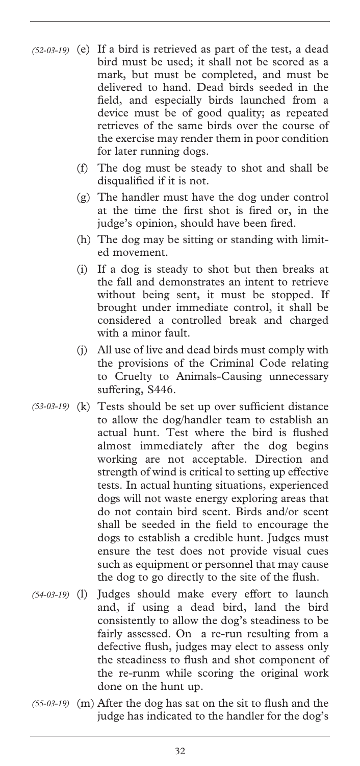*(52-03-19)* (e) If a bird is retrieved as part of the test, a dead bird must be used; it shall not be scored as a mark, but must be completed, and must be delivered to hand. Dead birds seeded in the field, and especially birds launched from a device must be of good quality; as repeated retrieves of the same birds over the course of the exercise may render them in poor condition for later running dogs.

(f) The dog must be steady to shot and shall be disqualified if it is not.

(g) The handler must have the dog under control at the time the first shot is fired or, in the judge's opinion, should have been fired.

(h) The dog may be sitting or standing with limited movement.

(i) If a dog is steady to shot but then breaks at the fall and demonstrates an intent to retrieve without being sent, it must be stopped. If brought under immediate control, it shall be considered a controlled break and charged with a minor fault.

(j) All use of live and dead birds must comply with the provisions of the Criminal Code relating to Cruelty to Animals-Causing unnecessary suffering, S446.

*(53-03-19)* (k) Tests should be set up over sufficient distance to allow the dog/handler team to establish an actual hunt. Test where the bird is flushed almost immediately after the dog begins working are not acceptable. Direction and strength of wind is critical to setting up effective tests. In actual hunting situations, experienced dogs will not waste energy exploring areas that do not contain bird scent. Birds and/or scent shall be seeded in the field to encourage the dogs to establish a credible hunt. Judges must ensure the test does not provide visual cues such as equipment or personnel that may cause the dog to go directly to the site of the flush.

*(54-03-19)* (l) Judges should make every effort to launch and, if using a dead bird, land the bird consistently to allow the dog's steadiness to be fairly assessed. On a re-run resulting from a defective flush, judges may elect to assess only the steadiness to flush and shot component of the re-runm while scoring the original work done on the hunt up.

*(55-03-19)* (m) After the dog has sat on the sit to flush and the judge has indicated to the handler for the dog's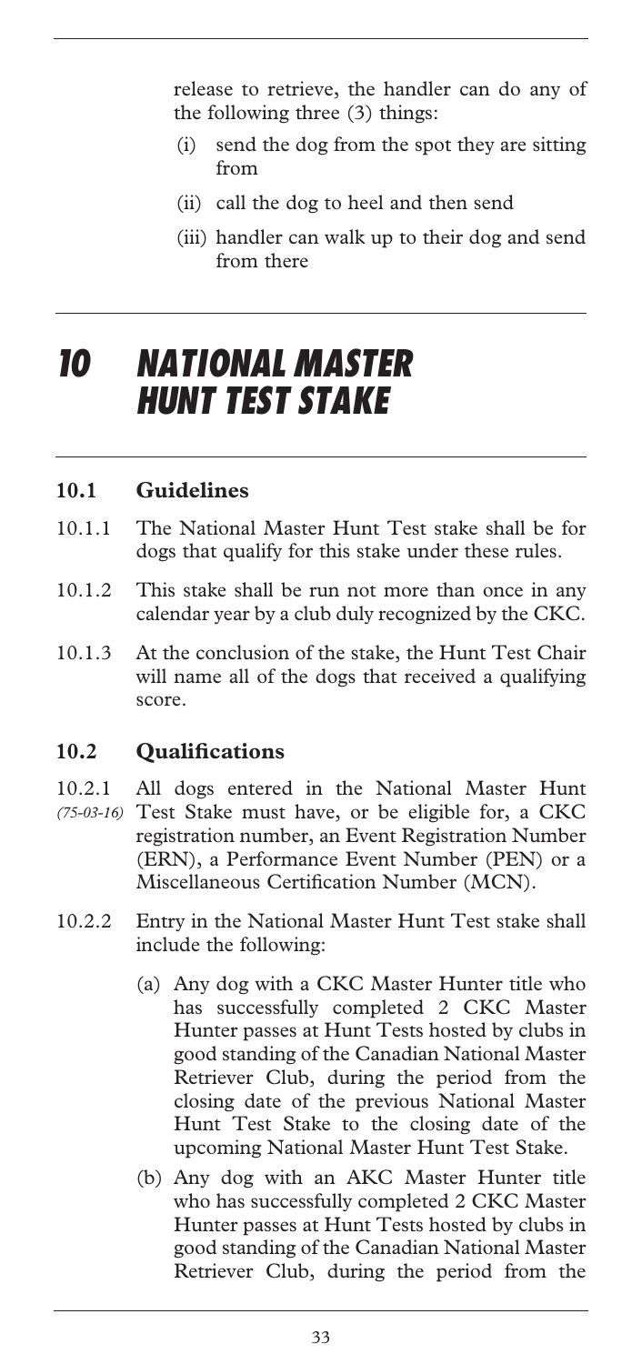release to retrieve, the handler can do any of the following three (3) things:

(i) send the dog from the spot they are sitting from

(ii) call the dog to heel and then send

(iii) handler can walk up to their dog and send from there

# 10 NATIONAL MASTER HUNT TEST STAKE

## 10.1 Guidelines

10.1.1 The National Master Hunt Test stake shall be for dogs that qualify for this stake under these rules.

10.1.2 This stake shall be run not more than once in any calendar year by a club duly recognized by the CKC.

10.1.3 At the conclusion of the stake, the Hunt Test Chair will name all of the dogs that received a qualifying score.

## 10.2 Qualifications

10.2.1 *(75-03-16)* All dogs entered in the National Master Hunt Test Stake must have, or be eligible for, a CKC registration number, an Event Registration Number (ERN), a Performance Event Number (PEN) or a Miscellaneous Certification Number (MCN).

10.2.2 Entry in the National Master Hunt Test stake shall include the following:

(a) Any dog with a CKC Master Hunter title who has successfully completed 2 CKC Master Hunter passes at Hunt Tests hosted by clubs in good standing of the Canadian National Master Retriever Club, during the period from the closing date of the previous National Master Hunt Test Stake to the closing date of the upcoming National Master Hunt Test Stake.

(b) Any dog with an AKC Master Hunter title who has successfully completed 2 CKC Master Hunter passes at Hunt Tests hosted by clubs in good standing of the Canadian National Master Retriever Club, during the period from the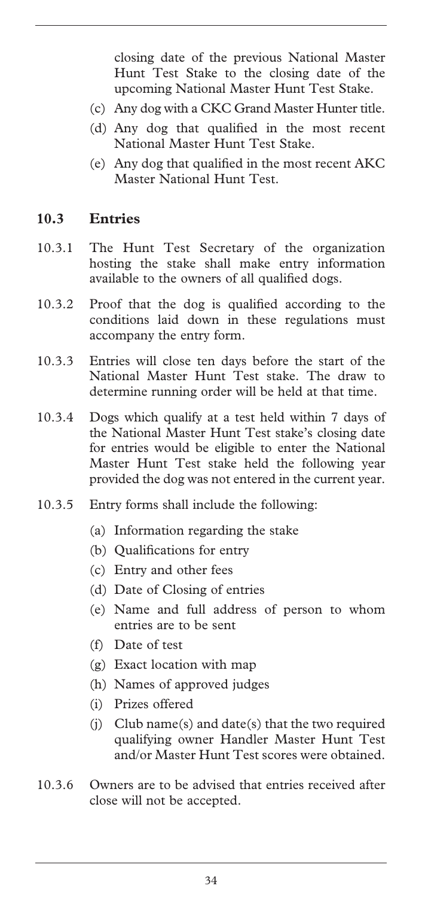closing date of the previous National Master Hunt Test Stake to the closing date of the upcoming National Master Hunt Test Stake.

(c) Any dog with a CKC Grand Master Hunter title.

(d) Any dog that qualified in the most recent National Master Hunt Test Stake.

(e) Any dog that qualified in the most recent AKC Master National Hunt Test.

## 10.3 Entries

10.3.1 The Hunt Test Secretary of the organization hosting the stake shall make entry information available to the owners of all qualified dogs.

10.3.2 Proof that the dog is qualified according to the conditions laid down in these regulations must accompany the entry form.

10.3.3 Entries will close ten days before the start of the National Master Hunt Test stake. The draw to determine running order will be held at that time.

10.3.4 Dogs which qualify at a test held within 7 days of the National Master Hunt Test stake's closing date for entries would be eligible to enter the National Master Hunt Test stake held the following year provided the dog was not entered in the current year.

10.3.5 Entry forms shall include the following:

(a) Information regarding the stake

(b) Qualifications for entry

(c) Entry and other fees

(d) Date of Closing of entries

(e) Name and full address of person to whom entries are to be sent

(f) Date of test

(g) Exact location with map

(h) Names of approved judges

(i) Prizes offered

(j) Club name(s) and date(s) that the two required qualifying owner Handler Master Hunt Test and/or Master Hunt Test scores were obtained.

10.3.6 Owners are to be advised that entries received after close will not be accepted.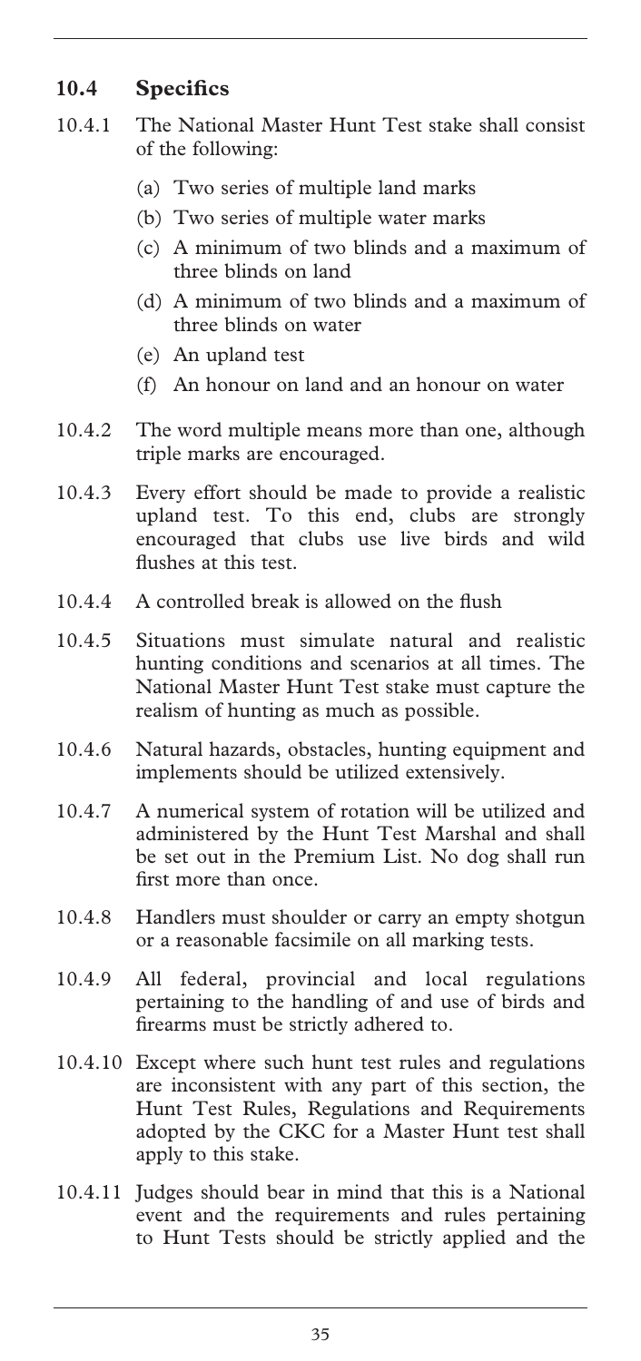## 10.4 Specifics

10.4.1 The National Master Hunt Test stake shall consist of the following:

(a) Two series of multiple land marks

(b) Two series of multiple water marks

(c) A minimum of two blinds and a maximum of three blinds on land

(d) A minimum of two blinds and a maximum of three blinds on water

(e) An upland test

(f) An honour on land and an honour on water

10.4.2 The word multiple means more than one, although triple marks are encouraged.

10.4.3 Every effort should be made to provide a realistic upland test. To this end, clubs are strongly encouraged that clubs use live birds and wild flushes at this test.

10.4.4 A controlled break is allowed on the flush

10.4.5 Situations must simulate natural and realistic hunting conditions and scenarios at all times. The National Master Hunt Test stake must capture the realism of hunting as much as possible.

10.4.6 Natural hazards, obstacles, hunting equipment and implements should be utilized extensively.

10.4.7 A numerical system of rotation will be utilized and administered by the Hunt Test Marshal and shall be set out in the Premium List. No dog shall run first more than once.

10.4.8 Handlers must shoulder or carry an empty shotgun or a reasonable facsimile on all marking tests.

10.4.9 All federal, provincial and local regulations pertaining to the handling of and use of birds and firearms must be strictly adhered to.

10.4.10 Except where such hunt test rules and regulations are inconsistent with any part of this section, the Hunt Test Rules, Regulations and Requirements adopted by the CKC for a Master Hunt test shall apply to this stake.

10.4.11 Judges should bear in mind that this is a National event and the requirements and rules pertaining to Hunt Tests should be strictly applied and the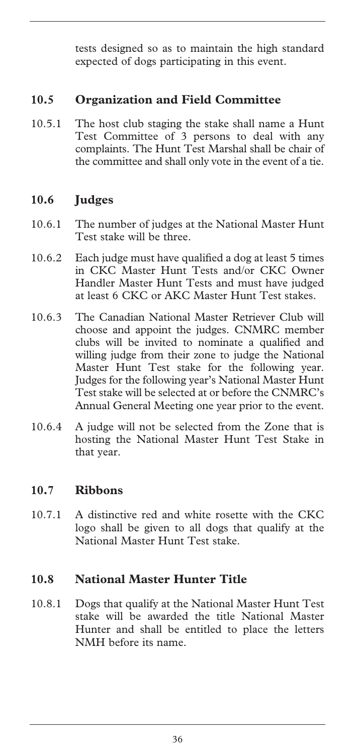tests designed so as to maintain the high standard expected of dogs participating in this event.

## 10.5 Organization and Field Committee

10.5.1 The host club staging the stake shall name a Hunt Test Committee of 3 persons to deal with any complaints. The Hunt Test Marshal shall be chair of the committee and shall only vote in the event of a tie.

## 10.6 Judges

10.6.1 The number of judges at the National Master Hunt Test stake will be three.

10.6.2 Each judge must have qualified a dog at least 5 times in CKC Master Hunt Tests and/or CKC Owner Handler Master Hunt Tests and must have judged at least 6 CKC or AKC Master Hunt Test stakes.

10.6.3 The Canadian National Master Retriever Club will choose and appoint the judges. CNMRC member clubs will be invited to nominate a qualified and willing judge from their zone to judge the National Master Hunt Test stake for the following year. Judges for the following year's National Master Hunt Test stake will be selected at or before the CNMRC's Annual General Meeting one year prior to the event.

10.6.4 A judge will not be selected from the Zone that is hosting the National Master Hunt Test Stake in that year.

## 10.7 Ribbons

10.7.1 A distinctive red and white rosette with the CKC logo shall be given to all dogs that qualify at the National Master Hunt Test stake.

## 10.8 National Master Hunter Title

10.8.1 Dogs that qualify at the National Master Hunt Test stake will be awarded the title National Master Hunter and shall be entitled to place the letters NMH before its name.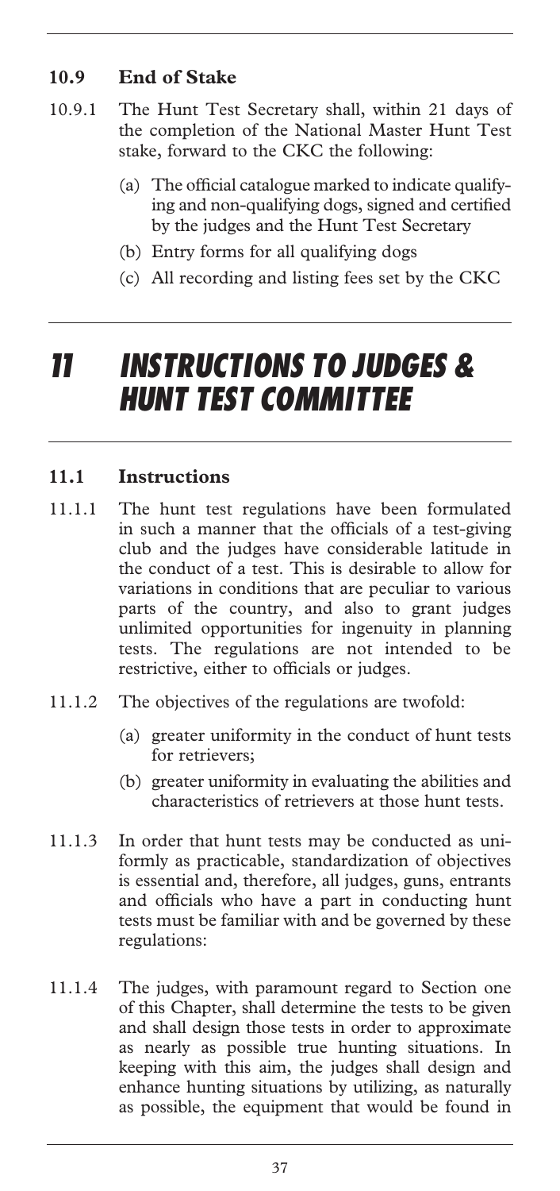### 10.9 End of Stake

10.9.1 The Hunt Test Secretary shall, within 21 days of the completion of the National Master Hunt Test stake, forward to the CKC the following:

(a) The official catalogue marked to indicate qualifying and non-qualifying dogs, signed and certified by the judges and the Hunt Test Secretary

(b) Entry forms for all qualifying dogs

(c) All recording and listing fees set by the CKC

# 11 INSTRUCTIONS TO JUDGES & HUNT TEST COMMITTEE

### 11.1 Instructions

11.1.1 The hunt test regulations have been formulated in such a manner that the officials of a test-giving club and the judges have considerable latitude in the conduct of a test. This is desirable to allow for variations in conditions that are peculiar to various parts of the country, and also to grant judges unlimited opportunities for ingenuity in planning tests. The regulations are not intended to be restrictive, either to officials or judges.

11.1.2 The objectives of the regulations are twofold:

(a) greater uniformity in the conduct of hunt tests for retrievers;

(b) greater uniformity in evaluating the abilities and characteristics of retrievers at those hunt tests.

11.1.3 In order that hunt tests may be conducted as uniformly as practicable, standardization of objectives is essential and, therefore, all judges, guns, entrants and officials who have a part in conducting hunt tests must be familiar with and be governed by these regulations:

11.1.4 The judges, with paramount regard to Section one of this Chapter, shall determine the tests to be given and shall design those tests in order to approximate as nearly as possible true hunting situations. In keeping with this aim, the judges shall design and enhance hunting situations by utilizing, as naturally as possible, the equipment that would be found in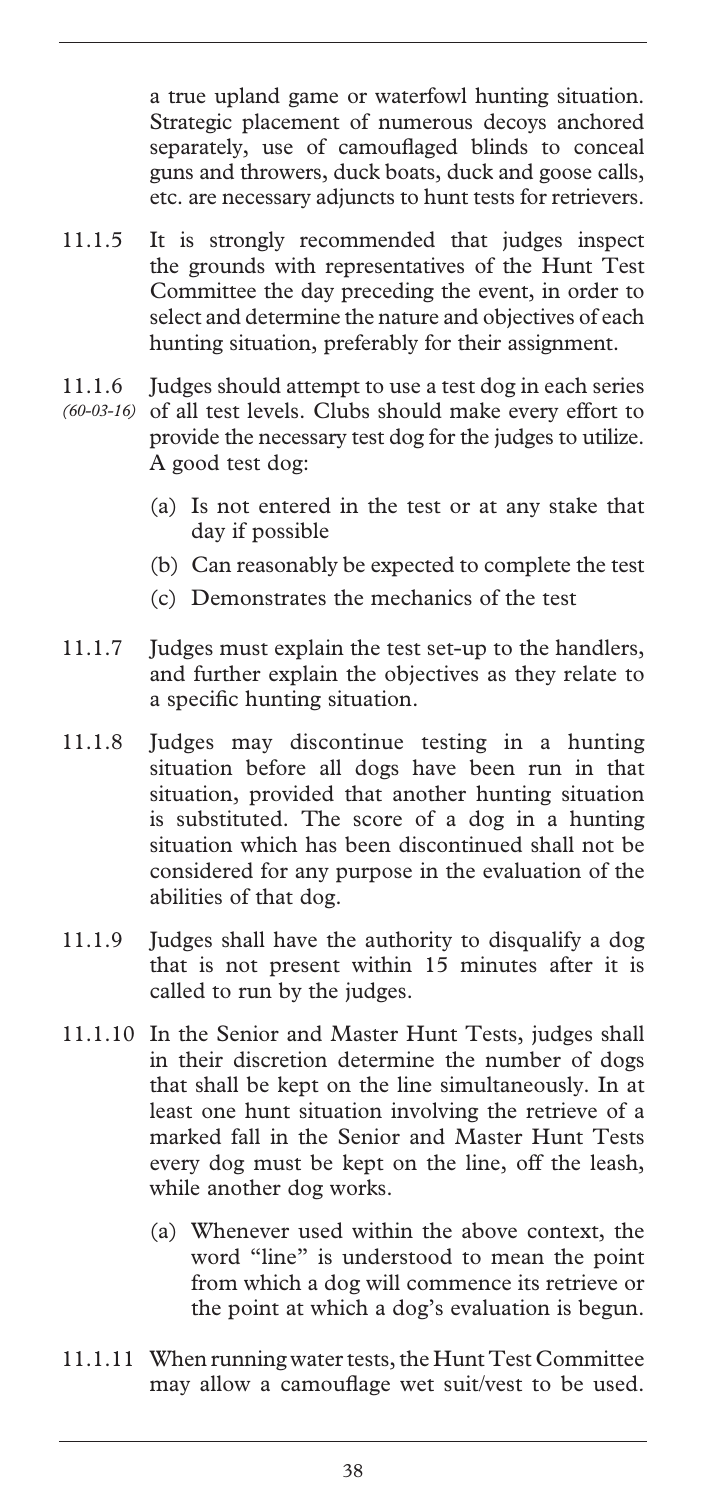a true upland game or waterfowl hunting situation. Strategic placement of numerous decoys anchored separately, use of camouflaged blinds to conceal guns and throwers, duck boats, duck and goose calls, etc. are necessary adjuncts to hunt tests for retrievers.

11.1.5 It is strongly recommended that judges inspect the grounds with representatives of the Hunt Test Committee the day preceding the event, in order to select and determine the nature and objectives of each hunting situation, preferably for their assignment.

11.1.6 *(60-03-16)* Judges should attempt to use a test dog in each series of all test levels. Clubs should make every effort to provide the necessary test dog for the judges to utilize. A good test dog:

- (a) Is not entered in the test or at any stake that day if possible
- (b) Can reasonably be expected to complete the test
- (c) Demonstrates the mechanics of the test

11.1.7 Judges must explain the test set-up to the handlers, and further explain the objectives as they relate to a specific hunting situation.

11.1.8 Judges may discontinue testing in a hunting situation before all dogs have been run in that situation, provided that another hunting situation is substituted. The score of a dog in a hunting situation which has been discontinued shall not be considered for any purpose in the evaluation of the abilities of that dog.

11.1.9 Judges shall have the authority to disqualify a dog that is not present within 15 minutes after it is called to run by the judges.

11.1.10 In the Senior and Master Hunt Tests, judges shall in their discretion determine the number of dogs that shall be kept on the line simultaneously. In at least one hunt situation involving the retrieve of a marked fall in the Senior and Master Hunt Tests every dog must be kept on the line, off the leash, while another dog works.

- (a) Whenever used within the above context, the word "line" is understood to mean the point from which a dog will commence its retrieve or the point at which a dog's evaluation is begun.

11.1.11 When running water tests, the Hunt Test Committee may allow a camouflage wet suit/vest to be used.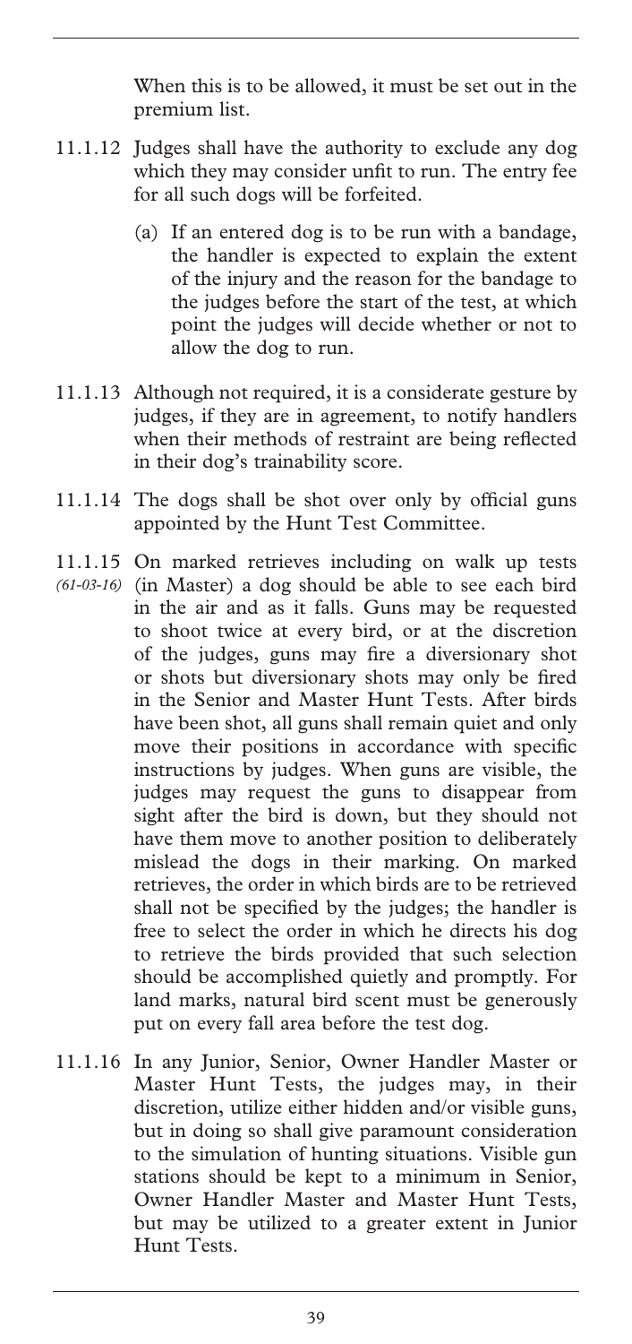When this is to be allowed, it must be set out in the premium list.

11.1.12 Judges shall have the authority to exclude any dog which they may consider unfit to run. The entry fee for all such dogs will be forfeited.

(a) If an entered dog is to be run with a bandage, the handler is expected to explain the extent of the injury and the reason for the bandage to the judges before the start of the test, at which point the judges will decide whether or not to allow the dog to run.

11.1.13 Although not required, it is a considerate gesture by judges, if they are in agreement, to notify handlers when their methods of restraint are being reflected in their dog's trainability score.

11.1.14 The dogs shall be shot over only by official guns appointed by the Hunt Test Committee.

11.1.15 *(61-03-16)* On marked retrieves including on walk up tests (in Master) a dog should be able to see each bird in the air and as it falls. Guns may be requested to shoot twice at every bird, or at the discretion of the judges, guns may fire a diversionary shot or shots but diversionary shots may only be fired in the Senior and Master Hunt Tests. After birds have been shot, all guns shall remain quiet and only move their positions in accordance with specific instructions by judges. When guns are visible, the judges may request the guns to disappear from sight after the bird is down, but they should not have them move to another position to deliberately mislead the dogs in their marking. On marked retrieves, the order in which birds are to be retrieved shall not be specified by the judges; the handler is free to select the order in which he directs his dog to retrieve the birds provided that such selection should be accomplished quietly and promptly. For land marks, natural bird scent must be generously put on every fall area before the test dog.

11.1.16 In any Junior, Senior, Owner Handler Master or Master Hunt Tests, the judges may, in their discretion, utilize either hidden and/or visible guns, but in doing so shall give paramount consideration to the simulation of hunting situations. Visible gun stations should be kept to a minimum in Senior, Owner Handler Master and Master Hunt Tests, but may be utilized to a greater extent in Junior Hunt Tests.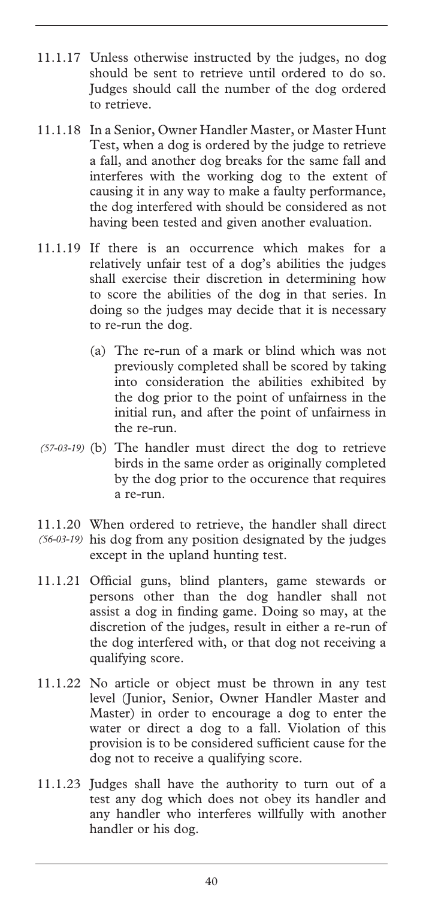11.1.17 Unless otherwise instructed by the judges, no dog should be sent to retrieve until ordered to do so. Judges should call the number of the dog ordered to retrieve.

11.1.18 In a Senior, Owner Handler Master, or Master Hunt Test, when a dog is ordered by the judge to retrieve a fall, and another dog breaks for the same fall and interferes with the working dog to the extent of causing it in any way to make a faulty performance, the dog interfered with should be considered as not having been tested and given another evaluation.

11.1.19 If there is an occurrence which makes for a relatively unfair test of a dog's abilities the judges shall exercise their discretion in determining how to score the abilities of the dog in that series. In doing so the judges may decide that it is necessary to re-run the dog.

(a) The re-run of a mark or blind which was not previously completed shall be scored by taking into consideration the abilities exhibited by the dog prior to the point of unfairness in the initial run, and after the point of unfairness in the re-run.

*(57-03-19)* (b) The handler must direct the dog to retrieve birds in the same order as originally completed by the dog prior to the occurence that requires a re-run.

11.1.20 When ordered to retrieve, the handler shall direct *(56-03-19)* his dog from any position designated by the judges except in the upland hunting test.

11.1.21 Official guns, blind planters, game stewards or persons other than the dog handler shall not assist a dog in finding game. Doing so may, at the discretion of the judges, result in either a re-run of the dog interfered with, or that dog not receiving a qualifying score.

11.1.22 No article or object must be thrown in any test level (Junior, Senior, Owner Handler Master and Master) in order to encourage a dog to enter the water or direct a dog to a fall. Violation of this provision is to be considered sufficient cause for the dog not to receive a qualifying score.

11.1.23 Judges shall have the authority to turn out of a test any dog which does not obey its handler and any handler who interferes willfully with another handler or his dog.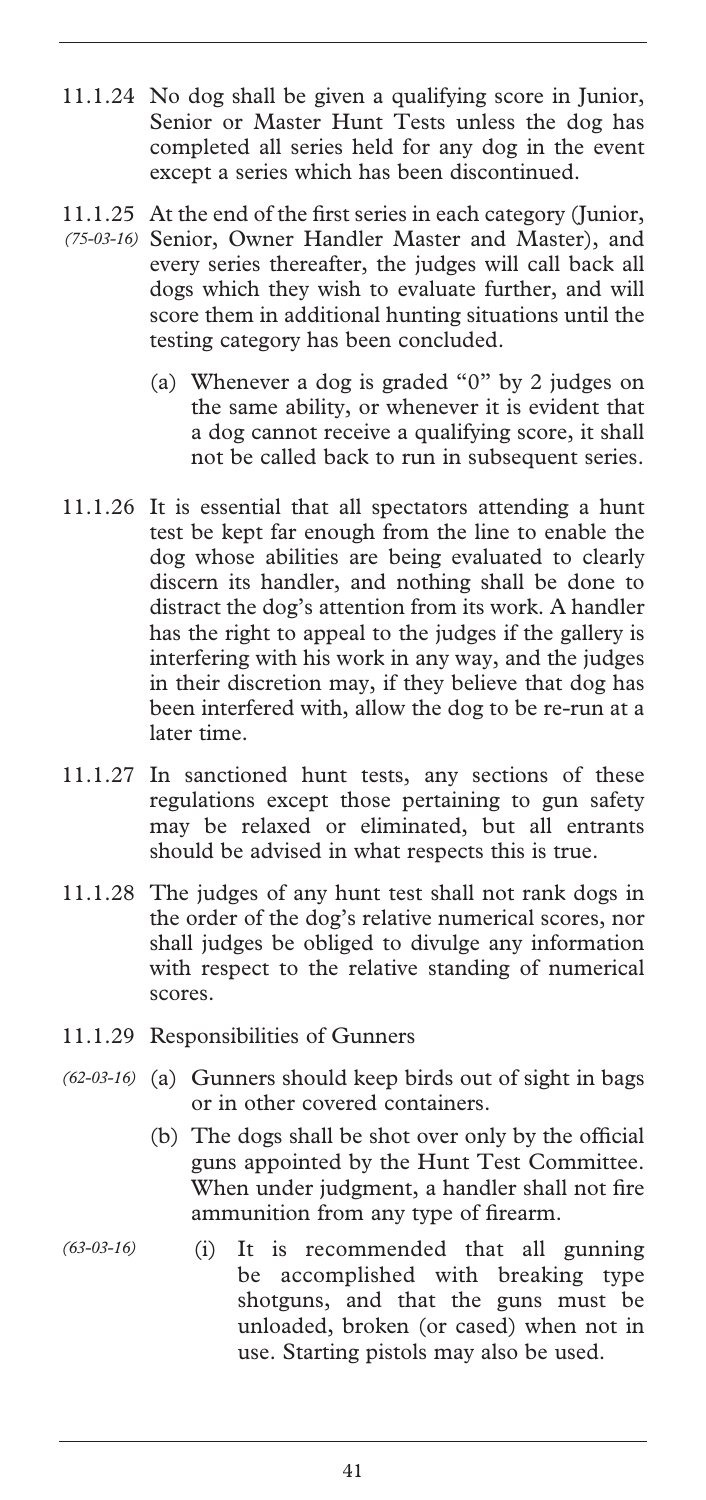11.1.24 No dog shall be given a qualifying score in Junior, Senior or Master Hunt Tests unless the dog has completed all series held for any dog in the event except a series which has been discontinued.

11.1.25 *(75-03-16)* At the end of the first series in each category (Junior, Senior, Owner Handler Master and Master), and every series thereafter, the judges will call back all dogs which they wish to evaluate further, and will score them in additional hunting situations until the testing category has been concluded.

(a) Whenever a dog is graded "0" by 2 judges on the same ability, or whenever it is evident that a dog cannot receive a qualifying score, it shall not be called back to run in subsequent series.

11.1.26 It is essential that all spectators attending a hunt test be kept far enough from the line to enable the dog whose abilities are being evaluated to clearly discern its handler, and nothing shall be done to distract the dog's attention from its work. A handler has the right to appeal to the judges if the gallery is interfering with his work in any way, and the judges in their discretion may, if they believe that dog has been interfered with, allow the dog to be re-run at a later time.

11.1.27 In sanctioned hunt tests, any sections of these regulations except those pertaining to gun safety may be relaxed or eliminated, but all entrants should be advised in what respects this is true.

11.1.28 The judges of any hunt test shall not rank dogs in the order of the dog's relative numerical scores, nor shall judges be obliged to divulge any information with respect to the relative standing of numerical scores.

11.1.29 Responsibilities of Gunners

*(62-03-16)* (a) Gunners should keep birds out of sight in bags or in other covered containers.

(b) The dogs shall be shot over only by the official guns appointed by the Hunt Test Committee. When under judgment, a handler shall not fire ammunition from any type of firearm.

*(63-03-16)* (i) It is recommended that all gunning be accomplished with breaking type shotguns, and that the guns must be unloaded, broken (or cased) when not in use. Starting pistols may also be used.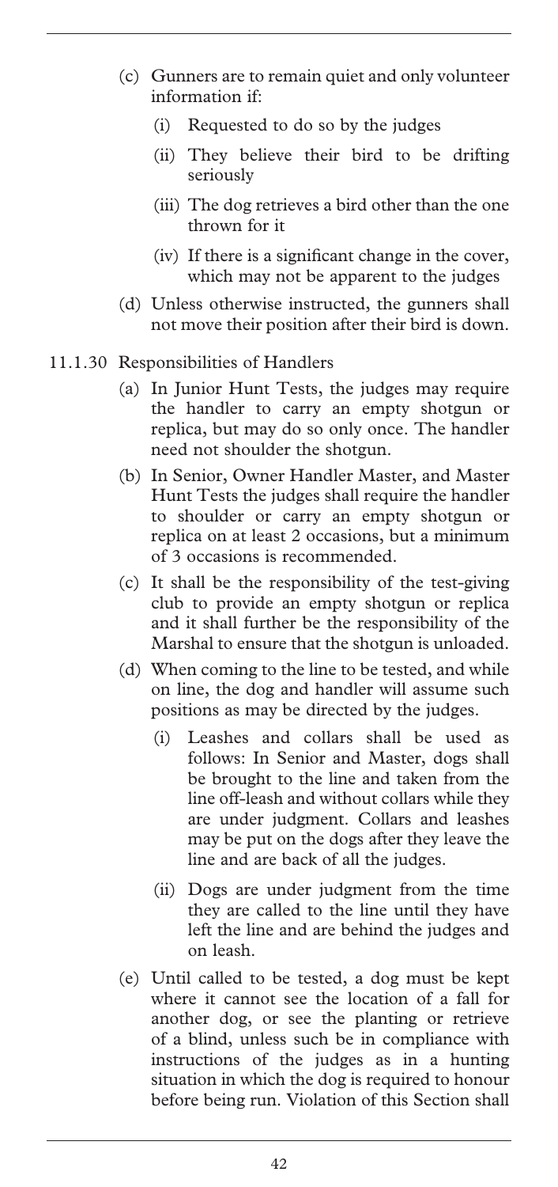(c) Gunners are to remain quiet and only volunteer information if:

   (i) Requested to do so by the judges

   (ii) They believe their bird to be drifting seriously

   (iii) The dog retrieves a bird other than the one thrown for it

   (iv) If there is a significant change in the cover, which may not be apparent to the judges

(d) Unless otherwise instructed, the gunners shall not move their position after their bird is down.

11.1.30 Responsibilities of Handlers

(a) In Junior Hunt Tests, the judges may require the handler to carry an empty shotgun or replica, but may do so only once. The handler need not shoulder the shotgun.

(b) In Senior, Owner Handler Master, and Master Hunt Tests the judges shall require the handler to shoulder or carry an empty shotgun or replica on at least 2 occasions, but a minimum of 3 occasions is recommended.

(c) It shall be the responsibility of the test-giving club to provide an empty shotgun or replica and it shall further be the responsibility of the Marshal to ensure that the shotgun is unloaded.

(d) When coming to the line to be tested, and while on line, the dog and handler will assume such positions as may be directed by the judges.

   (i) Leashes and collars shall be used as follows: In Senior and Master, dogs shall be brought to the line and taken from the line off-leash and without collars while they are under judgment. Collars and leashes may be put on the dogs after they leave the line and are back of all the judges.

   (ii) Dogs are under judgment from the time they are called to the line until they have left the line and are behind the judges and on leash.

(e) Until called to be tested, a dog must be kept where it cannot see the location of a fall for another dog, or see the planting or retrieve of a blind, unless such be in compliance with instructions of the judges as in a hunting situation in which the dog is required to honour before being run. Violation of this Section shall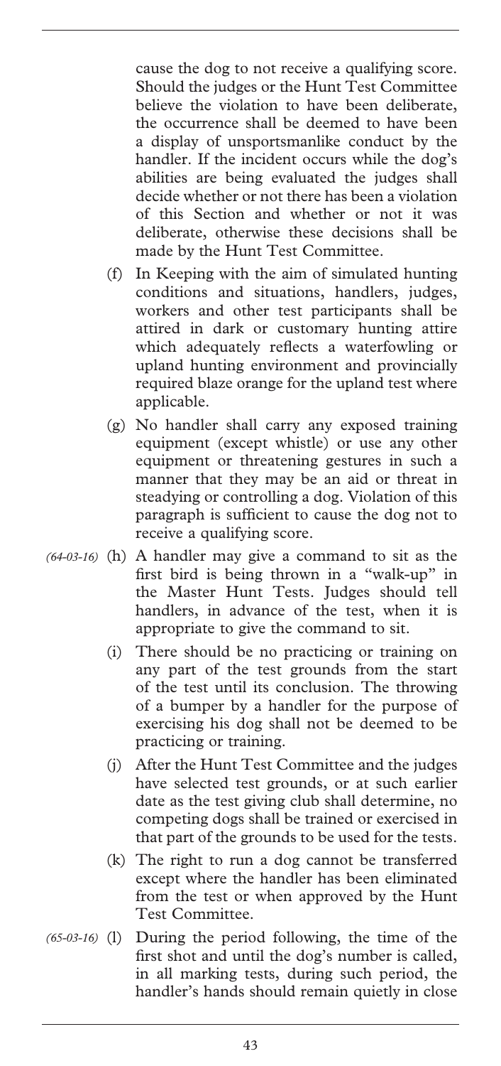cause the dog to not receive a qualifying score. Should the judges or the Hunt Test Committee believe the violation to have been deliberate, the occurrence shall be deemed to have been a display of unsportsmanlike conduct by the handler. If the incident occurs while the dog's abilities are being evaluated the judges shall decide whether or not there has been a violation of this Section and whether or not it was deliberate, otherwise these decisions shall be made by the Hunt Test Committee.

(f) In Keeping with the aim of simulated hunting conditions and situations, handlers, judges, workers and other test participants shall be attired in dark or customary hunting attire which adequately reflects a waterfowling or upland hunting environment and provincially required blaze orange for the upland test where applicable.

(g) No handler shall carry any exposed training equipment (except whistle) or use any other equipment or threatening gestures in such a manner that they may be an aid or threat in steadying or controlling a dog. Violation of this paragraph is sufficient to cause the dog not to receive a qualifying score.

*(64-03-16)* (h) A handler may give a command to sit as the first bird is being thrown in a "walk-up" in the Master Hunt Tests. Judges should tell handlers, in advance of the test, when it is appropriate to give the command to sit.

(i) There should be no practicing or training on any part of the test grounds from the start of the test until its conclusion. The throwing of a bumper by a handler for the purpose of exercising his dog shall not be deemed to be practicing or training.

(j) After the Hunt Test Committee and the judges have selected test grounds, or at such earlier date as the test giving club shall determine, no competing dogs shall be trained or exercised in that part of the grounds to be used for the tests.

(k) The right to run a dog cannot be transferred except where the handler has been eliminated from the test or when approved by the Hunt Test Committee.

*(65-03-16)* (l) During the period following, the time of the first shot and until the dog's number is called, in all marking tests, during such period, the handler's hands should remain quietly in close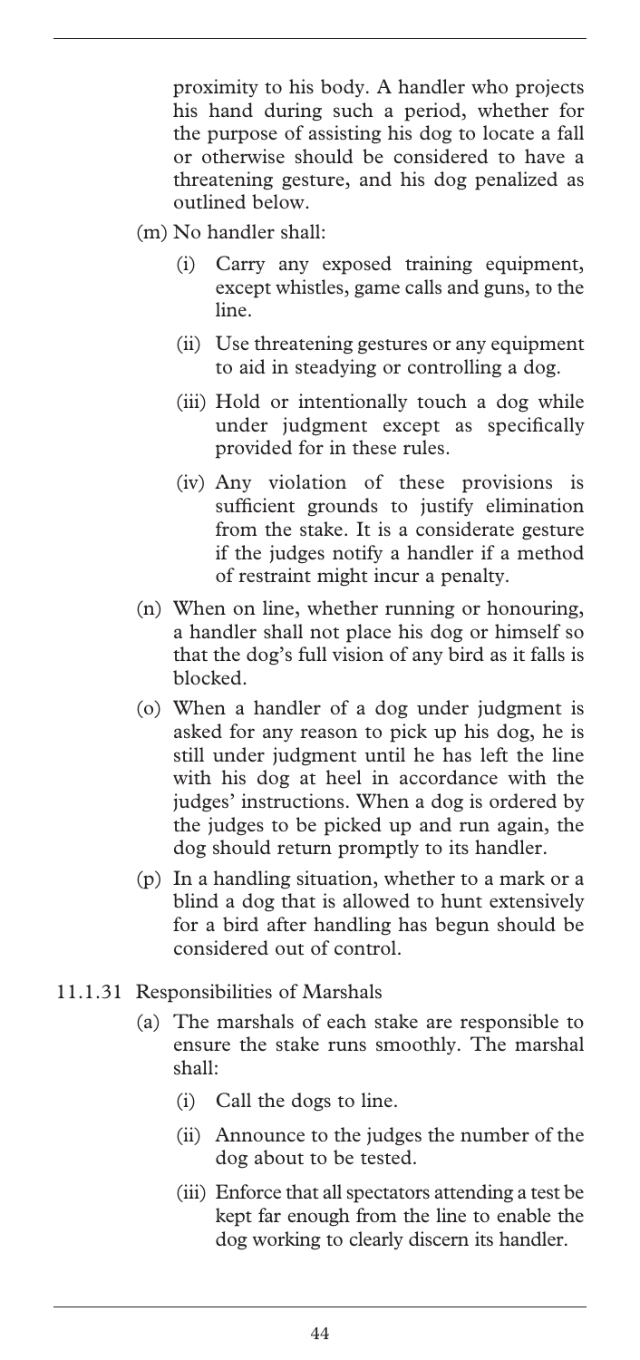proximity to his body. A handler who projects his hand during such a period, whether for the purpose of assisting his dog to locate a fall or otherwise should be considered to have a threatening gesture, and his dog penalized as outlined below.

(m) No handler shall:

  (i) Carry any exposed training equipment, except whistles, game calls and guns, to the line.

  (ii) Use threatening gestures or any equipment to aid in steadying or controlling a dog.

  (iii) Hold or intentionally touch a dog while under judgment except as specifically provided for in these rules.

  (iv) Any violation of these provisions is sufficient grounds to justify elimination from the stake. It is a considerate gesture if the judges notify a handler if a method of restraint might incur a penalty.

(n) When on line, whether running or honouring, a handler shall not place his dog or himself so that the dog's full vision of any bird as it falls is blocked.

(o) When a handler of a dog under judgment is asked for any reason to pick up his dog, he is still under judgment until he has left the line with his dog at heel in accordance with the judges' instructions. When a dog is ordered by the judges to be picked up and run again, the dog should return promptly to its handler.

(p) In a handling situation, whether to a mark or a blind a dog that is allowed to hunt extensively for a bird after handling has begun should be considered out of control.

11.1.31 Responsibilities of Marshals

(a) The marshals of each stake are responsible to ensure the stake runs smoothly. The marshal shall:

  (i) Call the dogs to line.

  (ii) Announce to the judges the number of the dog about to be tested.

  (iii) Enforce that all spectators attending a test be kept far enough from the line to enable the dog working to clearly discern its handler.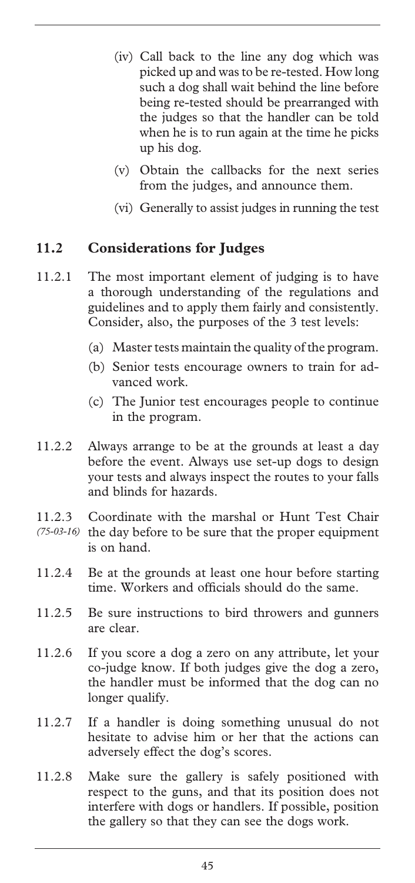(iv) Call back to the line any dog which was picked up and was to be re-tested. How long such a dog shall wait behind the line before being re-tested should be prearranged with the judges so that the handler can be told when he is to run again at the time he picks up his dog.

(v) Obtain the callbacks for the next series from the judges, and announce them.

(vi) Generally to assist judges in running the test

## 11.2 Considerations for Judges

11.2.1 The most important element of judging is to have a thorough understanding of the regulations and guidelines and to apply them fairly and consistently. Consider, also, the purposes of the 3 test levels:

(a) Master tests maintain the quality of the program.

(b) Senior tests encourage owners to train for advanced work.

(c) The Junior test encourages people to continue in the program.

11.2.2 Always arrange to be at the grounds at least a day before the event. Always use set-up dogs to design your tests and always inspect the routes to your falls and blinds for hazards.

11.2.3 *(75-03-16)* Coordinate with the marshal or Hunt Test Chair the day before to be sure that the proper equipment is on hand.

11.2.4 Be at the grounds at least one hour before starting time. Workers and officials should do the same.

11.2.5 Be sure instructions to bird throwers and gunners are clear.

11.2.6 If you score a dog a zero on any attribute, let your co-judge know. If both judges give the dog a zero, the handler must be informed that the dog can no longer qualify.

11.2.7 If a handler is doing something unusual do not hesitate to advise him or her that the actions can adversely effect the dog's scores.

11.2.8 Make sure the gallery is safely positioned with respect to the guns, and that its position does not interfere with dogs or handlers. If possible, position the gallery so that they can see the dogs work.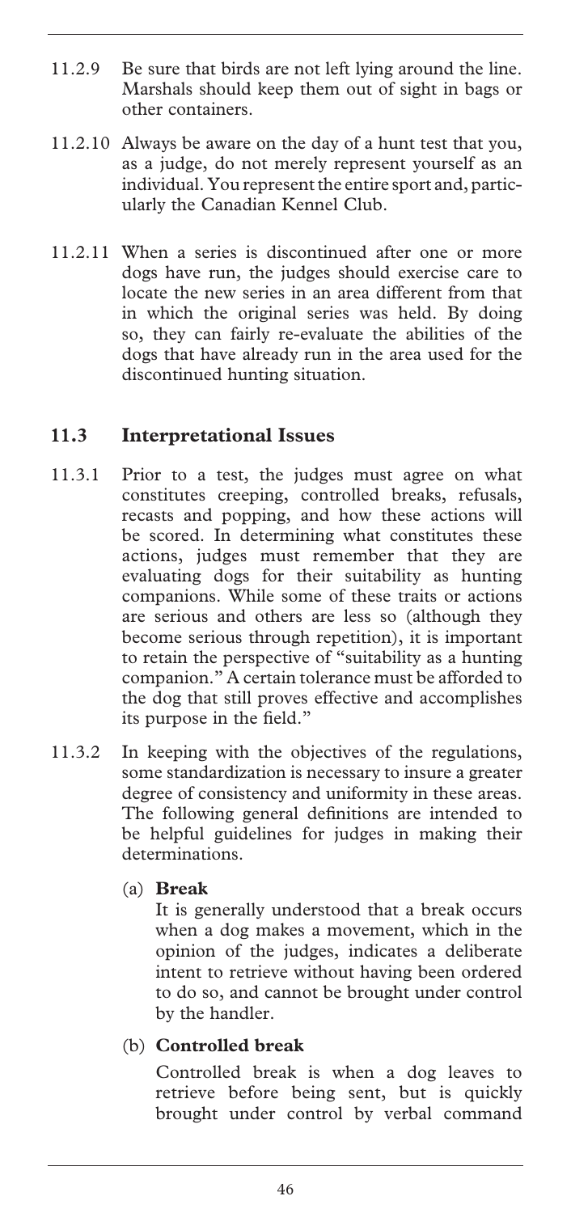11.2.9 Be sure that birds are not left lying around the line. Marshals should keep them out of sight in bags or other containers.

11.2.10 Always be aware on the day of a hunt test that you, as a judge, do not merely represent yourself as an individual. You represent the entire sport and, particularly the Canadian Kennel Club.

11.2.11 When a series is discontinued after one or more dogs have run, the judges should exercise care to locate the new series in an area different from that in which the original series was held. By doing so, they can fairly re-evaluate the abilities of the dogs that have already run in the area used for the discontinued hunting situation.

## 11.3 Interpretational Issues

11.3.1 Prior to a test, the judges must agree on what constitutes creeping, controlled breaks, refusals, recasts and popping, and how these actions will be scored. In determining what constitutes these actions, judges must remember that they are evaluating dogs for their suitability as hunting companions. While some of these traits or actions are serious and others are less so (although they become serious through repetition), it is important to retain the perspective of "suitability as a hunting companion." A certain tolerance must be afforded to the dog that still proves effective and accomplishes its purpose in the field."

11.3.2 In keeping with the objectives of the regulations, some standardization is necessary to insure a greater degree of consistency and uniformity in these areas. The following general definitions are intended to be helpful guidelines for judges in making their determinations.

(a) **Break**

It is generally understood that a break occurs when a dog makes a movement, which in the opinion of the judges, indicates a deliberate intent to retrieve without having been ordered to do so, and cannot be brought under control by the handler.

(b) **Controlled break**

Controlled break is when a dog leaves to retrieve before being sent, but is quickly brought under control by verbal command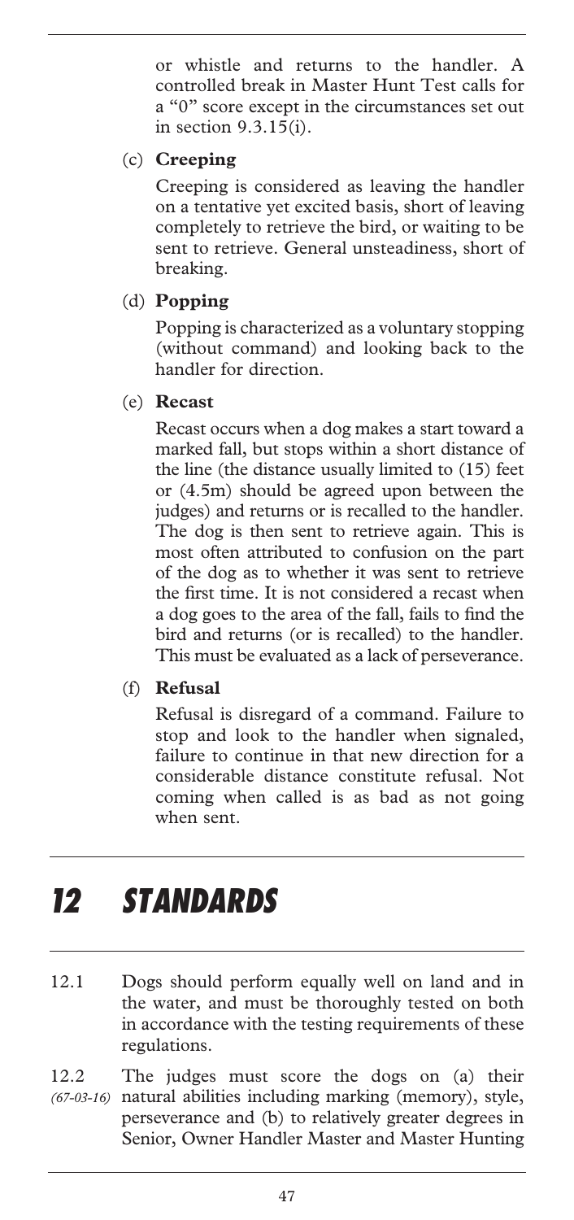or whistle and returns to the handler. A controlled break in Master Hunt Test calls for a "0" score except in the circumstances set out in section 9.3.15(i).

(c) **Creeping**

Creeping is considered as leaving the handler on a tentative yet excited basis, short of leaving completely to retrieve the bird, or waiting to be sent to retrieve. General unsteadiness, short of breaking.

(d) **Popping**

Popping is characterized as a voluntary stopping (without command) and looking back to the handler for direction.

(e) **Recast**

Recast occurs when a dog makes a start toward a marked fall, but stops within a short distance of the line (the distance usually limited to (15) feet or (4.5m) should be agreed upon between the judges) and returns or is recalled to the handler. The dog is then sent to retrieve again. This is most often attributed to confusion on the part of the dog as to whether it was sent to retrieve the first time. It is not considered a recast when a dog goes to the area of the fall, fails to find the bird and returns (or is recalled) to the handler. This must be evaluated as a lack of perseverance.

(f) **Refusal**

Refusal is disregard of a command. Failure to stop and look to the handler when signaled, failure to continue in that new direction for a considerable distance constitute refusal. Not coming when called is as bad as not going when sent.

# *12 STANDARDS*

12.1 Dogs should perform equally well on land and in the water, and must be thoroughly tested on both in accordance with the testing requirements of these regulations.

12.2 *(67-03-16)* The judges must score the dogs on (a) their natural abilities including marking (memory), style, perseverance and (b) to relatively greater degrees in Senior, Owner Handler Master and Master Hunting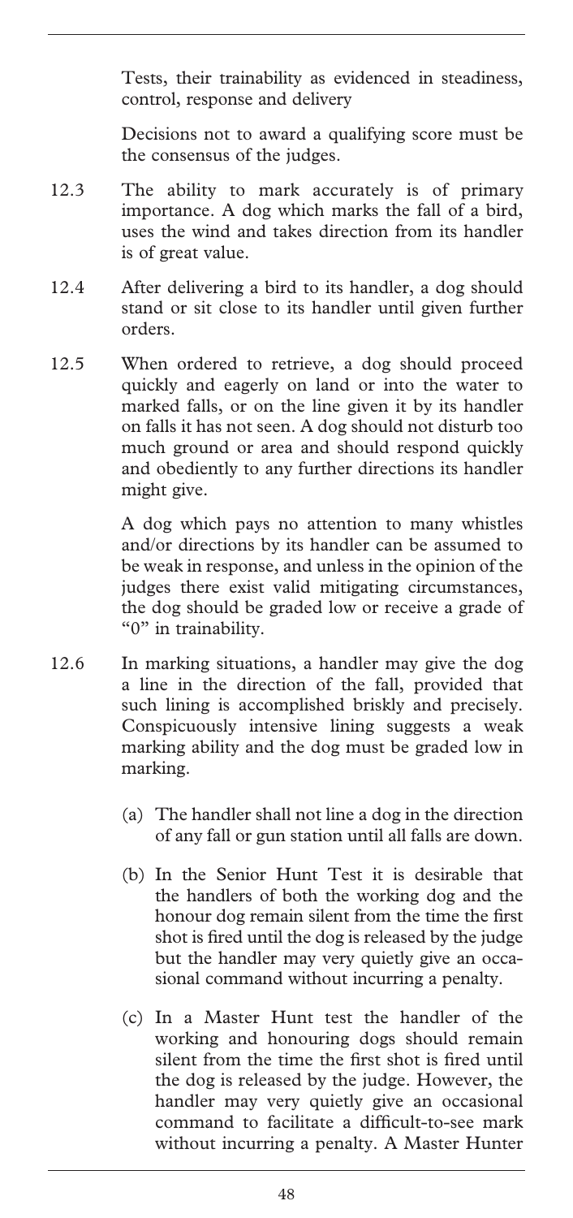Tests, their trainability as evidenced in steadiness, control, response and delivery

Decisions not to award a qualifying score must be the consensus of the judges.

12.3 The ability to mark accurately is of primary importance. A dog which marks the fall of a bird, uses the wind and takes direction from its handler is of great value.

12.4 After delivering a bird to its handler, a dog should stand or sit close to its handler until given further orders.

12.5 When ordered to retrieve, a dog should proceed quickly and eagerly on land or into the water to marked falls, or on the line given it by its handler on falls it has not seen. A dog should not disturb too much ground or area and should respond quickly and obediently to any further directions its handler might give.

A dog which pays no attention to many whistles and/or directions by its handler can be assumed to be weak in response, and unless in the opinion of the judges there exist valid mitigating circumstances, the dog should be graded low or receive a grade of "0" in trainability.

12.6 In marking situations, a handler may give the dog a line in the direction of the fall, provided that such lining is accomplished briskly and precisely. Conspicuously intensive lining suggests a weak marking ability and the dog must be graded low in marking.

(a) The handler shall not line a dog in the direction of any fall or gun station until all falls are down.

(b) In the Senior Hunt Test it is desirable that the handlers of both the working dog and the honour dog remain silent from the time the first shot is fired until the dog is released by the judge but the handler may very quietly give an occasional command without incurring a penalty.

(c) In a Master Hunt test the handler of the working and honouring dogs should remain silent from the time the first shot is fired until the dog is released by the judge. However, the handler may very quietly give an occasional command to facilitate a difficult-to-see mark without incurring a penalty. A Master Hunter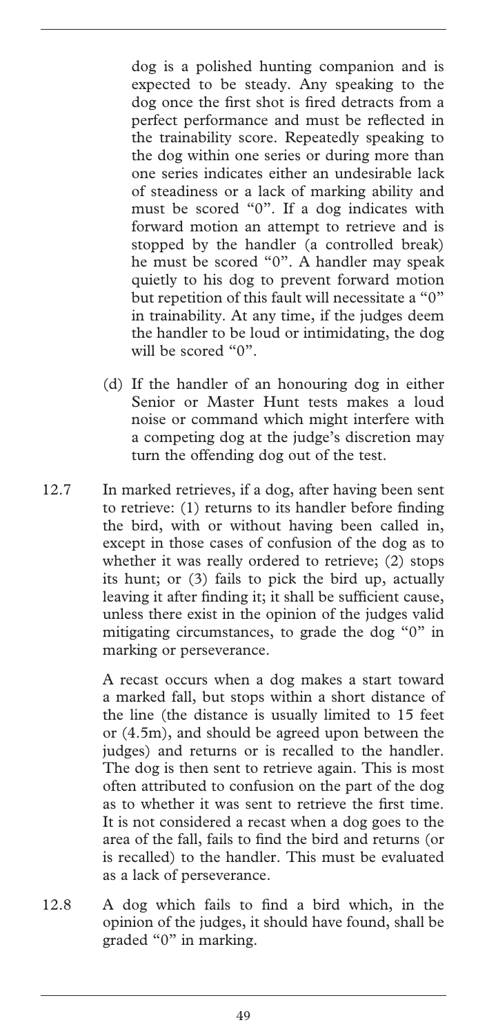dog is a polished hunting companion and is expected to be steady. Any speaking to the dog once the first shot is fired detracts from a perfect performance and must be reflected in the trainability score. Repeatedly speaking to the dog within one series or during more than one series indicates either an undesirable lack of steadiness or a lack of marking ability and must be scored "0". If a dog indicates with forward motion an attempt to retrieve and is stopped by the handler (a controlled break) he must be scored "0". A handler may speak quietly to his dog to prevent forward motion but repetition of this fault will necessitate a "0" in trainability. At any time, if the judges deem the handler to be loud or intimidating, the dog will be scored "0".

(d) If the handler of an honouring dog in either Senior or Master Hunt tests makes a loud noise or command which might interfere with a competing dog at the judge's discretion may turn the offending dog out of the test.

12.7 In marked retrieves, if a dog, after having been sent to retrieve: (1) returns to its handler before finding the bird, with or without having been called in, except in those cases of confusion of the dog as to whether it was really ordered to retrieve; (2) stops its hunt; or (3) fails to pick the bird up, actually leaving it after finding it; it shall be sufficient cause, unless there exist in the opinion of the judges valid mitigating circumstances, to grade the dog "0" in marking or perseverance.

A recast occurs when a dog makes a start toward a marked fall, but stops within a short distance of the line (the distance is usually limited to 15 feet or (4.5m), and should be agreed upon between the judges) and returns or is recalled to the handler. The dog is then sent to retrieve again. This is most often attributed to confusion on the part of the dog as to whether it was sent to retrieve the first time. It is not considered a recast when a dog goes to the area of the fall, fails to find the bird and returns (or is recalled) to the handler. This must be evaluated as a lack of perseverance.

12.8 A dog which fails to find a bird which, in the opinion of the judges, it should have found, shall be graded "0" in marking.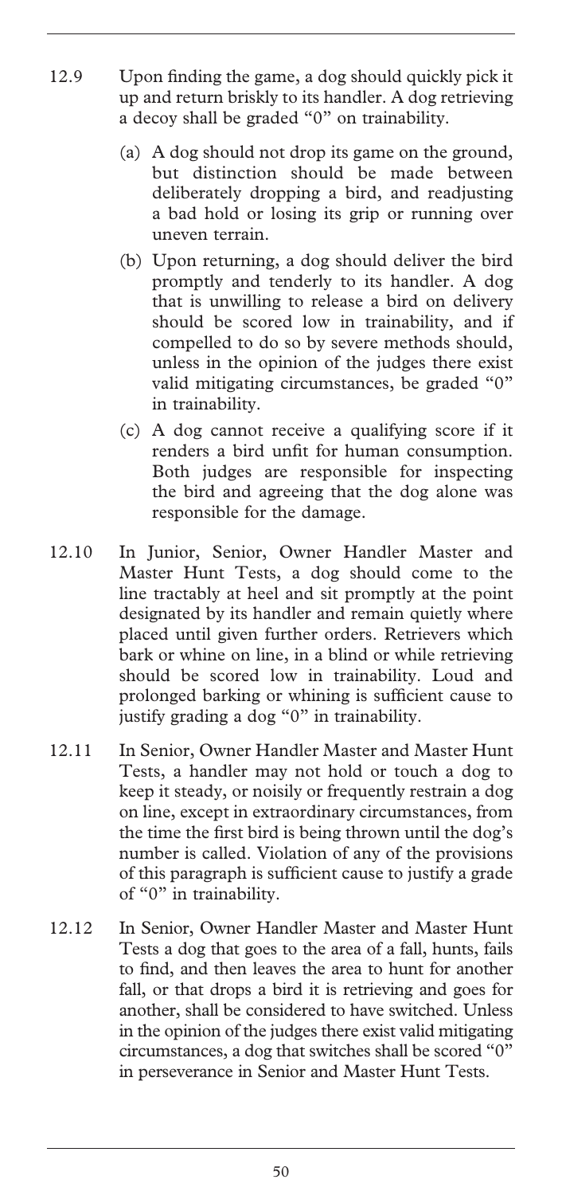12.9 Upon finding the game, a dog should quickly pick it up and return briskly to its handler. A dog retrieving a decoy shall be graded "0" on trainability.

(a) A dog should not drop its game on the ground, but distinction should be made between deliberately dropping a bird, and readjusting a bad hold or losing its grip or running over uneven terrain.

(b) Upon returning, a dog should deliver the bird promptly and tenderly to its handler. A dog that is unwilling to release a bird on delivery should be scored low in trainability, and if compelled to do so by severe methods should, unless in the opinion of the judges there exist valid mitigating circumstances, be graded "0" in trainability.

(c) A dog cannot receive a qualifying score if it renders a bird unfit for human consumption. Both judges are responsible for inspecting the bird and agreeing that the dog alone was responsible for the damage.

12.10 In Junior, Senior, Owner Handler Master and Master Hunt Tests, a dog should come to the line tractably at heel and sit promptly at the point designated by its handler and remain quietly where placed until given further orders. Retrievers which bark or whine on line, in a blind or while retrieving should be scored low in trainability. Loud and prolonged barking or whining is sufficient cause to justify grading a dog "0" in trainability.

12.11 In Senior, Owner Handler Master and Master Hunt Tests, a handler may not hold or touch a dog to keep it steady, or noisily or frequently restrain a dog on line, except in extraordinary circumstances, from the time the first bird is being thrown until the dog's number is called. Violation of any of the provisions of this paragraph is sufficient cause to justify a grade of "0" in trainability.

12.12 In Senior, Owner Handler Master and Master Hunt Tests a dog that goes to the area of a fall, hunts, fails to find, and then leaves the area to hunt for another fall, or that drops a bird it is retrieving and goes for another, shall be considered to have switched. Unless in the opinion of the judges there exist valid mitigating circumstances, a dog that switches shall be scored "0" in perseverance in Senior and Master Hunt Tests.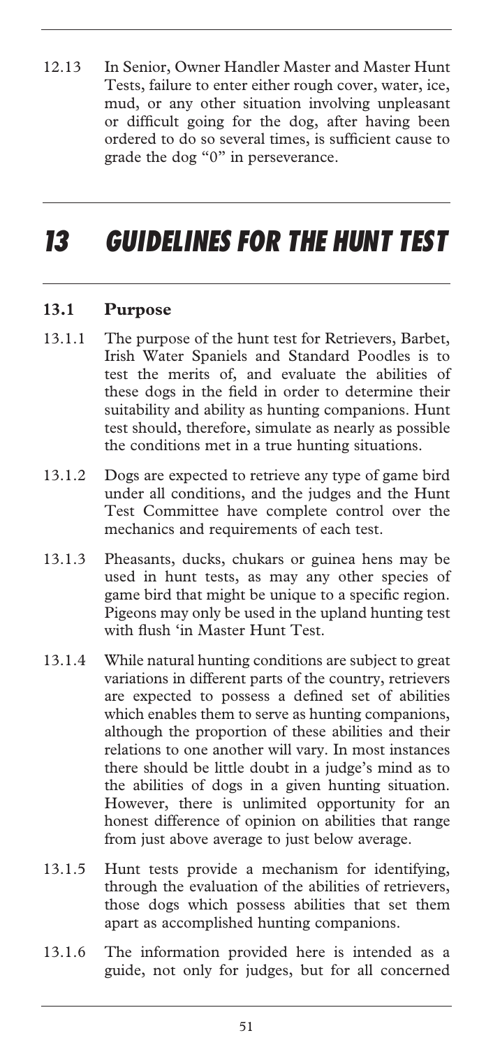12.13 In Senior, Owner Handler Master and Master Hunt Tests, failure to enter either rough cover, water, ice, mud, or any other situation involving unpleasant or difficult going for the dog, after having been ordered to do so several times, is sufficient cause to grade the dog "0" in perseverance.

# 13 GUIDELINES FOR THE HUNT TEST

## 13.1 Purpose

13.1.1 The purpose of the hunt test for Retrievers, Barbet, Irish Water Spaniels and Standard Poodles is to test the merits of, and evaluate the abilities of these dogs in the field in order to determine their suitability and ability as hunting companions. Hunt test should, therefore, simulate as nearly as possible the conditions met in a true hunting situations.

13.1.2 Dogs are expected to retrieve any type of game bird under all conditions, and the judges and the Hunt Test Committee have complete control over the mechanics and requirements of each test.

13.1.3 Pheasants, ducks, chukars or guinea hens may be used in hunt tests, as may any other species of game bird that might be unique to a specific region. Pigeons may only be used in the upland hunting test with flush 'in Master Hunt Test.

13.1.4 While natural hunting conditions are subject to great variations in different parts of the country, retrievers are expected to possess a defined set of abilities which enables them to serve as hunting companions, although the proportion of these abilities and their relations to one another will vary. In most instances there should be little doubt in a judge's mind as to the abilities of dogs in a given hunting situation. However, there is unlimited opportunity for an honest difference of opinion on abilities that range from just above average to just below average.

13.1.5 Hunt tests provide a mechanism for identifying, through the evaluation of the abilities of retrievers, those dogs which possess abilities that set them apart as accomplished hunting companions.

13.1.6 The information provided here is intended as a guide, not only for judges, but for all concerned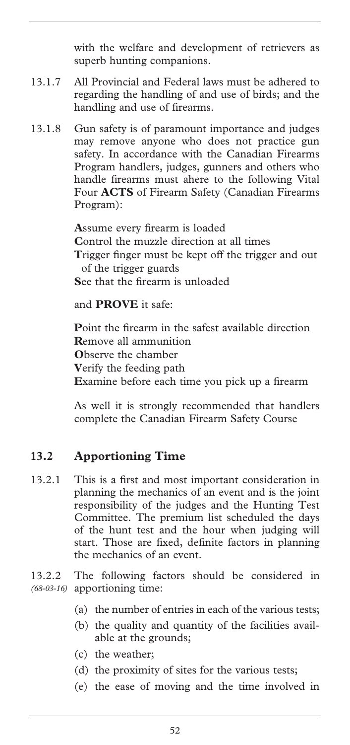with the welfare and development of retrievers as superb hunting companions.

13.1.7 All Provincial and Federal laws must be adhered to regarding the handling of and use of birds; and the handling and use of firearms.

13.1.8 Gun safety is of paramount importance and judges may remove anyone who does not practice gun safety. In accordance with the Canadian Firearms Program handlers, judges, gunners and others who handle firearms must ahere to the following Vital Four **ACTS** of Firearm Safety (Canadian Firearms Program):

**A**ssume every firearm is loaded
**C**ontrol the muzzle direction at all times
**T**rigger finger must be kept off the trigger and out of the trigger guards
**S**ee that the firearm is unloaded

and **PROVE** it safe:

**P**oint the firearm in the safest available direction
**R**emove all ammunition
**O**bserve the chamber
**V**erify the feeding path
**E**xamine before each time you pick up a firearm

As well it is strongly recommended that handlers complete the Canadian Firearm Safety Course

## 13.2 Apportioning Time

13.2.1 This is a first and most important consideration in planning the mechanics of an event and is the joint responsibility of the judges and the Hunting Test Committee. The premium list scheduled the days of the hunt test and the hour when judging will start. Those are fixed, definite factors in planning the mechanics of an event.

13.2.2 *(68-03-16)* The following factors should be considered in apportioning time:

(a) the number of entries in each of the various tests;
(b) the quality and quantity of the facilities available at the grounds;
(c) the weather;
(d) the proximity of sites for the various tests;
(e) the ease of moving and the time involved in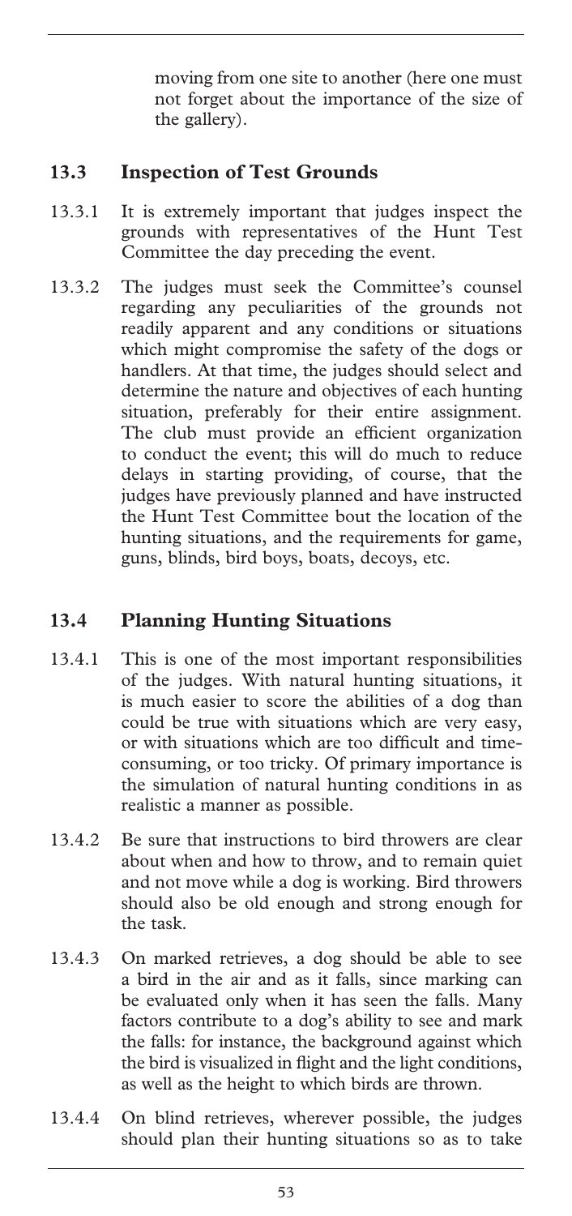moving from one site to another (here one must not forget about the importance of the size of the gallery).

## 13.3 Inspection of Test Grounds

13.3.1 It is extremely important that judges inspect the grounds with representatives of the Hunt Test Committee the day preceding the event.

13.3.2 The judges must seek the Committee's counsel regarding any peculiarities of the grounds not readily apparent and any conditions or situations which might compromise the safety of the dogs or handlers. At that time, the judges should select and determine the nature and objectives of each hunting situation, preferably for their entire assignment. The club must provide an efficient organization to conduct the event; this will do much to reduce delays in starting providing, of course, that the judges have previously planned and have instructed the Hunt Test Committee bout the location of the hunting situations, and the requirements for game, guns, blinds, bird boys, boats, decoys, etc.

## 13.4 Planning Hunting Situations

13.4.1 This is one of the most important responsibilities of the judges. With natural hunting situations, it is much easier to score the abilities of a dog than could be true with situations which are very easy, or with situations which are too difficult and time-consuming, or too tricky. Of primary importance is the simulation of natural hunting conditions in as realistic a manner as possible.

13.4.2 Be sure that instructions to bird throwers are clear about when and how to throw, and to remain quiet and not move while a dog is working. Bird throwers should also be old enough and strong enough for the task.

13.4.3 On marked retrieves, a dog should be able to see a bird in the air and as it falls, since marking can be evaluated only when it has seen the falls. Many factors contribute to a dog's ability to see and mark the falls: for instance, the background against which the bird is visualized in flight and the light conditions, as well as the height to which birds are thrown.

13.4.4 On blind retrieves, wherever possible, the judges should plan their hunting situations so as to take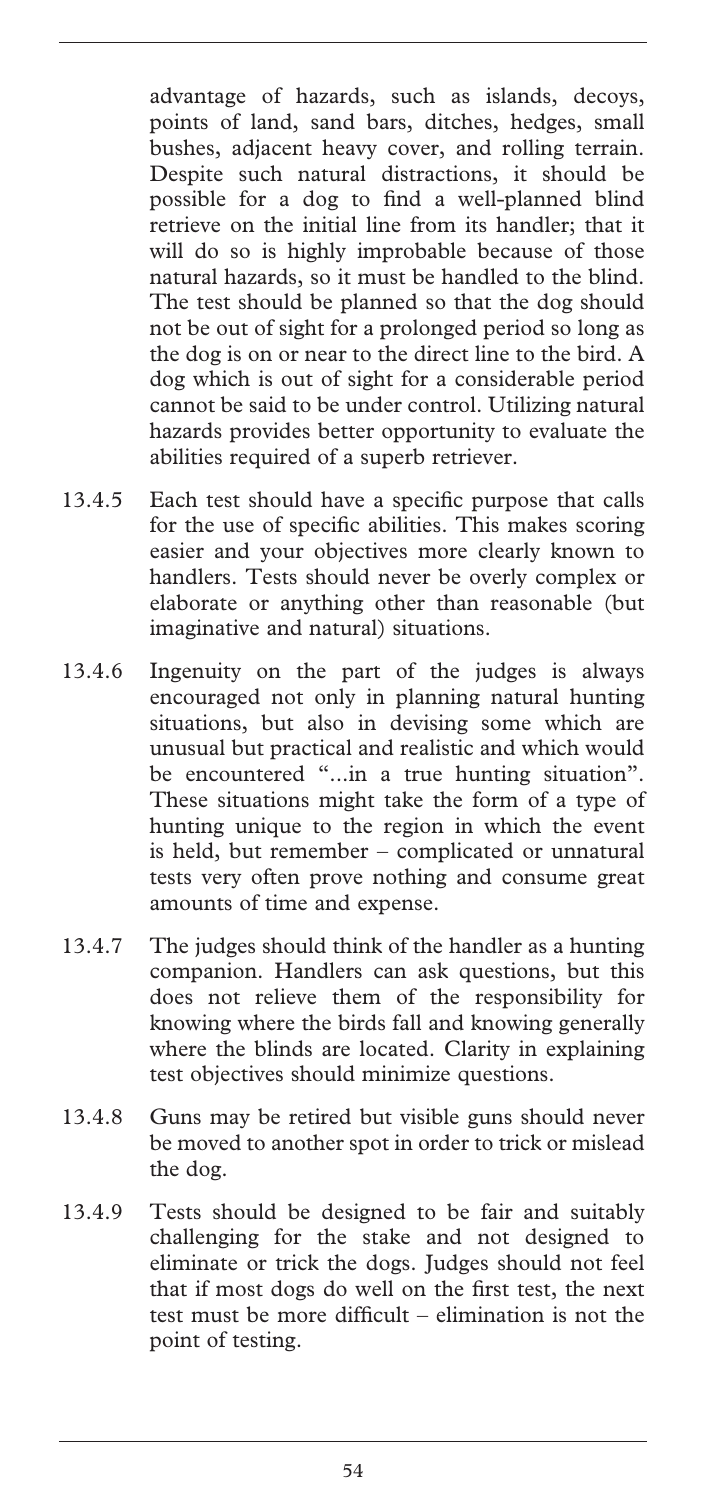advantage of hazards, such as islands, decoys, points of land, sand bars, ditches, hedges, small bushes, adjacent heavy cover, and rolling terrain. Despite such natural distractions, it should be possible for a dog to find a well-planned blind retrieve on the initial line from its handler; that it will do so is highly improbable because of those natural hazards, so it must be handled to the blind. The test should be planned so that the dog should not be out of sight for a prolonged period so long as the dog is on or near to the direct line to the bird. A dog which is out of sight for a considerable period cannot be said to be under control. Utilizing natural hazards provides better opportunity to evaluate the abilities required of a superb retriever.

13.4.5 Each test should have a specific purpose that calls for the use of specific abilities. This makes scoring easier and your objectives more clearly known to handlers. Tests should never be overly complex or elaborate or anything other than reasonable (but imaginative and natural) situations.

13.4.6 Ingenuity on the part of the judges is always encouraged not only in planning natural hunting situations, but also in devising some which are unusual but practical and realistic and which would be encountered "...in a true hunting situation". These situations might take the form of a type of hunting unique to the region in which the event is held, but remember – complicated or unnatural tests very often prove nothing and consume great amounts of time and expense.

13.4.7 The judges should think of the handler as a hunting companion. Handlers can ask questions, but this does not relieve them of the responsibility for knowing where the birds fall and knowing generally where the blinds are located. Clarity in explaining test objectives should minimize questions.

13.4.8 Guns may be retired but visible guns should never be moved to another spot in order to trick or mislead the dog.

13.4.9 Tests should be designed to be fair and suitably challenging for the stake and not designed to eliminate or trick the dogs. Judges should not feel that if most dogs do well on the first test, the next test must be more difficult – elimination is not the point of testing.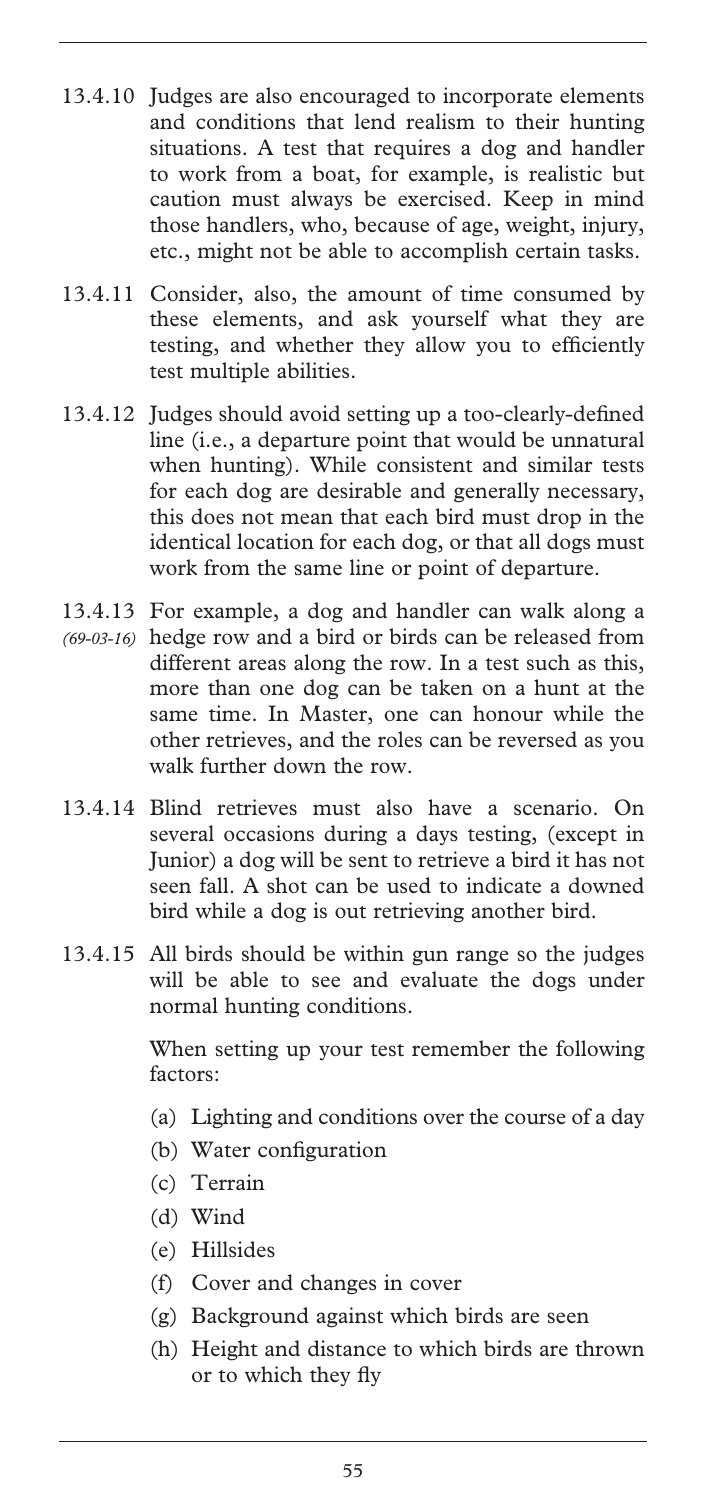13.4.10 Judges are also encouraged to incorporate elements and conditions that lend realism to their hunting situations. A test that requires a dog and handler to work from a boat, for example, is realistic but caution must always be exercised. Keep in mind those handlers, who, because of age, weight, injury, etc., might not be able to accomplish certain tasks.

13.4.11 Consider, also, the amount of time consumed by these elements, and ask yourself what they are testing, and whether they allow you to efficiently test multiple abilities.

13.4.12 Judges should avoid setting up a too-clearly-defined line (i.e., a departure point that would be unnatural when hunting). While consistent and similar tests for each dog are desirable and generally necessary, this does not mean that each bird must drop in the identical location for each dog, or that all dogs must work from the same line or point of departure.

13.4.13 *(69-03-16)* For example, a dog and handler can walk along a hedge row and a bird or birds can be released from different areas along the row. In a test such as this, more than one dog can be taken on a hunt at the same time. In Master, one can honour while the other retrieves, and the roles can be reversed as you walk further down the row.

13.4.14 Blind retrieves must also have a scenario. On several occasions during a days testing, (except in Junior) a dog will be sent to retrieve a bird it has not seen fall. A shot can be used to indicate a downed bird while a dog is out retrieving another bird.

13.4.15 All birds should be within gun range so the judges will be able to see and evaluate the dogs under normal hunting conditions.

When setting up your test remember the following factors:

(a) Lighting and conditions over the course of a day
(b) Water configuration
(c) Terrain
(d) Wind
(e) Hillsides
(f) Cover and changes in cover
(g) Background against which birds are seen
(h) Height and distance to which birds are thrown or to which they fly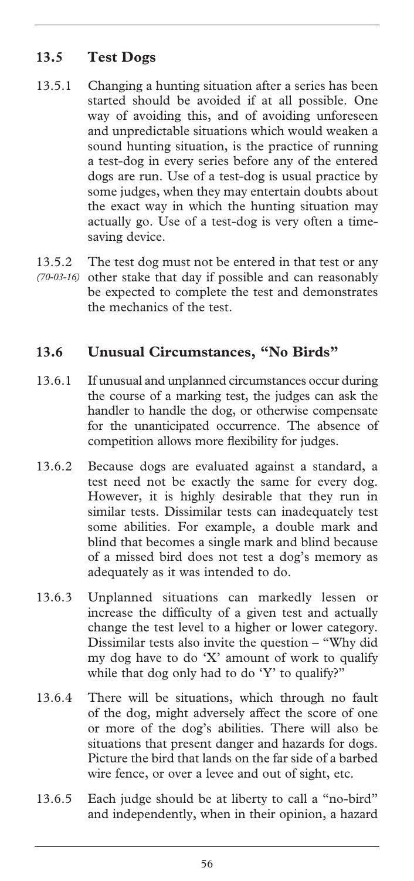## 13.5 Test Dogs

13.5.1 Changing a hunting situation after a series has been started should be avoided if at all possible. One way of avoiding this, and of avoiding unforeseen and unpredictable situations which would weaken a sound hunting situation, is the practice of running a test-dog in every series before any of the entered dogs are run. Use of a test-dog is usual practice by some judges, when they may entertain doubts about the exact way in which the hunting situation may actually go. Use of a test-dog is very often a time-saving device.

13.5.2 *(70-03-16)* The test dog must not be entered in that test or any other stake that day if possible and can reasonably be expected to complete the test and demonstrates the mechanics of the test.

## 13.6 Unusual Circumstances, "No Birds"

13.6.1 If unusual and unplanned circumstances occur during the course of a marking test, the judges can ask the handler to handle the dog, or otherwise compensate for the unanticipated occurrence. The absence of competition allows more flexibility for judges.

13.6.2 Because dogs are evaluated against a standard, a test need not be exactly the same for every dog. However, it is highly desirable that they run in similar tests. Dissimilar tests can inadequately test some abilities. For example, a double mark and blind that becomes a single mark and blind because of a missed bird does not test a dog's memory as adequately as it was intended to do.

13.6.3 Unplanned situations can markedly lessen or increase the difficulty of a given test and actually change the test level to a higher or lower category. Dissimilar tests also invite the question – "Why did my dog have to do 'X' amount of work to qualify while that dog only had to do 'Y' to qualify?"

13.6.4 There will be situations, which through no fault of the dog, might adversely affect the score of one or more of the dog's abilities. There will also be situations that present danger and hazards for dogs. Picture the bird that lands on the far side of a barbed wire fence, or over a levee and out of sight, etc.

13.6.5 Each judge should be at liberty to call a "no-bird" and independently, when in their opinion, a hazard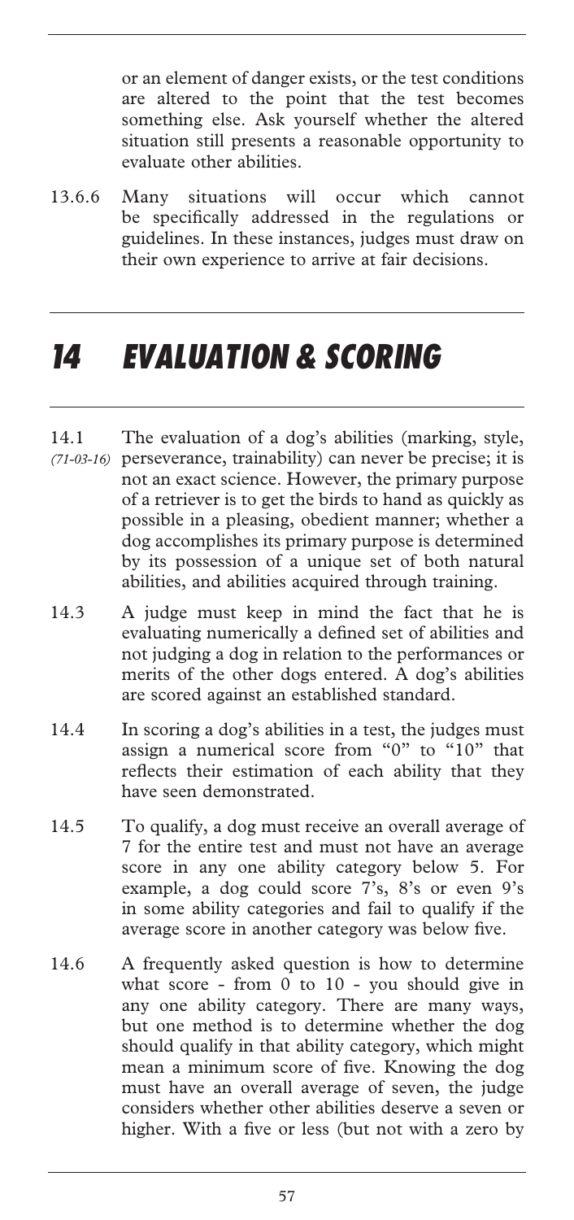or an element of danger exists, or the test conditions are altered to the point that the test becomes something else. Ask yourself whether the altered situation still presents a reasonable opportunity to evaluate other abilities.

13.6.6 Many situations will occur which cannot be specifically addressed in the regulations or guidelines. In these instances, judges must draw on their own experience to arrive at fair decisions.

# 14 EVALUATION & SCORING

14.1 *(71-03-16)* The evaluation of a dog's abilities (marking, style, perseverance, trainability) can never be precise; it is not an exact science. However, the primary purpose of a retriever is to get the birds to hand as quickly as possible in a pleasing, obedient manner; whether a dog accomplishes its primary purpose is determined by its possession of a unique set of both natural abilities, and abilities acquired through training.

14.3 A judge must keep in mind the fact that he is evaluating numerically a defined set of abilities and not judging a dog in relation to the performances or merits of the other dogs entered. A dog's abilities are scored against an established standard.

14.4 In scoring a dog's abilities in a test, the judges must assign a numerical score from "0" to "10" that reflects their estimation of each ability that they have seen demonstrated.

14.5 To qualify, a dog must receive an overall average of 7 for the entire test and must not have an average score in any one ability category below 5. For example, a dog could score 7's, 8's or even 9's in some ability categories and fail to qualify if the average score in another category was below five.

14.6 A frequently asked question is how to determine what score - from 0 to 10 - you should give in any one ability category. There are many ways, but one method is to determine whether the dog should qualify in that ability category, which might mean a minimum score of five. Knowing the dog must have an overall average of seven, the judge considers whether other abilities deserve a seven or higher. With a five or less (but not with a zero by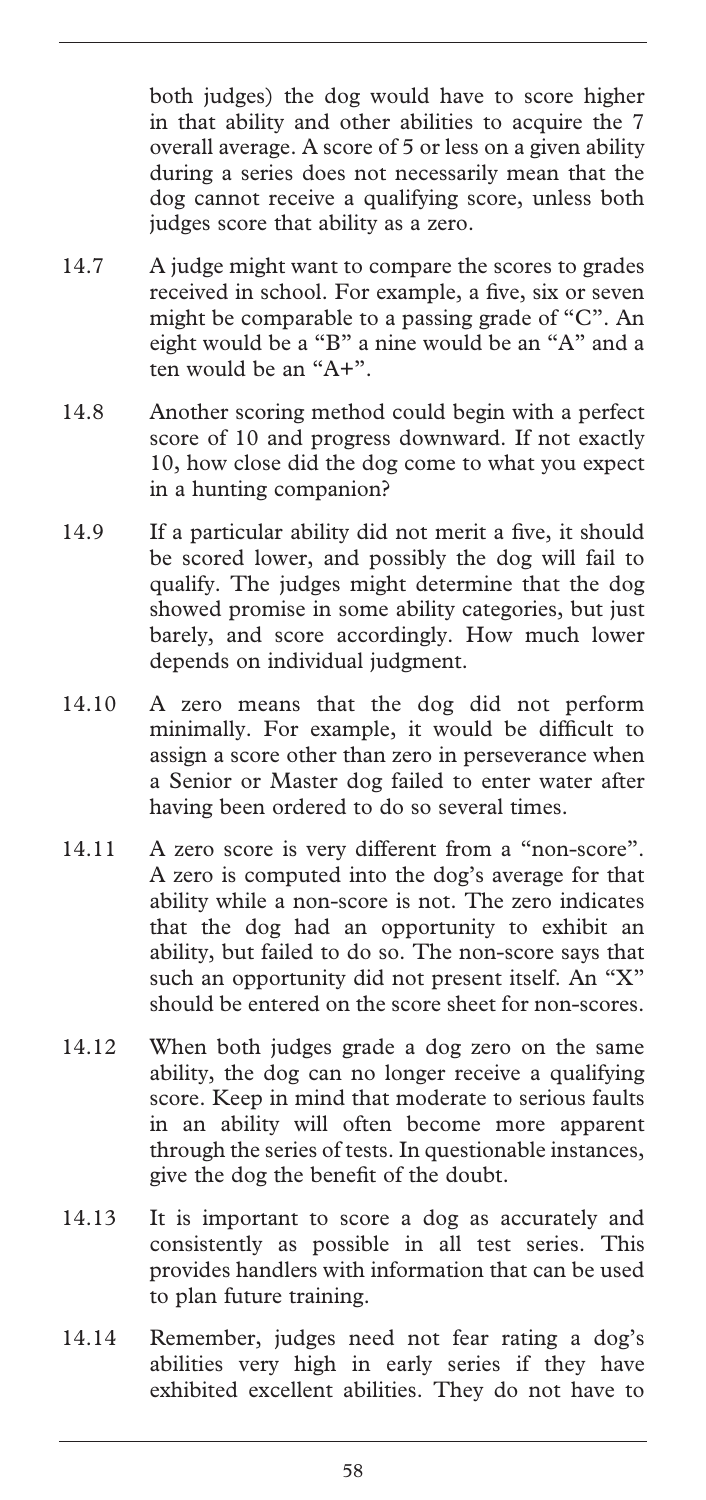both judges) the dog would have to score higher in that ability and other abilities to acquire the 7 overall average. A score of 5 or less on a given ability during a series does not necessarily mean that the dog cannot receive a qualifying score, unless both judges score that ability as a zero.

14.7 A judge might want to compare the scores to grades received in school. For example, a five, six or seven might be comparable to a passing grade of "C". An eight would be a "B" a nine would be an "A" and a ten would be an "A+".

14.8 Another scoring method could begin with a perfect score of 10 and progress downward. If not exactly 10, how close did the dog come to what you expect in a hunting companion?

14.9 If a particular ability did not merit a five, it should be scored lower, and possibly the dog will fail to qualify. The judges might determine that the dog showed promise in some ability categories, but just barely, and score accordingly. How much lower depends on individual judgment.

14.10 A zero means that the dog did not perform minimally. For example, it would be difficult to assign a score other than zero in perseverance when a Senior or Master dog failed to enter water after having been ordered to do so several times.

14.11 A zero score is very different from a "non-score". A zero is computed into the dog's average for that ability while a non-score is not. The zero indicates that the dog had an opportunity to exhibit an ability, but failed to do so. The non-score says that such an opportunity did not present itself. An "X" should be entered on the score sheet for non-scores.

14.12 When both judges grade a dog zero on the same ability, the dog can no longer receive a qualifying score. Keep in mind that moderate to serious faults in an ability will often become more apparent through the series of tests. In questionable instances, give the dog the benefit of the doubt.

14.13 It is important to score a dog as accurately and consistently as possible in all test series. This provides handlers with information that can be used to plan future training.

14.14 Remember, judges need not fear rating a dog's abilities very high in early series if they have exhibited excellent abilities. They do not have to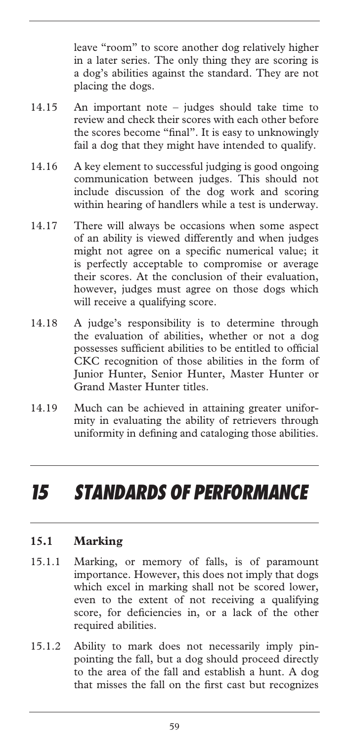leave "room" to score another dog relatively higher in a later series. The only thing they are scoring is a dog's abilities against the standard. They are not placing the dogs.

14.15 An important note – judges should take time to review and check their scores with each other before the scores become "final". It is easy to unknowingly fail a dog that they might have intended to qualify.

14.16 A key element to successful judging is good ongoing communication between judges. This should not include discussion of the dog work and scoring within hearing of handlers while a test is underway.

14.17 There will always be occasions when some aspect of an ability is viewed differently and when judges might not agree on a specific numerical value; it is perfectly acceptable to compromise or average their scores. At the conclusion of their evaluation, however, judges must agree on those dogs which will receive a qualifying score.

14.18 A judge's responsibility is to determine through the evaluation of abilities, whether or not a dog possesses sufficient abilities to be entitled to official CKC recognition of those abilities in the form of Junior Hunter, Senior Hunter, Master Hunter or Grand Master Hunter titles.

14.19 Much can be achieved in attaining greater uniformity in evaluating the ability of retrievers through uniformity in defining and cataloging those abilities.

# *15 STANDARDS OF PERFORMANCE*

### 15.1 Marking

15.1.1 Marking, or memory of falls, is of paramount importance. However, this does not imply that dogs which excel in marking shall not be scored lower, even to the extent of not receiving a qualifying score, for deficiencies in, or a lack of the other required abilities.

15.1.2 Ability to mark does not necessarily imply pinpointing the fall, but a dog should proceed directly to the area of the fall and establish a hunt. A dog that misses the fall on the first cast but recognizes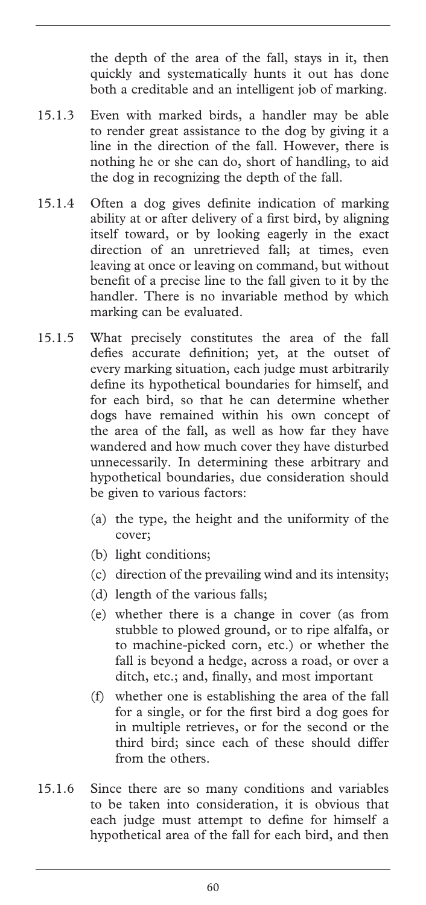the depth of the area of the fall, stays in it, then quickly and systematically hunts it out has done both a creditable and an intelligent job of marking.

15.1.3 Even with marked birds, a handler may be able to render great assistance to the dog by giving it a line in the direction of the fall. However, there is nothing he or she can do, short of handling, to aid the dog in recognizing the depth of the fall.

15.1.4 Often a dog gives definite indication of marking ability at or after delivery of a first bird, by aligning itself toward, or by looking eagerly in the exact direction of an unretrieved fall; at times, even leaving at once or leaving on command, but without benefit of a precise line to the fall given to it by the handler. There is no invariable method by which marking can be evaluated.

15.1.5 What precisely constitutes the area of the fall defies accurate definition; yet, at the outset of every marking situation, each judge must arbitrarily define its hypothetical boundaries for himself, and for each bird, so that he can determine whether dogs have remained within his own concept of the area of the fall, as well as how far they have wandered and how much cover they have disturbed unnecessarily. In determining these arbitrary and hypothetical boundaries, due consideration should be given to various factors:

- (a) the type, the height and the uniformity of the cover;
- (b) light conditions;
- (c) direction of the prevailing wind and its intensity;
- (d) length of the various falls;
- (e) whether there is a change in cover (as from stubble to plowed ground, or to ripe alfalfa, or to machine-picked corn, etc.) or whether the fall is beyond a hedge, across a road, or over a ditch, etc.; and, finally, and most important
- (f) whether one is establishing the area of the fall for a single, or for the first bird a dog goes for in multiple retrieves, or for the second or the third bird; since each of these should differ from the others.

15.1.6 Since there are so many conditions and variables to be taken into consideration, it is obvious that each judge must attempt to define for himself a hypothetical area of the fall for each bird, and then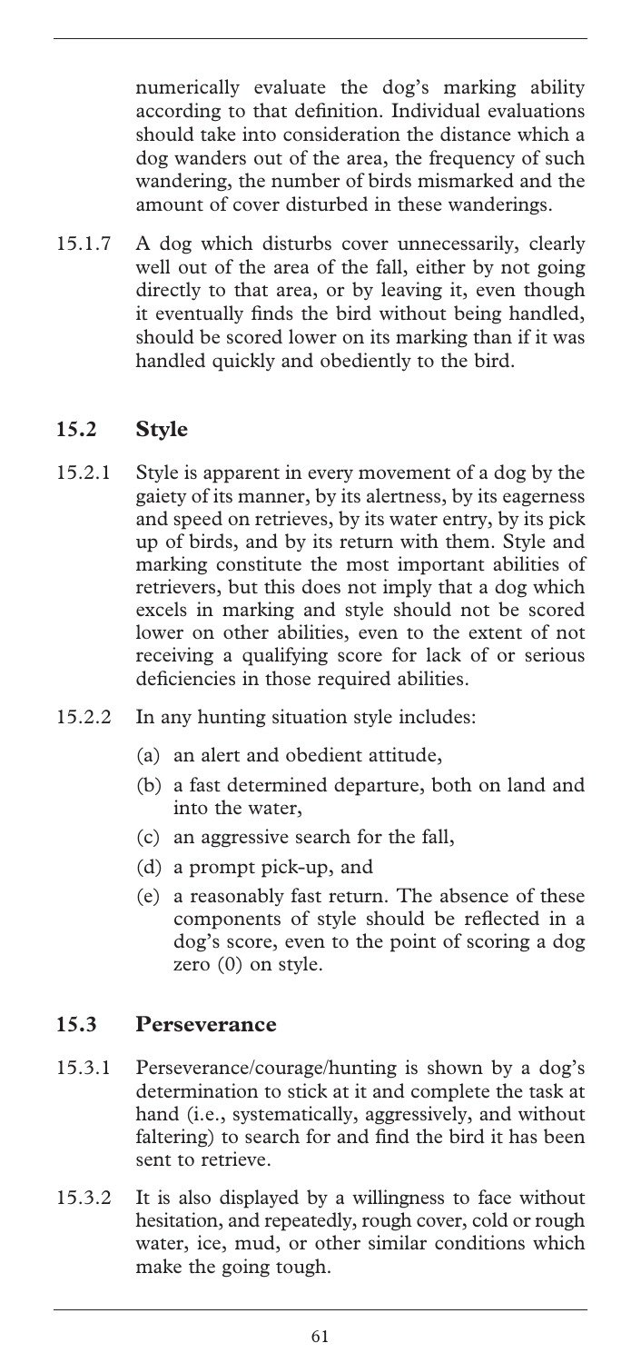numerically evaluate the dog's marking ability according to that definition. Individual evaluations should take into consideration the distance which a dog wanders out of the area, the frequency of such wandering, the number of birds mismarked and the amount of cover disturbed in these wanderings.

15.1.7 A dog which disturbs cover unnecessarily, clearly well out of the area of the fall, either by not going directly to that area, or by leaving it, even though it eventually finds the bird without being handled, should be scored lower on its marking than if it was handled quickly and obediently to the bird.

## 15.2 Style

15.2.1 Style is apparent in every movement of a dog by the gaiety of its manner, by its alertness, by its eagerness and speed on retrieves, by its water entry, by its pick up of birds, and by its return with them. Style and marking constitute the most important abilities of retrievers, but this does not imply that a dog which excels in marking and style should not be scored lower on other abilities, even to the extent of not receiving a qualifying score for lack of or serious deficiencies in those required abilities.

15.2.2 In any hunting situation style includes:

(a) an alert and obedient attitude,

(b) a fast determined departure, both on land and into the water,

(c) an aggressive search for the fall,

(d) a prompt pick-up, and

(e) a reasonably fast return. The absence of these components of style should be reflected in a dog's score, even to the point of scoring a dog zero (0) on style.

## 15.3 Perseverance

15.3.1 Perseverance/courage/hunting is shown by a dog's determination to stick at it and complete the task at hand (i.e., systematically, aggressively, and without faltering) to search for and find the bird it has been sent to retrieve.

15.3.2 It is also displayed by a willingness to face without hesitation, and repeatedly, rough cover, cold or rough water, ice, mud, or other similar conditions which make the going tough.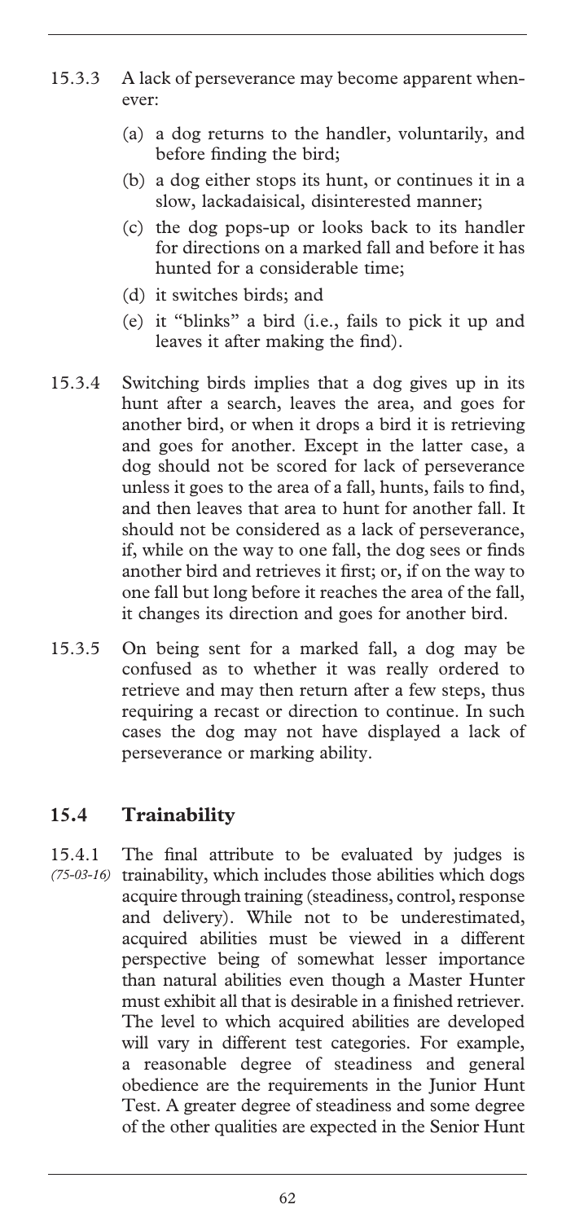15.3.3 A lack of perseverance may become apparent whenever:

(a) a dog returns to the handler, voluntarily, and before finding the bird;

(b) a dog either stops its hunt, or continues it in a slow, lackadaisical, disinterested manner;

(c) the dog pops-up or looks back to its handler for directions on a marked fall and before it has hunted for a considerable time;

(d) it switches birds; and

(e) it "blinks" a bird (i.e., fails to pick it up and leaves it after making the find).

15.3.4 Switching birds implies that a dog gives up in its hunt after a search, leaves the area, and goes for another bird, or when it drops a bird it is retrieving and goes for another. Except in the latter case, a dog should not be scored for lack of perseverance unless it goes to the area of a fall, hunts, fails to find, and then leaves that area to hunt for another fall. It should not be considered as a lack of perseverance, if, while on the way to one fall, the dog sees or finds another bird and retrieves it first; or, if on the way to one fall but long before it reaches the area of the fall, it changes its direction and goes for another bird.

15.3.5 On being sent for a marked fall, a dog may be confused as to whether it was really ordered to retrieve and may then return after a few steps, thus requiring a recast or direction to continue. In such cases the dog may not have displayed a lack of perseverance or marking ability.

## 15.4 Trainability

15.4.1 *(75-03-16)* The final attribute to be evaluated by judges is trainability, which includes those abilities which dogs acquire through training (steadiness, control, response and delivery). While not to be underestimated, acquired abilities must be viewed in a different perspective being of somewhat lesser importance than natural abilities even though a Master Hunter must exhibit all that is desirable in a finished retriever. The level to which acquired abilities are developed will vary in different test categories. For example, a reasonable degree of steadiness and general obedience are the requirements in the Junior Hunt Test. A greater degree of steadiness and some degree of the other qualities are expected in the Senior Hunt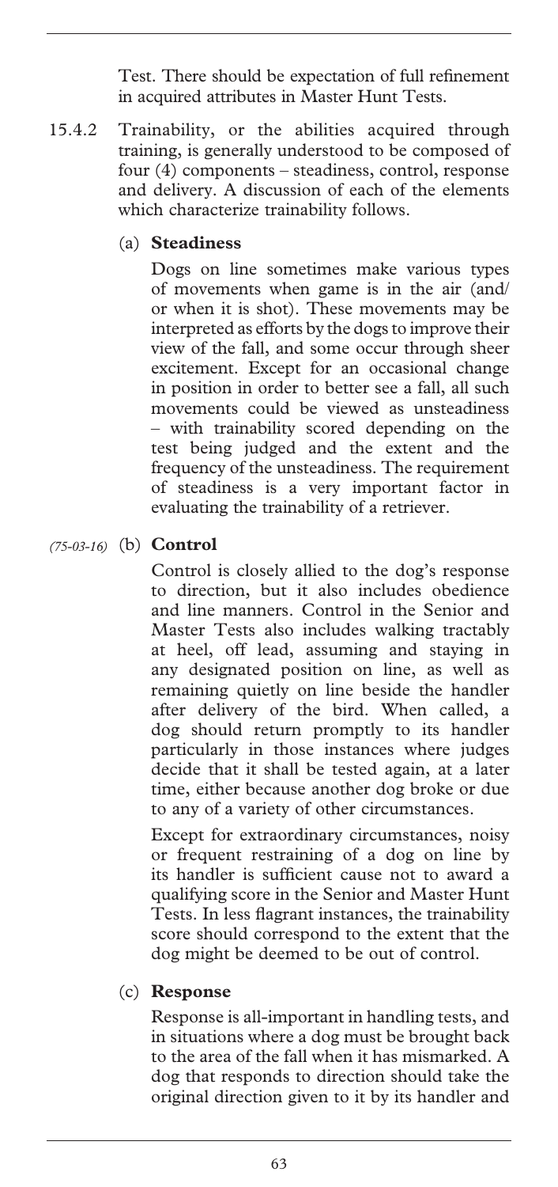Test. There should be expectation of full refinement in acquired attributes in Master Hunt Tests.

15.4.2 Trainability, or the abilities acquired through training, is generally understood to be composed of four (4) components – steadiness, control, response and delivery. A discussion of each of the elements which characterize trainability follows.

(a) **Steadiness**

Dogs on line sometimes make various types of movements when game is in the air (and/or when it is shot). These movements may be interpreted as efforts by the dogs to improve their view of the fall, and some occur through sheer excitement. Except for an occasional change in position in order to better see a fall, all such movements could be viewed as unsteadiness – with trainability scored depending on the test being judged and the extent and the frequency of the unsteadiness. The requirement of steadiness is a very important factor in evaluating the trainability of a retriever.

*(75-03-16)* (b) **Control**

Control is closely allied to the dog's response to direction, but it also includes obedience and line manners. Control in the Senior and Master Tests also includes walking tractably at heel, off lead, assuming and staying in any designated position on line, as well as remaining quietly on line beside the handler after delivery of the bird. When called, a dog should return promptly to its handler particularly in those instances where judges decide that it shall be tested again, at a later time, either because another dog broke or due to any of a variety of other circumstances.

Except for extraordinary circumstances, noisy or frequent restraining of a dog on line by its handler is sufficient cause not to award a qualifying score in the Senior and Master Hunt Tests. In less flagrant instances, the trainability score should correspond to the extent that the dog might be deemed to be out of control.

(c) **Response**

Response is all-important in handling tests, and in situations where a dog must be brought back to the area of the fall when it has mismarked. A dog that responds to direction should take the original direction given to it by its handler and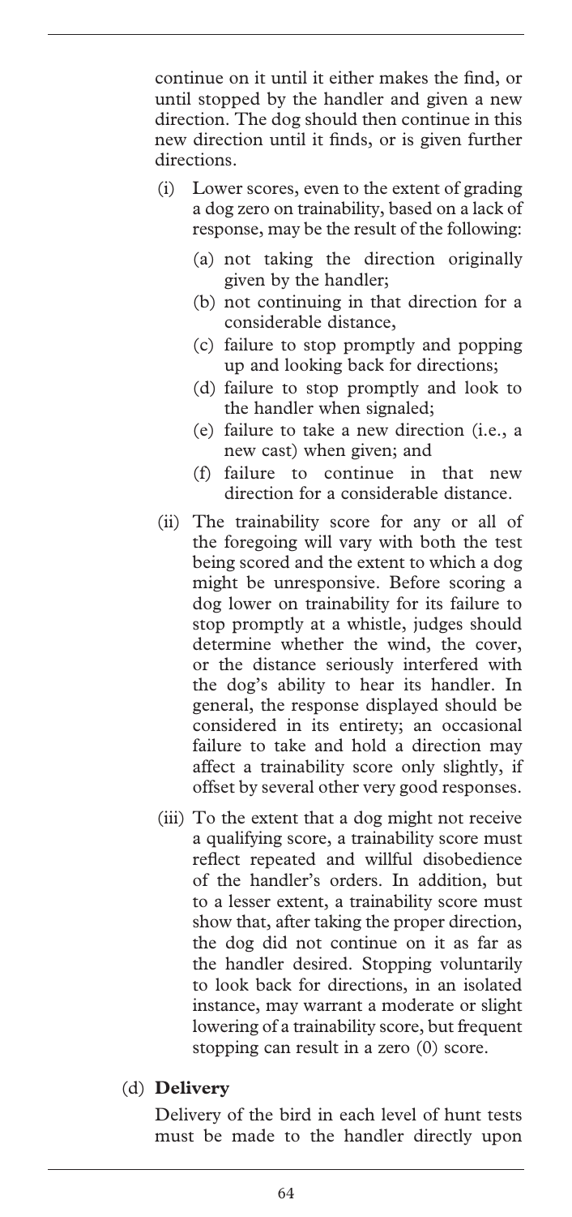continue on it until it either makes the find, or until stopped by the handler and given a new direction. The dog should then continue in this new direction until it finds, or is given further directions.

- (i) Lower scores, even to the extent of grading a dog zero on trainability, based on a lack of response, may be the result of the following:
  - (a) not taking the direction originally given by the handler;
  - (b) not continuing in that direction for a considerable distance,
  - (c) failure to stop promptly and popping up and looking back for directions;
  - (d) failure to stop promptly and look to the handler when signaled;
  - (e) failure to take a new direction (i.e., a new cast) when given; and
  - (f) failure to continue in that new direction for a considerable distance.
- (ii) The trainability score for any or all of the foregoing will vary with both the test being scored and the extent to which a dog might be unresponsive. Before scoring a dog lower on trainability for its failure to stop promptly at a whistle, judges should determine whether the wind, the cover, or the distance seriously interfered with the dog's ability to hear its handler. In general, the response displayed should be considered in its entirety; an occasional failure to take and hold a direction may affect a trainability score only slightly, if offset by several other very good responses.
- (iii) To the extent that a dog might not receive a qualifying score, a trainability score must reflect repeated and willful disobedience of the handler's orders. In addition, but to a lesser extent, a trainability score must show that, after taking the proper direction, the dog did not continue on it as far as the handler desired. Stopping voluntarily to look back for directions, in an isolated instance, may warrant a moderate or slight lowering of a trainability score, but frequent stopping can result in a zero (0) score.

(d) **Delivery**

Delivery of the bird in each level of hunt tests must be made to the handler directly upon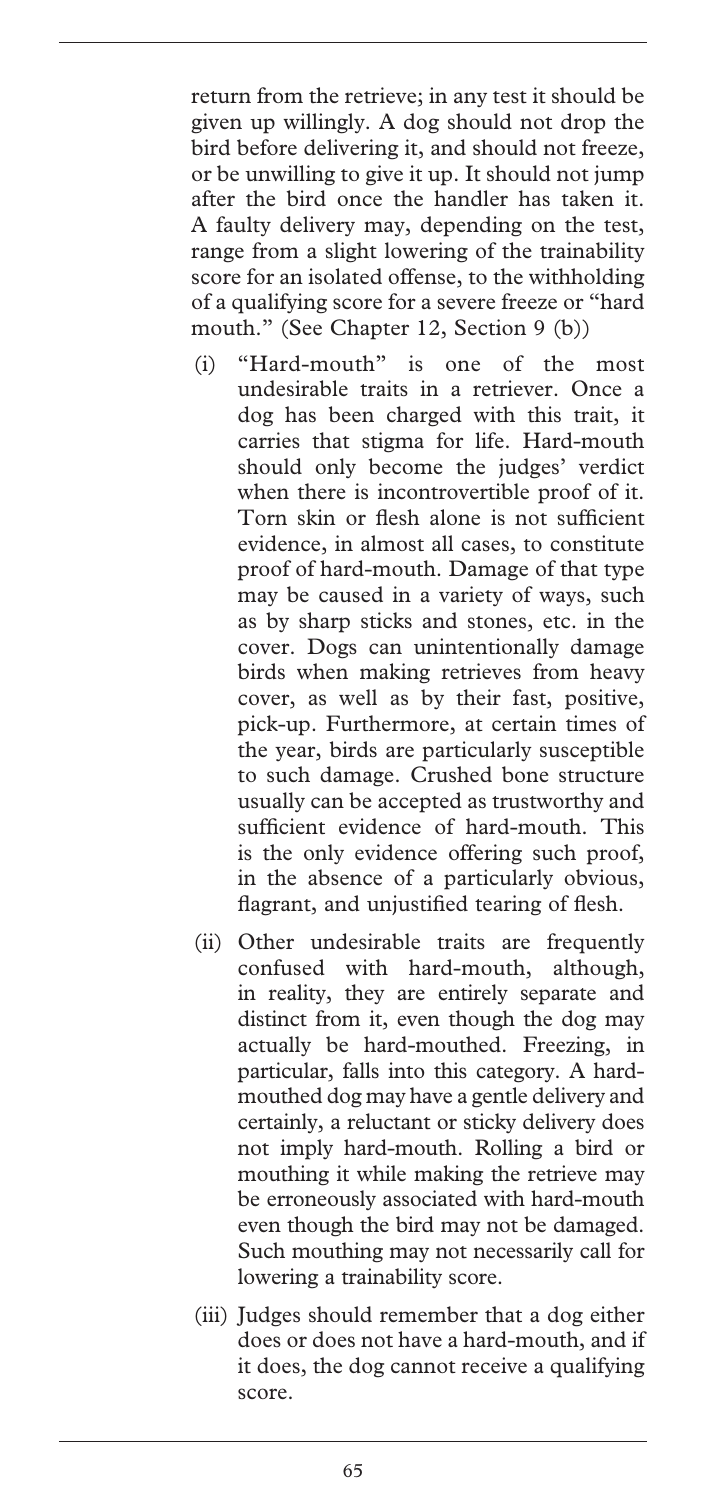return from the retrieve; in any test it should be given up willingly. A dog should not drop the bird before delivering it, and should not freeze, or be unwilling to give it up. It should not jump after the bird once the handler has taken it. A faulty delivery may, depending on the test, range from a slight lowering of the trainability score for an isolated offense, to the withholding of a qualifying score for a severe freeze or "hard mouth." (See Chapter 12, Section 9 (b))

(i) "Hard-mouth" is one of the most undesirable traits in a retriever. Once a dog has been charged with this trait, it carries that stigma for life. Hard-mouth should only become the judges' verdict when there is incontrovertible proof of it. Torn skin or flesh alone is not sufficient evidence, in almost all cases, to constitute proof of hard-mouth. Damage of that type may be caused in a variety of ways, such as by sharp sticks and stones, etc. in the cover. Dogs can unintentionally damage birds when making retrieves from heavy cover, as well as by their fast, positive, pick-up. Furthermore, at certain times of the year, birds are particularly susceptible to such damage. Crushed bone structure usually can be accepted as trustworthy and sufficient evidence of hard-mouth. This is the only evidence offering such proof, in the absence of a particularly obvious, flagrant, and unjustified tearing of flesh.

(ii) Other undesirable traits are frequently confused with hard-mouth, although, in reality, they are entirely separate and distinct from it, even though the dog may actually be hard-mouthed. Freezing, in particular, falls into this category. A hard-mouthed dog may have a gentle delivery and certainly, a reluctant or sticky delivery does not imply hard-mouth. Rolling a bird or mouthing it while making the retrieve may be erroneously associated with hard-mouth even though the bird may not be damaged. Such mouthing may not necessarily call for lowering a trainability score.

(iii) Judges should remember that a dog either does or does not have a hard-mouth, and if it does, the dog cannot receive a qualifying score.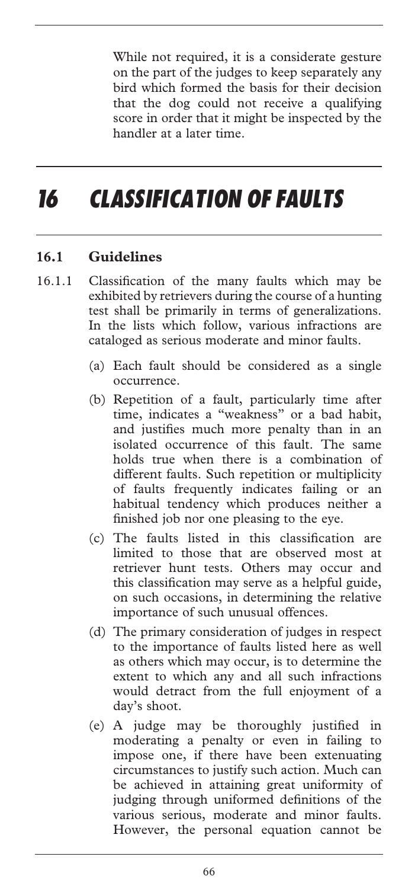While not required, it is a considerate gesture on the part of the judges to keep separately any bird which formed the basis for their decision that the dog could not receive a qualifying score in order that it might be inspected by the handler at a later time.

# 16 CLASSIFICATION OF FAULTS

## 16.1 Guidelines

16.1.1 Classification of the many faults which may be exhibited by retrievers during the course of a hunting test shall be primarily in terms of generalizations. In the lists which follow, various infractions are cataloged as serious moderate and minor faults.

(a) Each fault should be considered as a single occurrence.

(b) Repetition of a fault, particularly time after time, indicates a "weakness" or a bad habit, and justifies much more penalty than in an isolated occurrence of this fault. The same holds true when there is a combination of different faults. Such repetition or multiplicity of faults frequently indicates failing or an habitual tendency which produces neither a finished job nor one pleasing to the eye.

(c) The faults listed in this classification are limited to those that are observed most at retriever hunt tests. Others may occur and this classification may serve as a helpful guide, on such occasions, in determining the relative importance of such unusual offences.

(d) The primary consideration of judges in respect to the importance of faults listed here as well as others which may occur, is to determine the extent to which any and all such infractions would detract from the full enjoyment of a day's shoot.

(e) A judge may be thoroughly justified in moderating a penalty or even in failing to impose one, if there have been extenuating circumstances to justify such action. Much can be achieved in attaining great uniformity of judging through uniformed definitions of the various serious, moderate and minor faults. However, the personal equation cannot be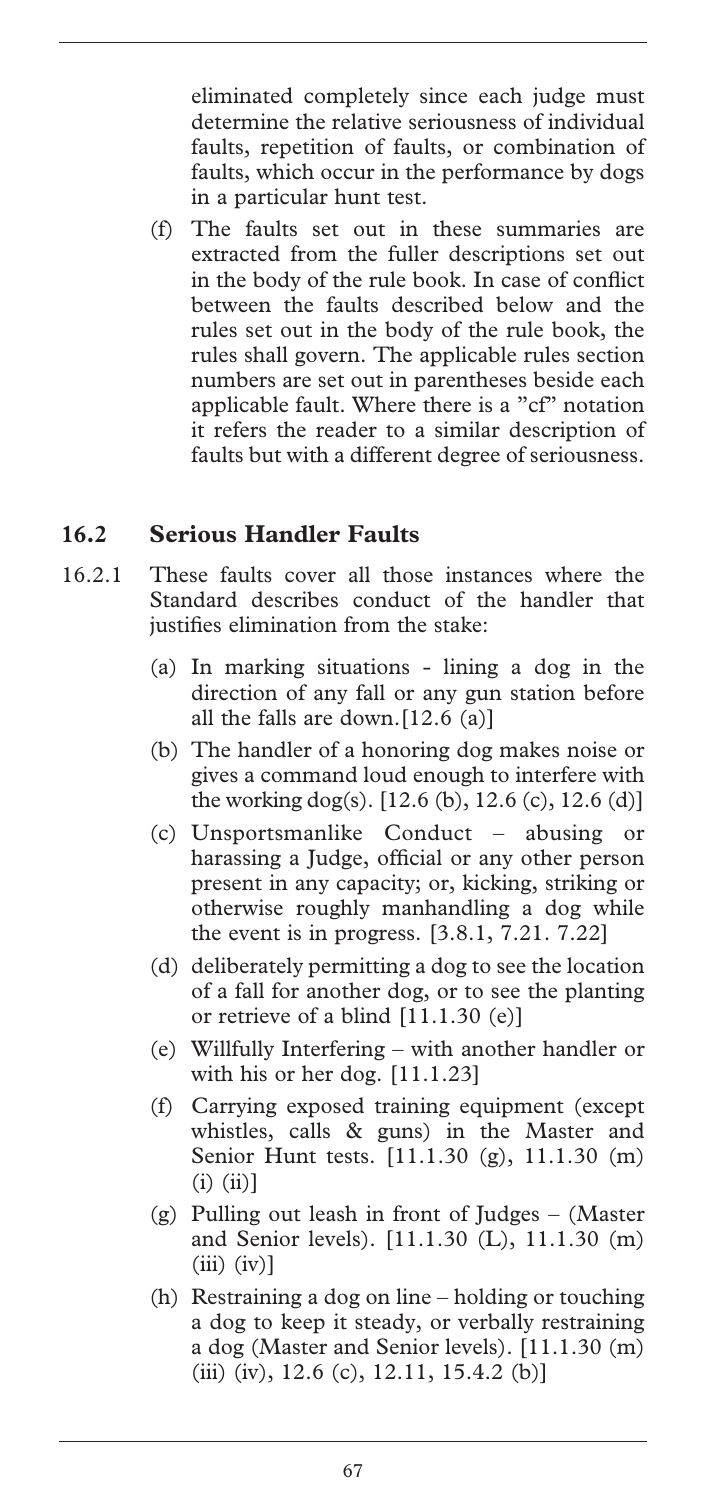eliminated completely since each judge must determine the relative seriousness of individual faults, repetition of faults, or combination of faults, which occur in the performance by dogs in a particular hunt test.

(f) The faults set out in these summaries are extracted from the fuller descriptions set out in the body of the rule book. In case of conflict between the faults described below and the rules set out in the body of the rule book, the rules shall govern. The applicable rules section numbers are set out in parentheses beside each applicable fault. Where there is a "cf" notation it refers the reader to a similar description of faults but with a different degree of seriousness.

## 16.2 Serious Handler Faults

16.2.1 These faults cover all those instances where the Standard describes conduct of the handler that justifies elimination from the stake:

(a) In marking situations - lining a dog in the direction of any fall or any gun station before all the falls are down.[12.6 (a)]

(b) The handler of a honoring dog makes noise or gives a command loud enough to interfere with the working dog(s). [12.6 (b), 12.6 (c), 12.6 (d)]

(c) Unsportsmanlike Conduct – abusing or harassing a Judge, official or any other person present in any capacity; or, kicking, striking or otherwise roughly manhandling a dog while the event is in progress. [3.8.1, 7.21. 7.22]

(d) deliberately permitting a dog to see the location of a fall for another dog, or to see the planting or retrieve of a blind [11.1.30 (e)]

(e) Willfully Interfering – with another handler or with his or her dog. [11.1.23]

(f) Carrying exposed training equipment (except whistles, calls & guns) in the Master and Senior Hunt tests. [11.1.30 (g), 11.1.30 (m) (i) (ii)]

(g) Pulling out leash in front of Judges – (Master and Senior levels). [11.1.30 (L), 11.1.30 (m) (iii) (iv)]

(h) Restraining a dog on line – holding or touching a dog to keep it steady, or verbally restraining a dog (Master and Senior levels). [11.1.30 (m) (iii) (iv), 12.6 (c), 12.11, 15.4.2 (b)]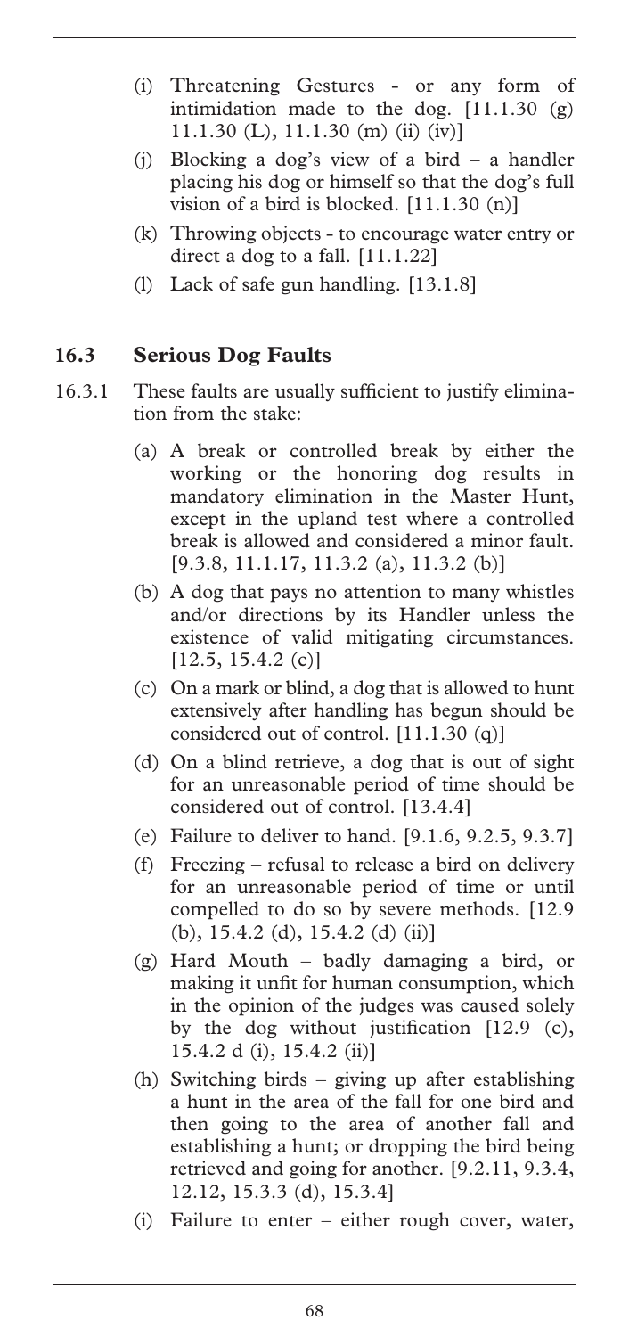(i) Threatening Gestures - or any form of intimidation made to the dog. [11.1.30 (g) 11.1.30 (L), 11.1.30 (m) (ii) (iv)]

(j) Blocking a dog's view of a bird – a handler placing his dog or himself so that the dog's full vision of a bird is blocked. [11.1.30 (n)]

(k) Throwing objects - to encourage water entry or direct a dog to a fall. [11.1.22]

(l) Lack of safe gun handling. [13.1.8]

## 16.3 Serious Dog Faults

16.3.1 These faults are usually sufficient to justify elimination from the stake:

(a) A break or controlled break by either the working or the honoring dog results in mandatory elimination in the Master Hunt, except in the upland test where a controlled break is allowed and considered a minor fault. [9.3.8, 11.1.17, 11.3.2 (a), 11.3.2 (b)]

(b) A dog that pays no attention to many whistles and/or directions by its Handler unless the existence of valid mitigating circumstances. [12.5, 15.4.2 (c)]

(c) On a mark or blind, a dog that is allowed to hunt extensively after handling has begun should be considered out of control. [11.1.30 (q)]

(d) On a blind retrieve, a dog that is out of sight for an unreasonable period of time should be considered out of control. [13.4.4]

(e) Failure to deliver to hand. [9.1.6, 9.2.5, 9.3.7]

(f) Freezing – refusal to release a bird on delivery for an unreasonable period of time or until compelled to do so by severe methods. [12.9 (b), 15.4.2 (d), 15.4.2 (d) (ii)]

(g) Hard Mouth – badly damaging a bird, or making it unfit for human consumption, which in the opinion of the judges was caused solely by the dog without justification [12.9 (c), 15.4.2 d (i), 15.4.2 (ii)]

(h) Switching birds – giving up after establishing a hunt in the area of the fall for one bird and then going to the area of another fall and establishing a hunt; or dropping the bird being retrieved and going for another. [9.2.11, 9.3.4, 12.12, 15.3.3 (d), 15.3.4]

(i) Failure to enter – either rough cover, water,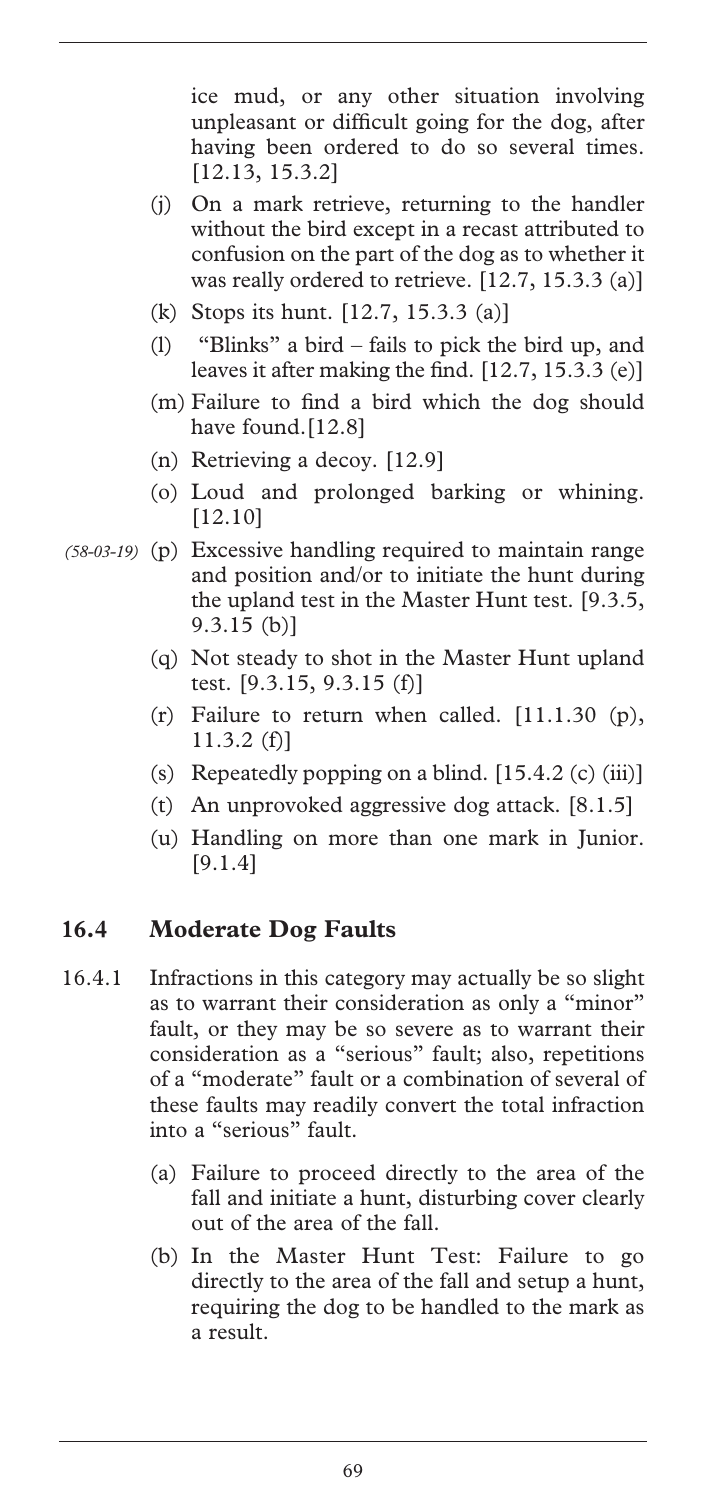ice mud, or any other situation involving unpleasant or difficult going for the dog, after having been ordered to do so several times. [12.13, 15.3.2]

(j) On a mark retrieve, returning to the handler without the bird except in a recast attributed to confusion on the part of the dog as to whether it was really ordered to retrieve. [12.7, 15.3.3 (a)]

(k) Stops its hunt. [12.7, 15.3.3 (a)]

(l) "Blinks" a bird – fails to pick the bird up, and leaves it after making the find. [12.7, 15.3.3 (e)]

(m) Failure to find a bird which the dog should have found.[12.8]

(n) Retrieving a decoy. [12.9]

(o) Loud and prolonged barking or whining. [12.10]

*(58-03-19)* (p) Excessive handling required to maintain range and position and/or to initiate the hunt during the upland test in the Master Hunt test. [9.3.5, 9.3.15 (b)]

(q) Not steady to shot in the Master Hunt upland test. [9.3.15, 9.3.15 (f)]

(r) Failure to return when called. [11.1.30 (p), 11.3.2 (f)]

(s) Repeatedly popping on a blind. [15.4.2 (c) (iii)]

(t) An unprovoked aggressive dog attack. [8.1.5]

(u) Handling on more than one mark in Junior. [9.1.4]

## 16.4 Moderate Dog Faults

16.4.1 Infractions in this category may actually be so slight as to warrant their consideration as only a "minor" fault, or they may be so severe as to warrant their consideration as a "serious" fault; also, repetitions of a "moderate" fault or a combination of several of these faults may readily convert the total infraction into a "serious" fault.

(a) Failure to proceed directly to the area of the fall and initiate a hunt, disturbing cover clearly out of the area of the fall.

(b) In the Master Hunt Test: Failure to go directly to the area of the fall and setup a hunt, requiring the dog to be handled to the mark as a result.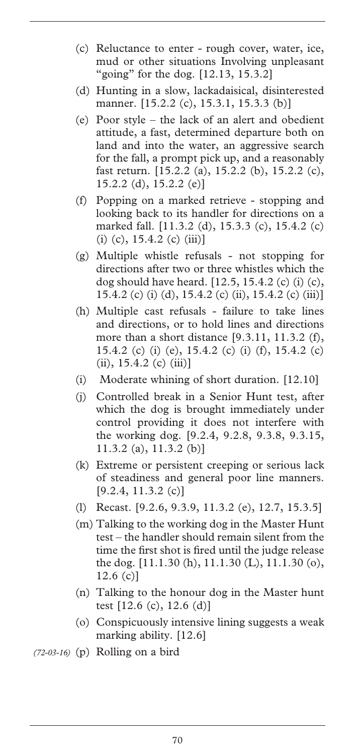(c) Reluctance to enter - rough cover, water, ice, mud or other situations Involving unpleasant "going" for the dog. [12.13, 15.3.2]

(d) Hunting in a slow, lackadaisical, disinterested manner. [15.2.2 (c), 15.3.1, 15.3.3 (b)]

(e) Poor style – the lack of an alert and obedient attitude, a fast, determined departure both on land and into the water, an aggressive search for the fall, a prompt pick up, and a reasonably fast return. [15.2.2 (a), 15.2.2 (b), 15.2.2 (c), 15.2.2 (d), 15.2.2 (e)]

(f) Popping on a marked retrieve - stopping and looking back to its handler for directions on a marked fall. [11.3.2 (d), 15.3.3 (c), 15.4.2 (c) (i) (c), 15.4.2 (c) (iii)]

(g) Multiple whistle refusals - not stopping for directions after two or three whistles which the dog should have heard. [12.5, 15.4.2 (c) (i) (c), 15.4.2 (c) (i) (d), 15.4.2 (c) (ii), 15.4.2 (c) (iii)]

(h) Multiple cast refusals - failure to take lines and directions, or to hold lines and directions more than a short distance [9.3.11, 11.3.2 (f), 15.4.2 (c) (i) (e), 15.4.2 (c) (i) (f), 15.4.2 (c) (ii), 15.4.2 (c) (iii)]

(i) Moderate whining of short duration. [12.10]

(j) Controlled break in a Senior Hunt test, after which the dog is brought immediately under control providing it does not interfere with the working dog. [9.2.4, 9.2.8, 9.3.8, 9.3.15, 11.3.2 (a), 11.3.2 (b)]

(k) Extreme or persistent creeping or serious lack of steadiness and general poor line manners. [9.2.4, 11.3.2 (c)]

(l) Recast. [9.2.6, 9.3.9, 11.3.2 (e), 12.7, 15.3.5]

(m) Talking to the working dog in the Master Hunt test – the handler should remain silent from the time the first shot is fired until the judge release the dog. [11.1.30 (h), 11.1.30 (L), 11.1.30 (o), 12.6 (c)]

(n) Talking to the honour dog in the Master hunt test [12.6 (c), 12.6 (d)]

(o) Conspicuously intensive lining suggests a weak marking ability. [12.6]

*(72-03-16)* (p) Rolling on a bird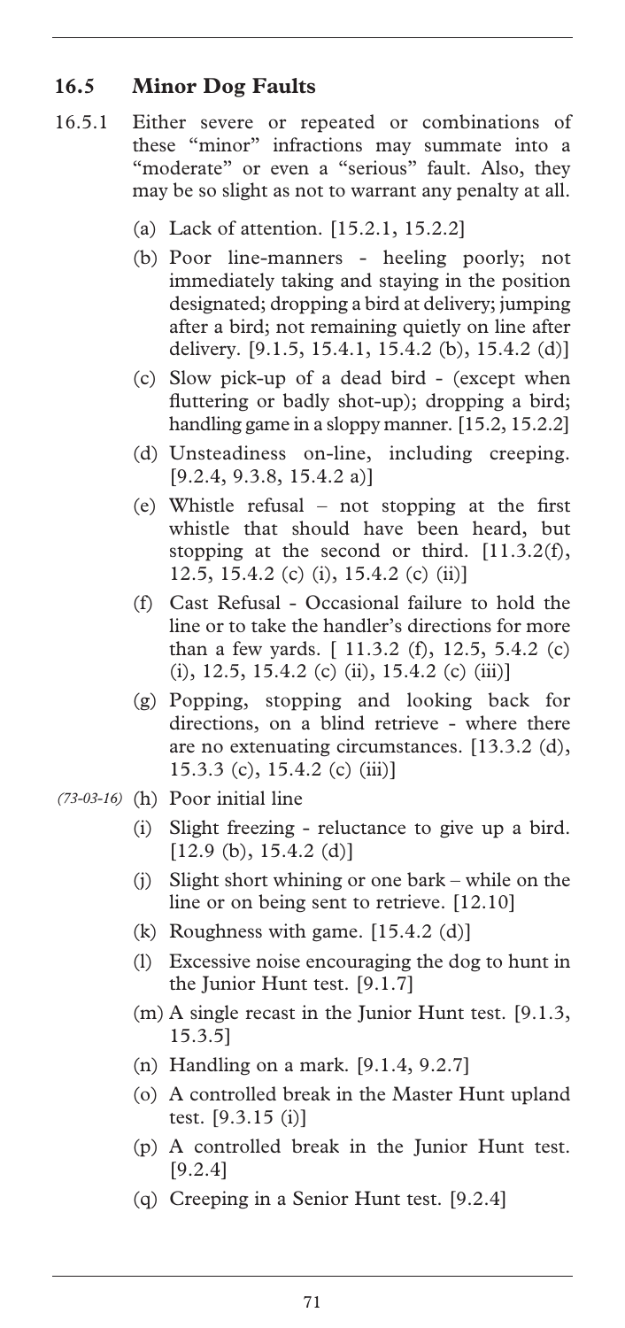## 16.5 Minor Dog Faults

16.5.1 Either severe or repeated or combinations of these "minor" infractions may summate into a "moderate" or even a "serious" fault. Also, they may be so slight as not to warrant any penalty at all.

(a) Lack of attention. [15.2.1, 15.2.2]

(b) Poor line-manners - heeling poorly; not immediately taking and staying in the position designated; dropping a bird at delivery; jumping after a bird; not remaining quietly on line after delivery. [9.1.5, 15.4.1, 15.4.2 (b), 15.4.2 (d)]

(c) Slow pick-up of a dead bird - (except when fluttering or badly shot-up); dropping a bird; handling game in a sloppy manner. [15.2, 15.2.2]

(d) Unsteadiness on-line, including creeping. [9.2.4, 9.3.8, 15.4.2 a)]

(e) Whistle refusal – not stopping at the first whistle that should have been heard, but stopping at the second or third. [11.3.2(f), 12.5, 15.4.2 (c) (i), 15.4.2 (c) (ii)]

(f) Cast Refusal - Occasional failure to hold the line or to take the handler's directions for more than a few yards. [ 11.3.2 (f), 12.5, 5.4.2 (c) (i), 12.5, 15.4.2 (c) (ii), 15.4.2 (c) (iii)]

(g) Popping, stopping and looking back for directions, on a blind retrieve - where there are no extenuating circumstances. [13.3.2 (d), 15.3.3 (c), 15.4.2 (c) (iii)]

*(73-03-16)* (h) Poor initial line

(i) Slight freezing - reluctance to give up a bird. [12.9 (b), 15.4.2 (d)]

(j) Slight short whining or one bark – while on the line or on being sent to retrieve. [12.10]

(k) Roughness with game. [15.4.2 (d)]

(l) Excessive noise encouraging the dog to hunt in the Junior Hunt test. [9.1.7]

(m) A single recast in the Junior Hunt test. [9.1.3, 15.3.5]

(n) Handling on a mark. [9.1.4, 9.2.7]

(o) A controlled break in the Master Hunt upland test. [9.3.15 (i)]

(p) A controlled break in the Junior Hunt test. [9.2.4]

(q) Creeping in a Senior Hunt test. [9.2.4]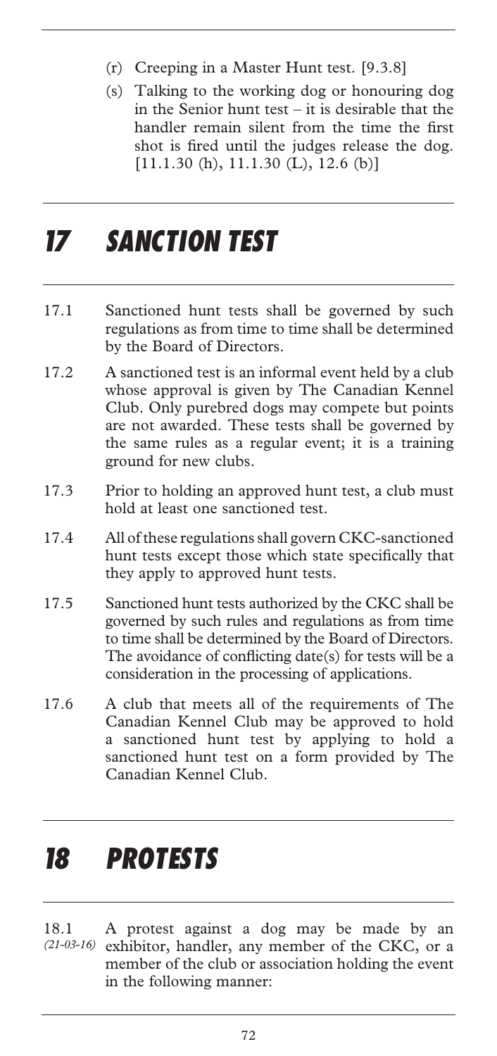(r) Creeping in a Master Hunt test. [9.3.8]

(s) Talking to the working dog or honouring dog in the Senior hunt test – it is desirable that the handler remain silent from the time the first shot is fired until the judges release the dog. [11.1.30 (h), 11.1.30 (L), 12.6 (b)]

# *17 SANCTION TEST*

17.1 Sanctioned hunt tests shall be governed by such regulations as from time to time shall be determined by the Board of Directors.

17.2 A sanctioned test is an informal event held by a club whose approval is given by The Canadian Kennel Club. Only purebred dogs may compete but points are not awarded. These tests shall be governed by the same rules as a regular event; it is a training ground for new clubs.

17.3 Prior to holding an approved hunt test, a club must hold at least one sanctioned test.

17.4 All of these regulations shall govern CKC-sanctioned hunt tests except those which state specifically that they apply to approved hunt tests.

17.5 Sanctioned hunt tests authorized by the CKC shall be governed by such rules and regulations as from time to time shall be determined by the Board of Directors. The avoidance of conflicting date(s) for tests will be a consideration in the processing of applications.

17.6 A club that meets all of the requirements of The Canadian Kennel Club may be approved to hold a sanctioned hunt test by applying to hold a sanctioned hunt test on a form provided by The Canadian Kennel Club.

# *18 PROTESTS*

18.1 *(21-03-16)* A protest against a dog may be made by an exhibitor, handler, any member of the CKC, or a member of the club or association holding the event in the following manner: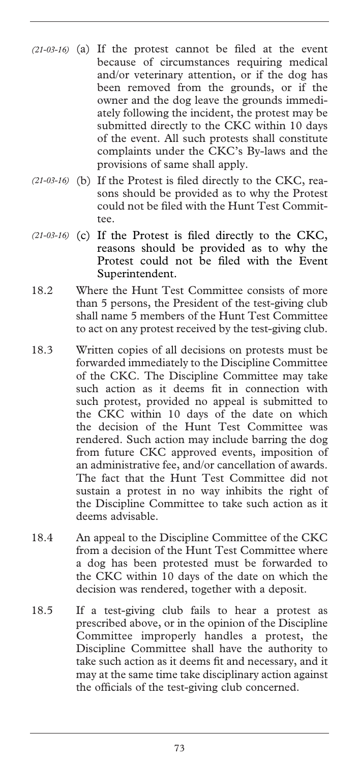*(21-03-16)* (a) If the protest cannot be filed at the event because of circumstances requiring medical and/or veterinary attention, or if the dog has been removed from the grounds, or if the owner and the dog leave the grounds immediately following the incident, the protest may be submitted directly to the CKC within 10 days of the event. All such protests shall constitute complaints under the CKC's By-laws and the provisions of same shall apply.

*(21-03-16)* (b) If the Protest is filed directly to the CKC, reasons should be provided as to why the Protest could not be filed with the Hunt Test Committee.

*(21-03-16)* (c) If the Protest is filed directly to the CKC, reasons should be provided as to why the Protest could not be filed with the Event Superintendent.

18.2 Where the Hunt Test Committee consists of more than 5 persons, the President of the test-giving club shall name 5 members of the Hunt Test Committee to act on any protest received by the test-giving club.

18.3 Written copies of all decisions on protests must be forwarded immediately to the Discipline Committee of the CKC. The Discipline Committee may take such action as it deems fit in connection with such protest, provided no appeal is submitted to the CKC within 10 days of the date on which the decision of the Hunt Test Committee was rendered. Such action may include barring the dog from future CKC approved events, imposition of an administrative fee, and/or cancellation of awards. The fact that the Hunt Test Committee did not sustain a protest in no way inhibits the right of the Discipline Committee to take such action as it deems advisable.

18.4 An appeal to the Discipline Committee of the CKC from a decision of the Hunt Test Committee where a dog has been protested must be forwarded to the CKC within 10 days of the date on which the decision was rendered, together with a deposit.

18.5 If a test-giving club fails to hear a protest as prescribed above, or in the opinion of the Discipline Committee improperly handles a protest, the Discipline Committee shall have the authority to take such action as it deems fit and necessary, and it may at the same time take disciplinary action against the officials of the test-giving club concerned.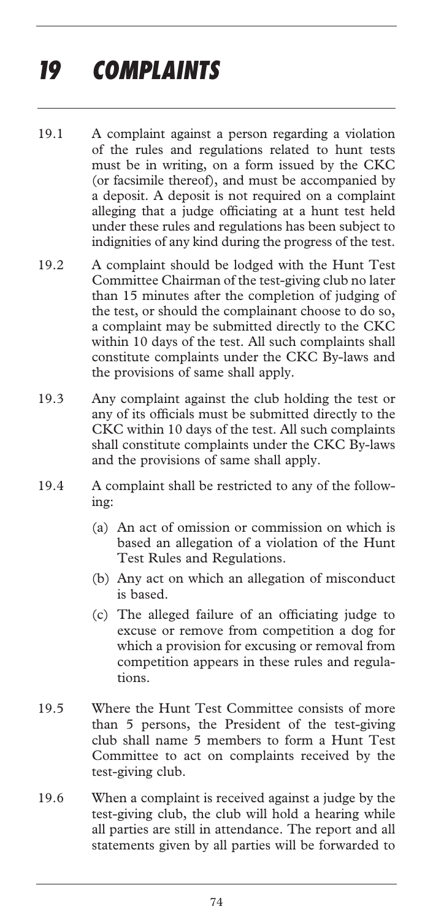# 19 COMPLAINTS

19.1 A complaint against a person regarding a violation of the rules and regulations related to hunt tests must be in writing, on a form issued by the CKC (or facsimile thereof), and must be accompanied by a deposit. A deposit is not required on a complaint alleging that a judge officiating at a hunt test held under these rules and regulations has been subject to indignities of any kind during the progress of the test.

19.2 A complaint should be lodged with the Hunt Test Committee Chairman of the test-giving club no later than 15 minutes after the completion of judging of the test, or should the complainant choose to do so, a complaint may be submitted directly to the CKC within 10 days of the test. All such complaints shall constitute complaints under the CKC By-laws and the provisions of same shall apply.

19.3 Any complaint against the club holding the test or any of its officials must be submitted directly to the CKC within 10 days of the test. All such complaints shall constitute complaints under the CKC By-laws and the provisions of same shall apply.

19.4 A complaint shall be restricted to any of the following:

- (a) An act of omission or commission on which is based an allegation of a violation of the Hunt Test Rules and Regulations.
- (b) Any act on which an allegation of misconduct is based.
- (c) The alleged failure of an officiating judge to excuse or remove from competition a dog for which a provision for excusing or removal from competition appears in these rules and regulations.

19.5 Where the Hunt Test Committee consists of more than 5 persons, the President of the test-giving club shall name 5 members to form a Hunt Test Committee to act on complaints received by the test-giving club.

19.6 When a complaint is received against a judge by the test-giving club, the club will hold a hearing while all parties are still in attendance. The report and all statements given by all parties will be forwarded to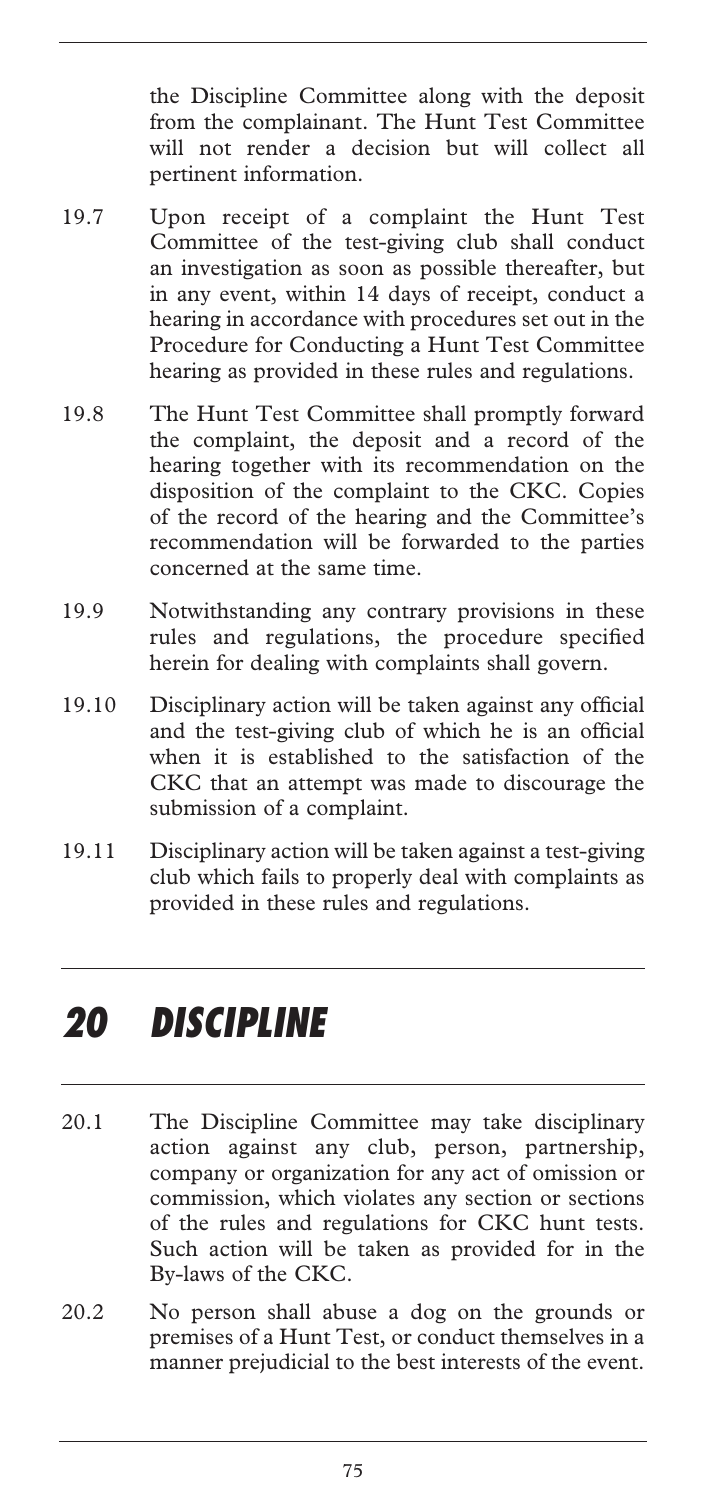the Discipline Committee along with the deposit from the complainant. The Hunt Test Committee will not render a decision but will collect all pertinent information.

19.7 Upon receipt of a complaint the Hunt Test Committee of the test-giving club shall conduct an investigation as soon as possible thereafter, but in any event, within 14 days of receipt, conduct a hearing in accordance with procedures set out in the Procedure for Conducting a Hunt Test Committee hearing as provided in these rules and regulations.

19.8 The Hunt Test Committee shall promptly forward the complaint, the deposit and a record of the hearing together with its recommendation on the disposition of the complaint to the CKC. Copies of the record of the hearing and the Committee's recommendation will be forwarded to the parties concerned at the same time.

19.9 Notwithstanding any contrary provisions in these rules and regulations, the procedure specified herein for dealing with complaints shall govern.

19.10 Disciplinary action will be taken against any official and the test-giving club of which he is an official when it is established to the satisfaction of the CKC that an attempt was made to discourage the submission of a complaint.

19.11 Disciplinary action will be taken against a test-giving club which fails to properly deal with complaints as provided in these rules and regulations.

# 20 DISCIPLINE

20.1 The Discipline Committee may take disciplinary action against any club, person, partnership, company or organization for any act of omission or commission, which violates any section or sections of the rules and regulations for CKC hunt tests. Such action will be taken as provided for in the By-laws of the CKC.

20.2 No person shall abuse a dog on the grounds or premises of a Hunt Test, or conduct themselves in a manner prejudicial to the best interests of the event.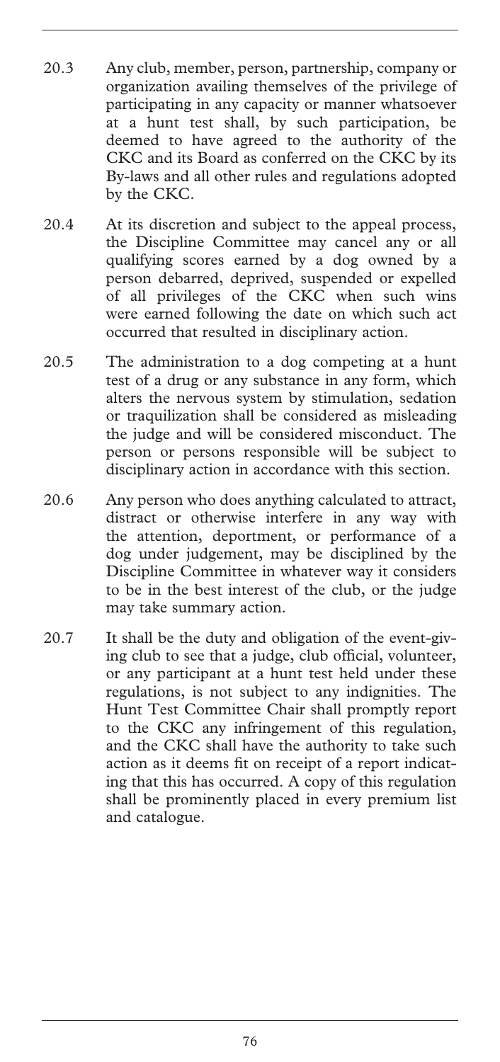20.3 Any club, member, person, partnership, company or organization availing themselves of the privilege of participating in any capacity or manner whatsoever at a hunt test shall, by such participation, be deemed to have agreed to the authority of the CKC and its Board as conferred on the CKC by its By-laws and all other rules and regulations adopted by the CKC.

20.4 At its discretion and subject to the appeal process, the Discipline Committee may cancel any or all qualifying scores earned by a dog owned by a person debarred, deprived, suspended or expelled of all privileges of the CKC when such wins were earned following the date on which such act occurred that resulted in disciplinary action.

20.5 The administration to a dog competing at a hunt test of a drug or any substance in any form, which alters the nervous system by stimulation, sedation or traquilization shall be considered as misleading the judge and will be considered misconduct. The person or persons responsible will be subject to disciplinary action in accordance with this section.

20.6 Any person who does anything calculated to attract, distract or otherwise interfere in any way with the attention, deportment, or performance of a dog under judgement, may be disciplined by the Discipline Committee in whatever way it considers to be in the best interest of the club, or the judge may take summary action.

20.7 It shall be the duty and obligation of the event-giving club to see that a judge, club official, volunteer, or any participant at a hunt test held under these regulations, is not subject to any indignities. The Hunt Test Committee Chair shall promptly report to the CKC any infringement of this regulation, and the CKC shall have the authority to take such action as it deems fit on receipt of a report indicating that this has occurred. A copy of this regulation shall be prominently placed in every premium list and catalogue.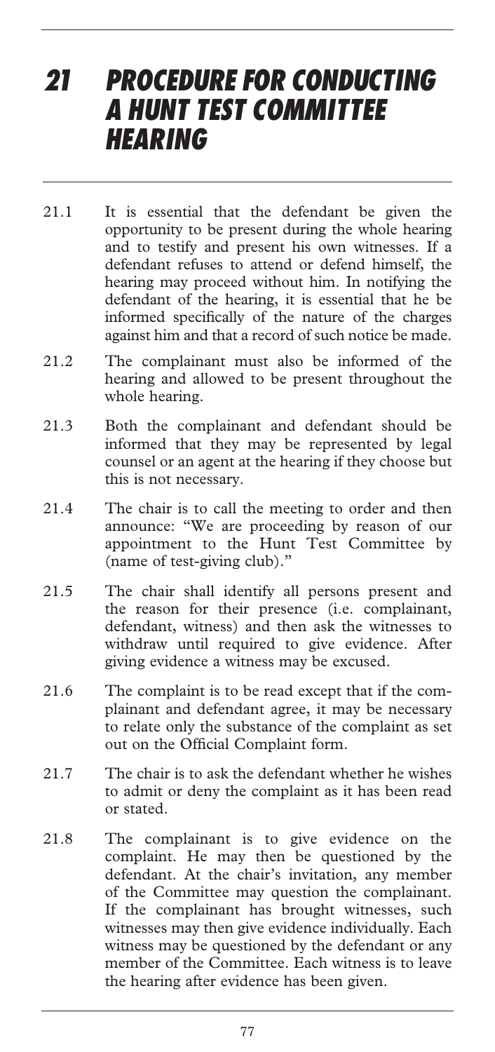# 21 PROCEDURE FOR CONDUCTING A HUNT TEST COMMITTEE HEARING

21.1 It is essential that the defendant be given the opportunity to be present during the whole hearing and to testify and present his own witnesses. If a defendant refuses to attend or defend himself, the hearing may proceed without him. In notifying the defendant of the hearing, it is essential that he be informed specifically of the nature of the charges against him and that a record of such notice be made.

21.2 The complainant must also be informed of the hearing and allowed to be present throughout the whole hearing.

21.3 Both the complainant and defendant should be informed that they may be represented by legal counsel or an agent at the hearing if they choose but this is not necessary.

21.4 The chair is to call the meeting to order and then announce: "We are proceeding by reason of our appointment to the Hunt Test Committee by (name of test-giving club)."

21.5 The chair shall identify all persons present and the reason for their presence (i.e. complainant, defendant, witness) and then ask the witnesses to withdraw until required to give evidence. After giving evidence a witness may be excused.

21.6 The complaint is to be read except that if the complainant and defendant agree, it may be necessary to relate only the substance of the complaint as set out on the Official Complaint form.

21.7 The chair is to ask the defendant whether he wishes to admit or deny the complaint as it has been read or stated.

21.8 The complainant is to give evidence on the complaint. He may then be questioned by the defendant. At the chair's invitation, any member of the Committee may question the complainant. If the complainant has brought witnesses, such witnesses may then give evidence individually. Each witness may be questioned by the defendant or any member of the Committee. Each witness is to leave the hearing after evidence has been given.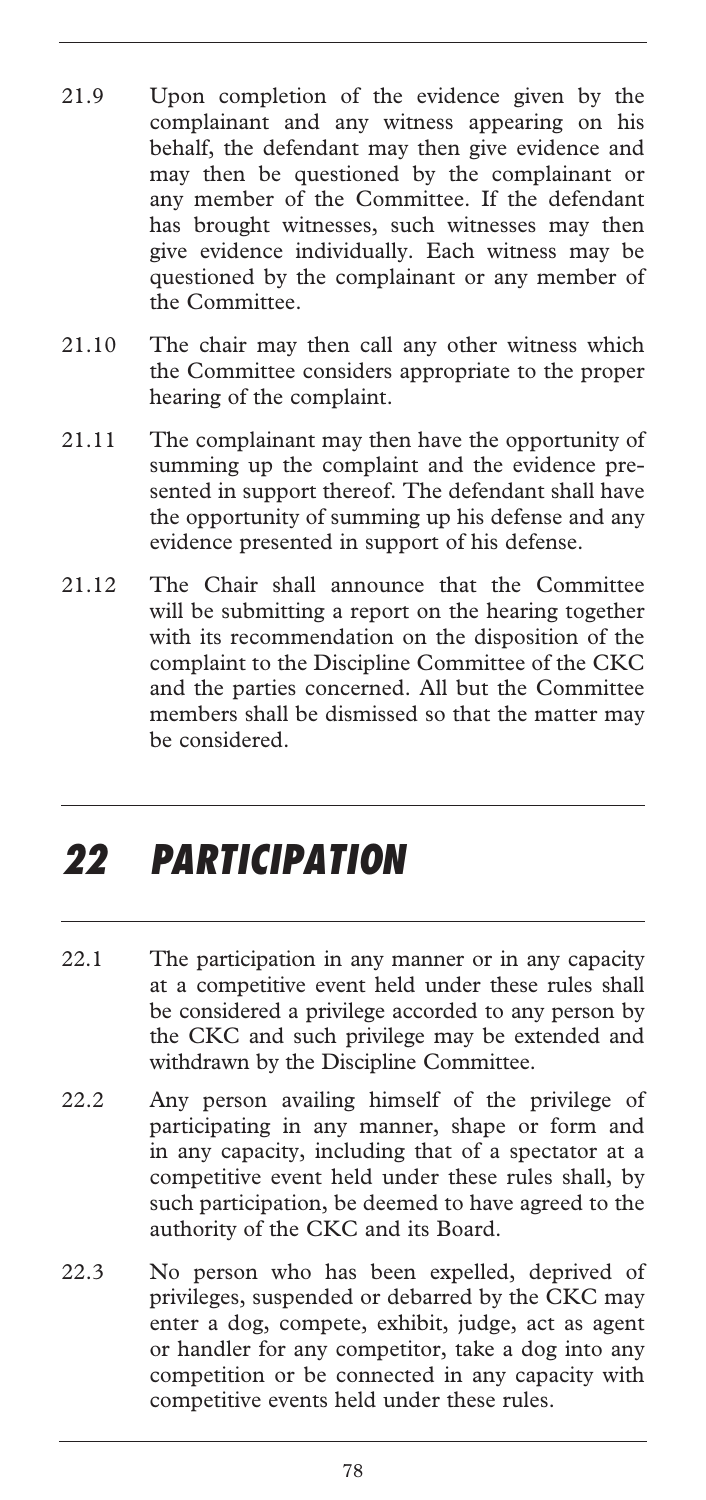21.9 Upon completion of the evidence given by the complainant and any witness appearing on his behalf, the defendant may then give evidence and may then be questioned by the complainant or any member of the Committee. If the defendant has brought witnesses, such witnesses may then give evidence individually. Each witness may be questioned by the complainant or any member of the Committee.

21.10 The chair may then call any other witness which the Committee considers appropriate to the proper hearing of the complaint.

21.11 The complainant may then have the opportunity of summing up the complaint and the evidence presented in support thereof. The defendant shall have the opportunity of summing up his defense and any evidence presented in support of his defense.

21.12 The Chair shall announce that the Committee will be submitting a report on the hearing together with its recommendation on the disposition of the complaint to the Discipline Committee of the CKC and the parties concerned. All but the Committee members shall be dismissed so that the matter may be considered.

# *22 PARTICIPATION*

22.1 The participation in any manner or in any capacity at a competitive event held under these rules shall be considered a privilege accorded to any person by the CKC and such privilege may be extended and withdrawn by the Discipline Committee.

22.2 Any person availing himself of the privilege of participating in any manner, shape or form and in any capacity, including that of a spectator at a competitive event held under these rules shall, by such participation, be deemed to have agreed to the authority of the CKC and its Board.

22.3 No person who has been expelled, deprived of privileges, suspended or debarred by the CKC may enter a dog, compete, exhibit, judge, act as agent or handler for any competitor, take a dog into any competition or be connected in any capacity with competitive events held under these rules.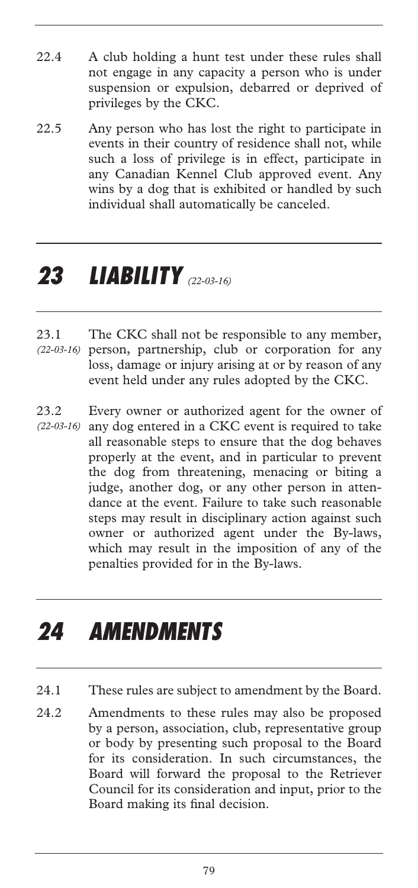22.4 A club holding a hunt test under these rules shall not engage in any capacity a person who is under suspension or expulsion, debarred or deprived of privileges by the CKC.

22.5 Any person who has lost the right to participate in events in their country of residence shall not, while such a loss of privilege is in effect, participate in any Canadian Kennel Club approved event. Any wins by a dog that is exhibited or handled by such individual shall automatically be canceled.

## 23 LIABILITY *(22-03-16)*

23.1 *(22-03-16)* The CKC shall not be responsible to any member, person, partnership, club or corporation for any loss, damage or injury arising at or by reason of any event held under any rules adopted by the CKC.

23.2 *(22-03-16)* Every owner or authorized agent for the owner of any dog entered in a CKC event is required to take all reasonable steps to ensure that the dog behaves properly at the event, and in particular to prevent the dog from threatening, menacing or biting a judge, another dog, or any other person in attendance at the event. Failure to take such reasonable steps may result in disciplinary action against such owner or authorized agent under the By-laws, which may result in the imposition of any of the penalties provided for in the By-laws.

## 24 AMENDMENTS

24.1 These rules are subject to amendment by the Board.

24.2 Amendments to these rules may also be proposed by a person, association, club, representative group or body by presenting such proposal to the Board for its consideration. In such circumstances, the Board will forward the proposal to the Retriever Council for its consideration and input, prior to the Board making its final decision.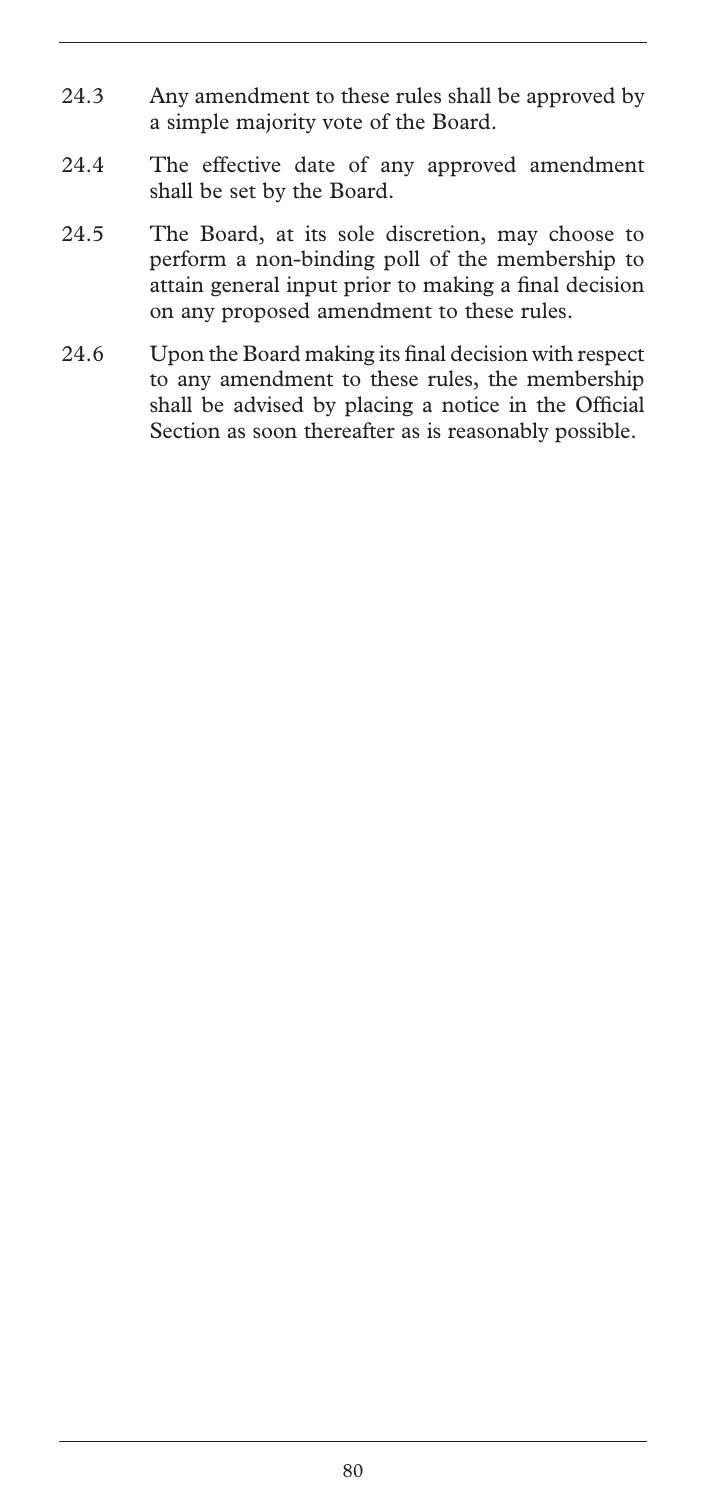24.3 Any amendment to these rules shall be approved by a simple majority vote of the Board.

24.4 The effective date of any approved amendment shall be set by the Board.

24.5 The Board, at its sole discretion, may choose to perform a non-binding poll of the membership to attain general input prior to making a final decision on any proposed amendment to these rules.

24.6 Upon the Board making its final decision with respect to any amendment to these rules, the membership shall be advised by placing a notice in the Official Section as soon thereafter as is reasonably possible.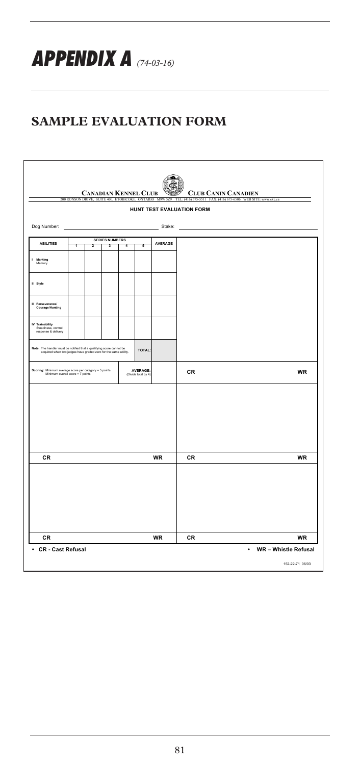# APPENDIX A *(74-03-16)*

## SAMPLE EVALUATION FORM

**CANADIAN KENNEL CLUB** **CLUB CANIN CANADIEN**

200 RONSON DRIVE, SUITE 400, ETOBICOKE, ONTARIO M9W 5Z9 TEL: (416) 675-5511 FAX: (416) 675-6506 WEB SITE: www.ckc.ca

**HUNT TEST EVALUATION FORM**

Dog Number: \_\_\_\_\_\_\_\_\_\_\_\_\_\_\_\_\_\_\_\_ Stake: \_\_\_\_\_\_\_\_\_\_\_\_\_\_\_\_\_\_\_\_

| ABILITIES | SERIES NUMBERS | | | | | AVERAGE |
|---|---|---|---|---|---|---|
| | 1 | 2 | 3 | 4 | 5 | |
| I Marking Memory | | | | | | |
| II Style | | | | | | |
| III Perseverance/ Courage/Hunting | | | | | | |
| IV Trainability Steadiness, control response & delivery | | | | | | |
| Note: The handler must be notified that a qualifying score cannot be acquired when two judges have graded zero for the same ability. | | | | | TOTAL: | |
| Scoring: Minimum average score per category = 5 points; Minimum overall score = 7 points | | | | | AVERAGE: (Divide total by 4) | |

| CR | WR |
|---|---|
| CR | WR |
| CR | WR |
| CR | WR |
| CR | WR |

- **CR - Cast Refusal**
- **WR – Whistle Refusal**

152-22-71 06/03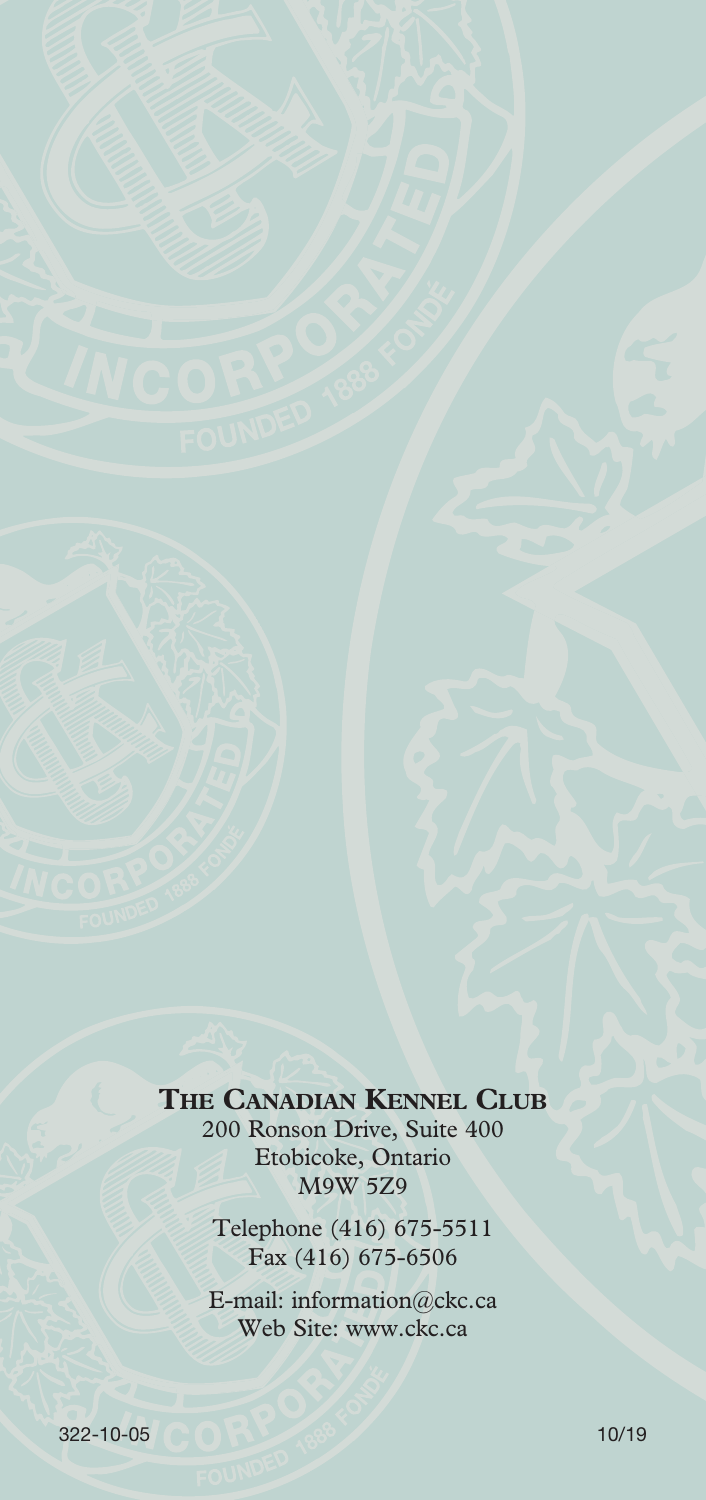**THE CANADIAN KENNEL CLUB**

200 Ronson Drive, Suite 400
Etobicoke, Ontario
M9W 5Z9

Telephone (416) 675-5511
Fax (416) 675-6506

E-mail: information@ckc.ca
Web Site: www.ckc.ca

322-10-05 10/19